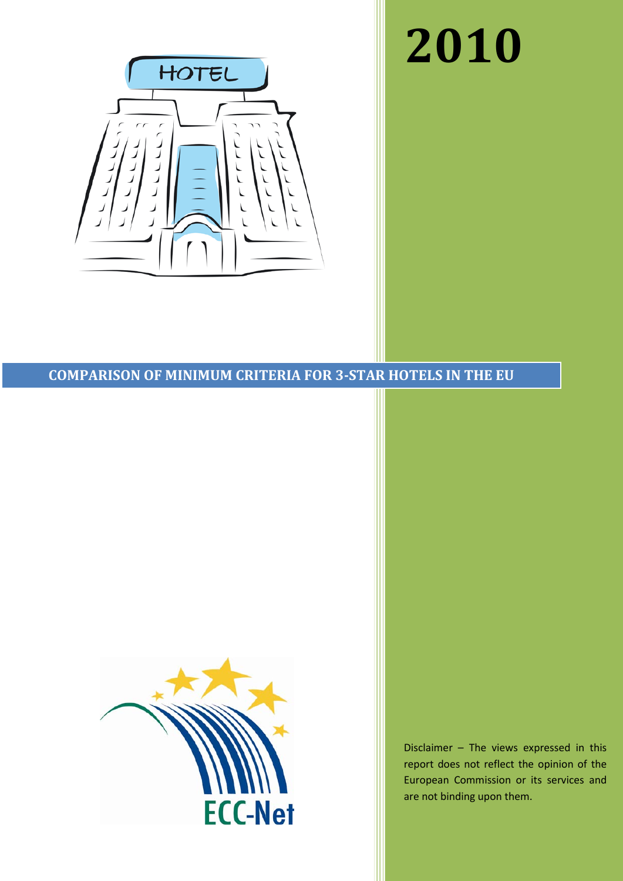# 2010

## COMPARISON OF MINIMUM CRITERIA FOR 3-STAR HOTELS IN THE EU

Disclaimer – The views expressed in this report does not reflect the opinion of the European Commission or its services and are not binding upon them.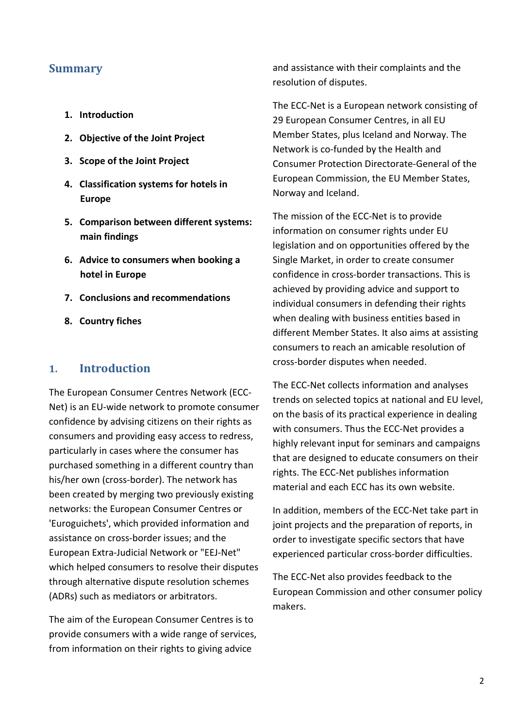## Summary

1. **Introduction**
2. **Objective of the Joint Project**
3. **Scope of the Joint Project**
4. **Classification systems for hotels in Europe**
5. **Comparison between different systems: main findings**
6. **Advice to consumers when booking a hotel in Europe**
7. **Conclusions and recommendations**
8. **Country fiches**

## 1. Introduction

The European Consumer Centres Network (ECC-Net) is an EU-wide network to promote consumer confidence by advising citizens on their rights as consumers and providing easy access to redress, particularly in cases where the consumer has purchased something in a different country than his/her own (cross-border). The network has been created by merging two previously existing networks: the European Consumer Centres or 'Euroguichets', which provided information and assistance on cross-border issues; and the European Extra-Judicial Network or "EEJ-Net" which helped consumers to resolve their disputes through alternative dispute resolution schemes (ADRs) such as mediators or arbitrators.

The aim of the European Consumer Centres is to provide consumers with a wide range of services, from information on their rights to giving advice and assistance with their complaints and the resolution of disputes.

The ECC-Net is a European network consisting of 29 European Consumer Centres, in all EU Member States, plus Iceland and Norway. The Network is co-funded by the Health and Consumer Protection Directorate-General of the European Commission, the EU Member States, Norway and Iceland.

The mission of the ECC-Net is to provide information on consumer rights under EU legislation and on opportunities offered by the Single Market, in order to create consumer confidence in cross-border transactions. This is achieved by providing advice and support to individual consumers in defending their rights when dealing with business entities based in different Member States. It also aims at assisting consumers to reach an amicable resolution of cross-border disputes when needed.

The ECC-Net collects information and analyses trends on selected topics at national and EU level, on the basis of its practical experience in dealing with consumers. Thus the ECC-Net provides a highly relevant input for seminars and campaigns that are designed to educate consumers on their rights. The ECC-Net publishes information material and each ECC has its own website.

In addition, members of the ECC-Net take part in joint projects and the preparation of reports, in order to investigate specific sectors that have experienced particular cross-border difficulties.

The ECC-Net also provides feedback to the European Commission and other consumer policy makers.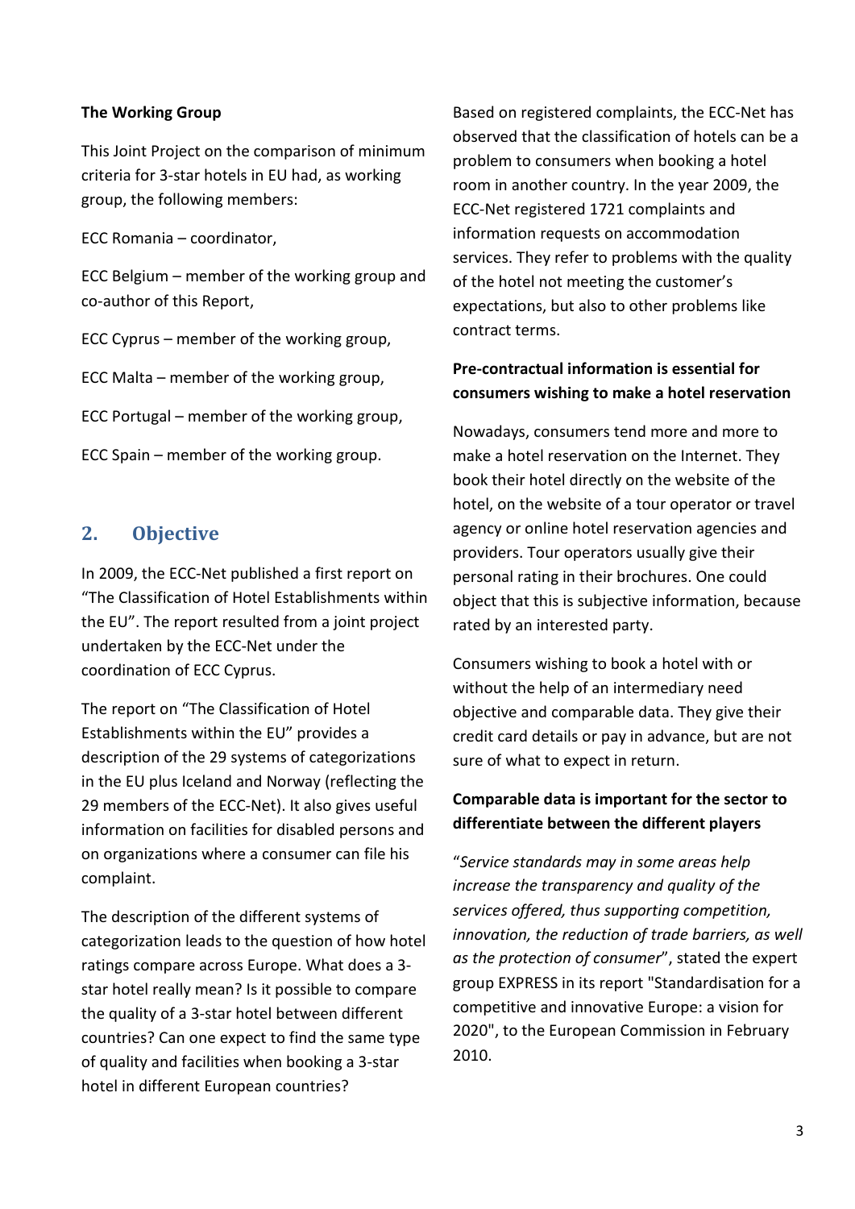**The Working Group**

This Joint Project on the comparison of minimum criteria for 3-star hotels in EU had, as working group, the following members:

ECC Romania – coordinator,

ECC Belgium – member of the working group and co-author of this Report,

ECC Cyprus – member of the working group,

ECC Malta – member of the working group,

ECC Portugal – member of the working group,

ECC Spain – member of the working group.

## 2. Objective

In 2009, the ECC-Net published a first report on "The Classification of Hotel Establishments within the EU". The report resulted from a joint project undertaken by the ECC-Net under the coordination of ECC Cyprus.

The report on "The Classification of Hotel Establishments within the EU" provides a description of the 29 systems of categorizations in the EU plus Iceland and Norway (reflecting the 29 members of the ECC-Net). It also gives useful information on facilities for disabled persons and on organizations where a consumer can file his complaint.

The description of the different systems of categorization leads to the question of how hotel ratings compare across Europe. What does a 3-star hotel really mean? Is it possible to compare the quality of a 3-star hotel between different countries? Can one expect to find the same type of quality and facilities when booking a 3-star hotel in different European countries?

Based on registered complaints, the ECC-Net has observed that the classification of hotels can be a problem to consumers when booking a hotel room in another country. In the year 2009, the ECC-Net registered 1721 complaints and information requests on accommodation services. They refer to problems with the quality of the hotel not meeting the customer's expectations, but also to other problems like contract terms.

**Pre-contractual information is essential for consumers wishing to make a hotel reservation**

Nowadays, consumers tend more and more to make a hotel reservation on the Internet. They book their hotel directly on the website of the hotel, on the website of a tour operator or travel agency or online hotel reservation agencies and providers. Tour operators usually give their personal rating in their brochures. One could object that this is subjective information, because rated by an interested party.

Consumers wishing to book a hotel with or without the help of an intermediary need objective and comparable data. They give their credit card details or pay in advance, but are not sure of what to expect in return.

**Comparable data is important for the sector to differentiate between the different players**

"*Service standards may in some areas help increase the transparency and quality of the services offered, thus supporting competition, innovation, the reduction of trade barriers, as well as the protection of consumer*", stated the expert group EXPRESS in its report "Standardisation for a competitive and innovative Europe: a vision for 2020", to the European Commission in February 2010.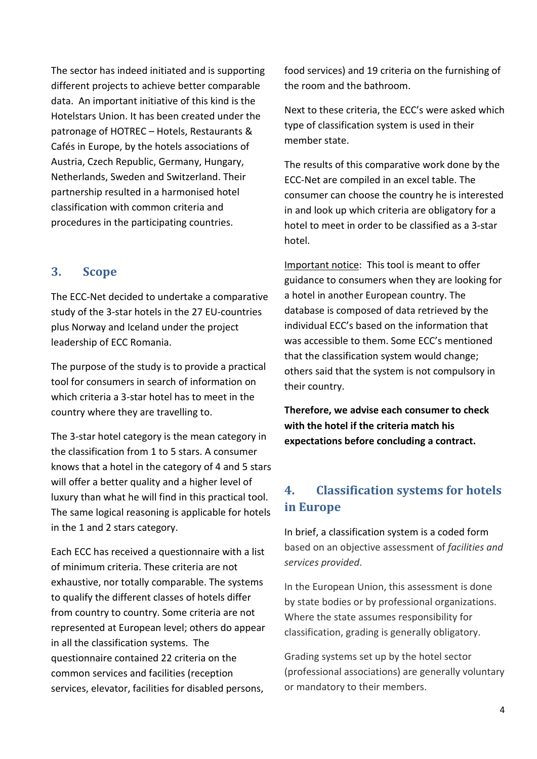The sector has indeed initiated and is supporting different projects to achieve better comparable data. An important initiative of this kind is the Hotelstars Union. It has been created under the patronage of HOTREC – Hotels, Restaurants & Cafés in Europe, by the hotels associations of Austria, Czech Republic, Germany, Hungary, Netherlands, Sweden and Switzerland. Their partnership resulted in a harmonised hotel classification with common criteria and procedures in the participating countries.

## 3. Scope

The ECC-Net decided to undertake a comparative study of the 3-star hotels in the 27 EU-countries plus Norway and Iceland under the project leadership of ECC Romania.

The purpose of the study is to provide a practical tool for consumers in search of information on which criteria a 3-star hotel has to meet in the country where they are travelling to.

The 3-star hotel category is the mean category in the classification from 1 to 5 stars. A consumer knows that a hotel in the category of 4 and 5 stars will offer a better quality and a higher level of luxury than what he will find in this practical tool. The same logical reasoning is applicable for hotels in the 1 and 2 stars category.

Each ECC has received a questionnaire with a list of minimum criteria. These criteria are not exhaustive, nor totally comparable. The systems to qualify the different classes of hotels differ from country to country. Some criteria are not represented at European level; others do appear in all the classification systems. The questionnaire contained 22 criteria on the common services and facilities (reception services, elevator, facilities for disabled persons, food services) and 19 criteria on the furnishing of the room and the bathroom.

Next to these criteria, the ECC's were asked which type of classification system is used in their member state.

The results of this comparative work done by the ECC-Net are compiled in an excel table. The consumer can choose the country he is interested in and look up which criteria are obligatory for a hotel to meet in order to be classified as a 3-star hotel.

<u>Important notice</u>: This tool is meant to offer guidance to consumers when they are looking for a hotel in another European country. The database is composed of data retrieved by the individual ECC's based on the information that was accessible to them. Some ECC's mentioned that the classification system would change; others said that the system is not compulsory in their country.

**Therefore, we advise each consumer to check with the hotel if the criteria match his expectations before concluding a contract.**

## 4. Classification systems for hotels in Europe

In brief, a classification system is a coded form based on an objective assessment of *facilities and services provided*.

In the European Union, this assessment is done by state bodies or by professional organizations. Where the state assumes responsibility for classification, grading is generally obligatory.

Grading systems set up by the hotel sector (professional associations) are generally voluntary or mandatory to their members.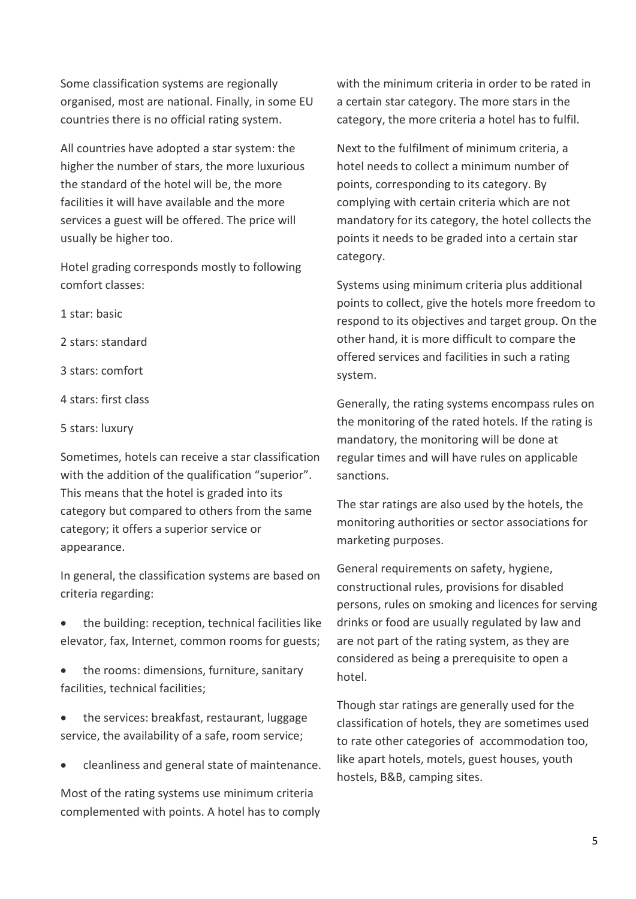Some classification systems are regionally organised, most are national. Finally, in some EU countries there is no official rating system.

All countries have adopted a star system: the higher the number of stars, the more luxurious the standard of the hotel will be, the more facilities it will have available and the more services a guest will be offered. The price will usually be higher too.

Hotel grading corresponds mostly to following comfort classes:

1 star: basic

2 stars: standard

3 stars: comfort

4 stars: first class

5 stars: luxury

Sometimes, hotels can receive a star classification with the addition of the qualification "superior". This means that the hotel is graded into its category but compared to others from the same category; it offers a superior service or appearance.

In general, the classification systems are based on criteria regarding:

- the building: reception, technical facilities like elevator, fax, Internet, common rooms for guests;
- the rooms: dimensions, furniture, sanitary facilities, technical facilities;
- the services: breakfast, restaurant, luggage service, the availability of a safe, room service;
- cleanliness and general state of maintenance.

Most of the rating systems use minimum criteria complemented with points. A hotel has to comply with the minimum criteria in order to be rated in a certain star category. The more stars in the category, the more criteria a hotel has to fulfil.

Next to the fulfilment of minimum criteria, a hotel needs to collect a minimum number of points, corresponding to its category. By complying with certain criteria which are not mandatory for its category, the hotel collects the points it needs to be graded into a certain star category.

Systems using minimum criteria plus additional points to collect, give the hotels more freedom to respond to its objectives and target group. On the other hand, it is more difficult to compare the offered services and facilities in such a rating system.

Generally, the rating systems encompass rules on the monitoring of the rated hotels. If the rating is mandatory, the monitoring will be done at regular times and will have rules on applicable sanctions.

The star ratings are also used by the hotels, the monitoring authorities or sector associations for marketing purposes.

General requirements on safety, hygiene, constructional rules, provisions for disabled persons, rules on smoking and licences for serving drinks or food are usually regulated by law and are not part of the rating system, as they are considered as being a prerequisite to open a hotel.

Though star ratings are generally used for the classification of hotels, they are sometimes used to rate other categories of accommodation too, like apart hotels, motels, guest houses, youth hostels, B&B, camping sites.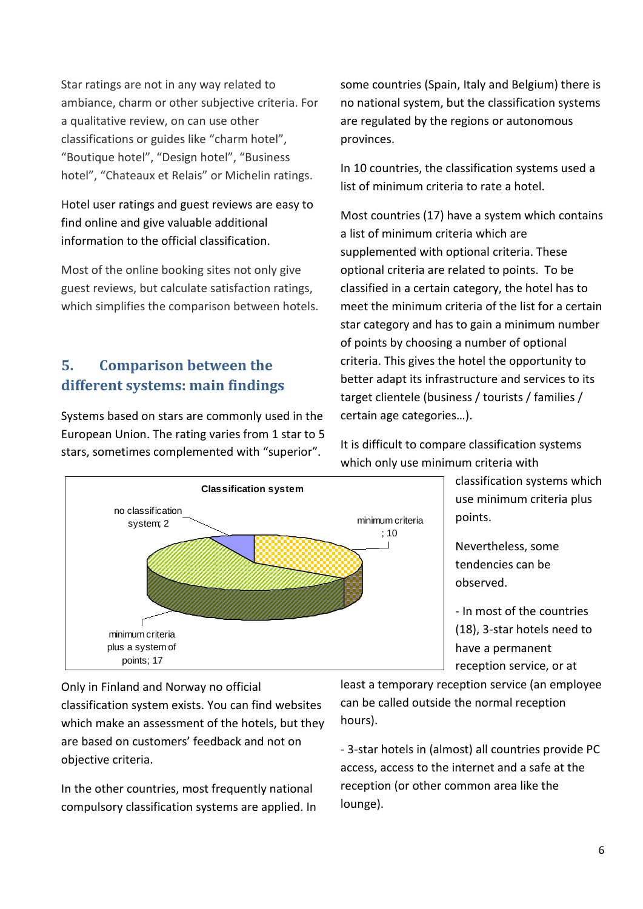Star ratings are not in any way related to ambiance, charm or other subjective criteria. For a qualitative review, on can use other classifications or guides like "charm hotel", "Boutique hotel", "Design hotel", "Business hotel", "Chateaux et Relais" or Michelin ratings.

Hotel user ratings and guest reviews are easy to find online and give valuable additional information to the official classification.

Most of the online booking sites not only give guest reviews, but calculate satisfaction ratings, which simplifies the comparison between hotels.

## 5. Comparison between the different systems: main findings

Systems based on stars are commonly used in the European Union. The rating varies from 1 star to 5 stars, sometimes complemented with "superior".

**Classification system**

no classification system; 2

minimum criteria ; 10

minimum criteria plus a system of points; 17

Only in Finland and Norway no official classification system exists. You can find websites which make an assessment of the hotels, but they are based on customers' feedback and not on objective criteria.

In the other countries, most frequently national compulsory classification systems are applied. In some countries (Spain, Italy and Belgium) there is no national system, but the classification systems are regulated by the regions or autonomous provinces.

In 10 countries, the classification systems used a list of minimum criteria to rate a hotel.

Most countries (17) have a system which contains a list of minimum criteria which are supplemented with optional criteria. These optional criteria are related to points. To be classified in a certain category, the hotel has to meet the minimum criteria of the list for a certain star category and has to gain a minimum number of points by choosing a number of optional criteria. This gives the hotel the opportunity to better adapt its infrastructure and services to its target clientele (business / tourists / families / certain age categories…).

It is difficult to compare classification systems which only use minimum criteria with classification systems which use minimum criteria plus points.

Nevertheless, some tendencies can be observed.

- In most of the countries (18), 3-star hotels need to have a permanent reception service, or at least a temporary reception service (an employee can be called outside the normal reception hours).

- 3-star hotels in (almost) all countries provide PC access, access to the internet and a safe at the reception (or other common area like the lounge).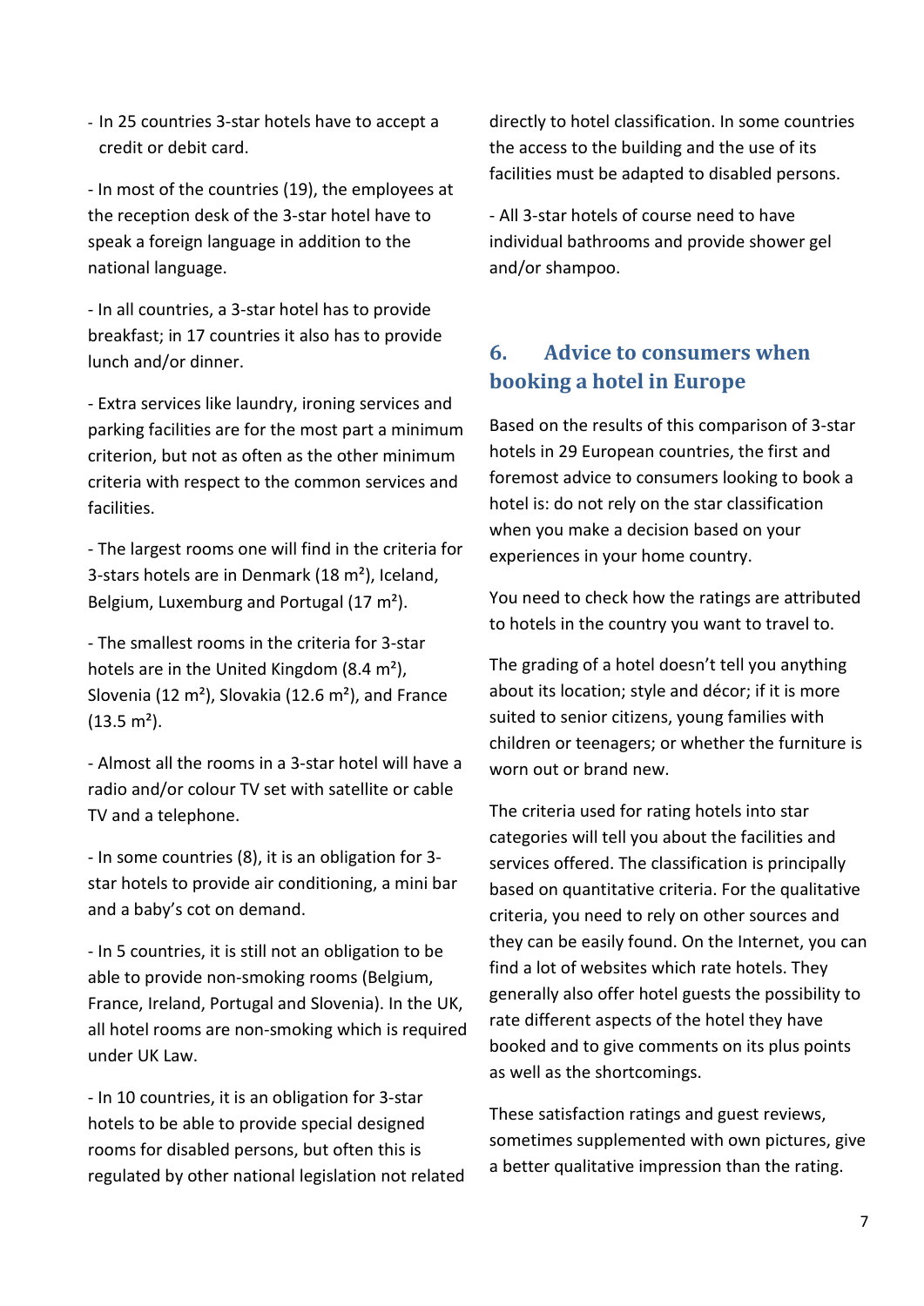- In 25 countries 3-star hotels have to accept a credit or debit card.

- In most of the countries (19), the employees at the reception desk of the 3-star hotel have to speak a foreign language in addition to the national language.

- In all countries, a 3-star hotel has to provide breakfast; in 17 countries it also has to provide lunch and/or dinner.

- Extra services like laundry, ironing services and parking facilities are for the most part a minimum criterion, but not as often as the other minimum criteria with respect to the common services and facilities.

- The largest rooms one will find in the criteria for 3-stars hotels are in Denmark (18 m²), Iceland, Belgium, Luxemburg and Portugal (17 m²).

- The smallest rooms in the criteria for 3-star hotels are in the United Kingdom (8.4 m²), Slovenia (12 m²), Slovakia (12.6 m²), and France (13.5 m²).

- Almost all the rooms in a 3-star hotel will have a radio and/or colour TV set with satellite or cable TV and a telephone.

- In some countries (8), it is an obligation for 3-star hotels to provide air conditioning, a mini bar and a baby's cot on demand.

- In 5 countries, it is still not an obligation to be able to provide non-smoking rooms (Belgium, France, Ireland, Portugal and Slovenia). In the UK, all hotel rooms are non-smoking which is required under UK Law.

- In 10 countries, it is an obligation for 3-star hotels to be able to provide special designed rooms for disabled persons, but often this is regulated by other national legislation not related directly to hotel classification. In some countries the access to the building and the use of its facilities must be adapted to disabled persons.

- All 3-star hotels of course need to have individual bathrooms and provide shower gel and/or shampoo.

## 6. Advice to consumers when booking a hotel in Europe

Based on the results of this comparison of 3-star hotels in 29 European countries, the first and foremost advice to consumers looking to book a hotel is: do not rely on the star classification when you make a decision based on your experiences in your home country.

You need to check how the ratings are attributed to hotels in the country you want to travel to.

The grading of a hotel doesn't tell you anything about its location; style and décor; if it is more suited to senior citizens, young families with children or teenagers; or whether the furniture is worn out or brand new.

The criteria used for rating hotels into star categories will tell you about the facilities and services offered. The classification is principally based on quantitative criteria. For the qualitative criteria, you need to rely on other sources and they can be easily found. On the Internet, you can find a lot of websites which rate hotels. They generally also offer hotel guests the possibility to rate different aspects of the hotel they have booked and to give comments on its plus points as well as the shortcomings.

These satisfaction ratings and guest reviews, sometimes supplemented with own pictures, give a better qualitative impression than the rating.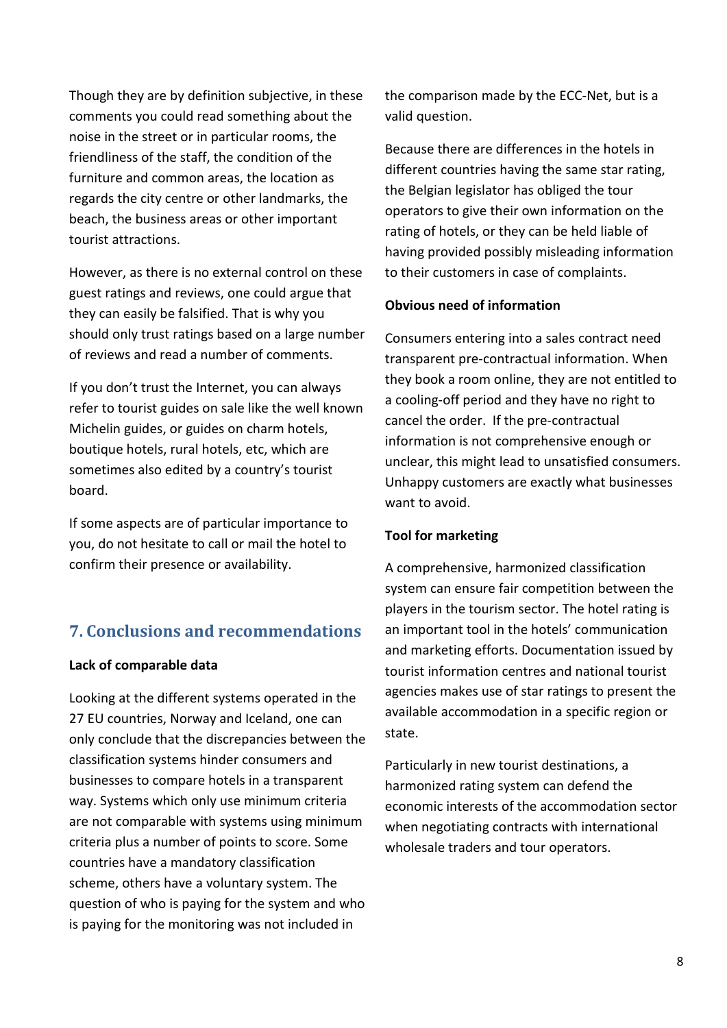Though they are by definition subjective, in these comments you could read something about the noise in the street or in particular rooms, the friendliness of the staff, the condition of the furniture and common areas, the location as regards the city centre or other landmarks, the beach, the business areas or other important tourist attractions.

However, as there is no external control on these guest ratings and reviews, one could argue that they can easily be falsified. That is why you should only trust ratings based on a large number of reviews and read a number of comments.

If you don't trust the Internet, you can always refer to tourist guides on sale like the well known Michelin guides, or guides on charm hotels, boutique hotels, rural hotels, etc, which are sometimes also edited by a country's tourist board.

If some aspects are of particular importance to you, do not hesitate to call or mail the hotel to confirm their presence or availability.

## 7. Conclusions and recommendations

**Lack of comparable data**

Looking at the different systems operated in the 27 EU countries, Norway and Iceland, one can only conclude that the discrepancies between the classification systems hinder consumers and businesses to compare hotels in a transparent way. Systems which only use minimum criteria are not comparable with systems using minimum criteria plus a number of points to score. Some countries have a mandatory classification scheme, others have a voluntary system. The question of who is paying for the system and who is paying for the monitoring was not included in the comparison made by the ECC-Net, but is a valid question.

Because there are differences in the hotels in different countries having the same star rating, the Belgian legislator has obliged the tour operators to give their own information on the rating of hotels, or they can be held liable of having provided possibly misleading information to their customers in case of complaints.

**Obvious need of information**

Consumers entering into a sales contract need transparent pre-contractual information. When they book a room online, they are not entitled to a cooling-off period and they have no right to cancel the order. If the pre-contractual information is not comprehensive enough or unclear, this might lead to unsatisfied consumers. Unhappy customers are exactly what businesses want to avoid.

**Tool for marketing**

A comprehensive, harmonized classification system can ensure fair competition between the players in the tourism sector. The hotel rating is an important tool in the hotels' communication and marketing efforts. Documentation issued by tourist information centres and national tourist agencies makes use of star ratings to present the available accommodation in a specific region or state.

Particularly in new tourist destinations, a harmonized rating system can defend the economic interests of the accommodation sector when negotiating contracts with international wholesale traders and tour operators.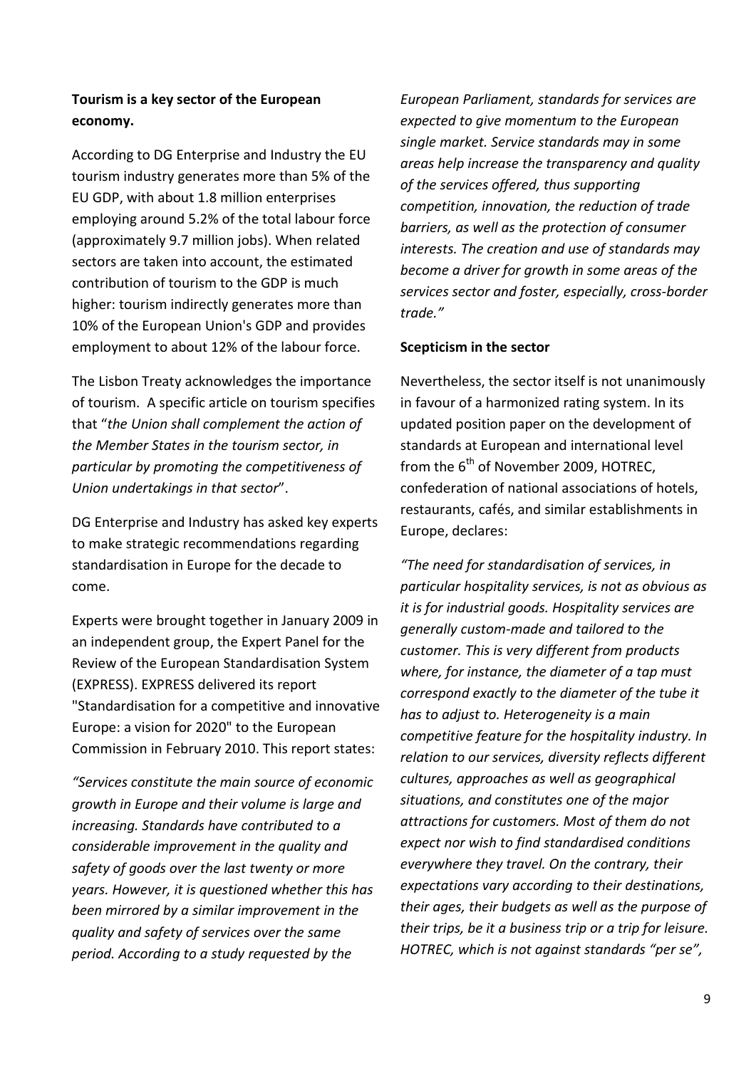**Tourism is a key sector of the European economy.**

According to DG Enterprise and Industry the EU tourism industry generates more than 5% of the EU GDP, with about 1.8 million enterprises employing around 5.2% of the total labour force (approximately 9.7 million jobs). When related sectors are taken into account, the estimated contribution of tourism to the GDP is much higher: tourism indirectly generates more than 10% of the European Union's GDP and provides employment to about 12% of the labour force.

The Lisbon Treaty acknowledges the importance of tourism. A specific article on tourism specifies that "*the Union shall complement the action of the Member States in the tourism sector, in particular by promoting the competitiveness of Union undertakings in that sector*".

DG Enterprise and Industry has asked key experts to make strategic recommendations regarding standardisation in Europe for the decade to come.

Experts were brought together in January 2009 in an independent group, the Expert Panel for the Review of the European Standardisation System (EXPRESS). EXPRESS delivered its report "Standardisation for a competitive and innovative Europe: a vision for 2020" to the European Commission in February 2010. This report states:

*"Services constitute the main source of economic growth in Europe and their volume is large and increasing. Standards have contributed to a considerable improvement in the quality and safety of goods over the last twenty or more years. However, it is questioned whether this has been mirrored by a similar improvement in the quality and safety of services over the same period. According to a study requested by the European Parliament, standards for services are expected to give momentum to the European single market. Service standards may in some areas help increase the transparency and quality of the services offered, thus supporting competition, innovation, the reduction of trade barriers, as well as the protection of consumer interests. The creation and use of standards may become a driver for growth in some areas of the services sector and foster, especially, cross-border trade."*

**Scepticism in the sector**

Nevertheless, the sector itself is not unanimously in favour of a harmonized rating system. In its updated position paper on the development of standards at European and international level from the 6th of November 2009, HOTREC, confederation of national associations of hotels, restaurants, cafés, and similar establishments in Europe, declares:

*"The need for standardisation of services, in particular hospitality services, is not as obvious as it is for industrial goods. Hospitality services are generally custom-made and tailored to the customer. This is very different from products where, for instance, the diameter of a tap must correspond exactly to the diameter of the tube it has to adjust to. Heterogeneity is a main competitive feature for the hospitality industry. In relation to our services, diversity reflects different cultures, approaches as well as geographical situations, and constitutes one of the major attractions for customers. Most of them do not expect nor wish to find standardised conditions everywhere they travel. On the contrary, their expectations vary according to their destinations, their ages, their budgets as well as the purpose of their trips, be it a business trip or a trip for leisure. HOTREC, which is not against standards "per se",*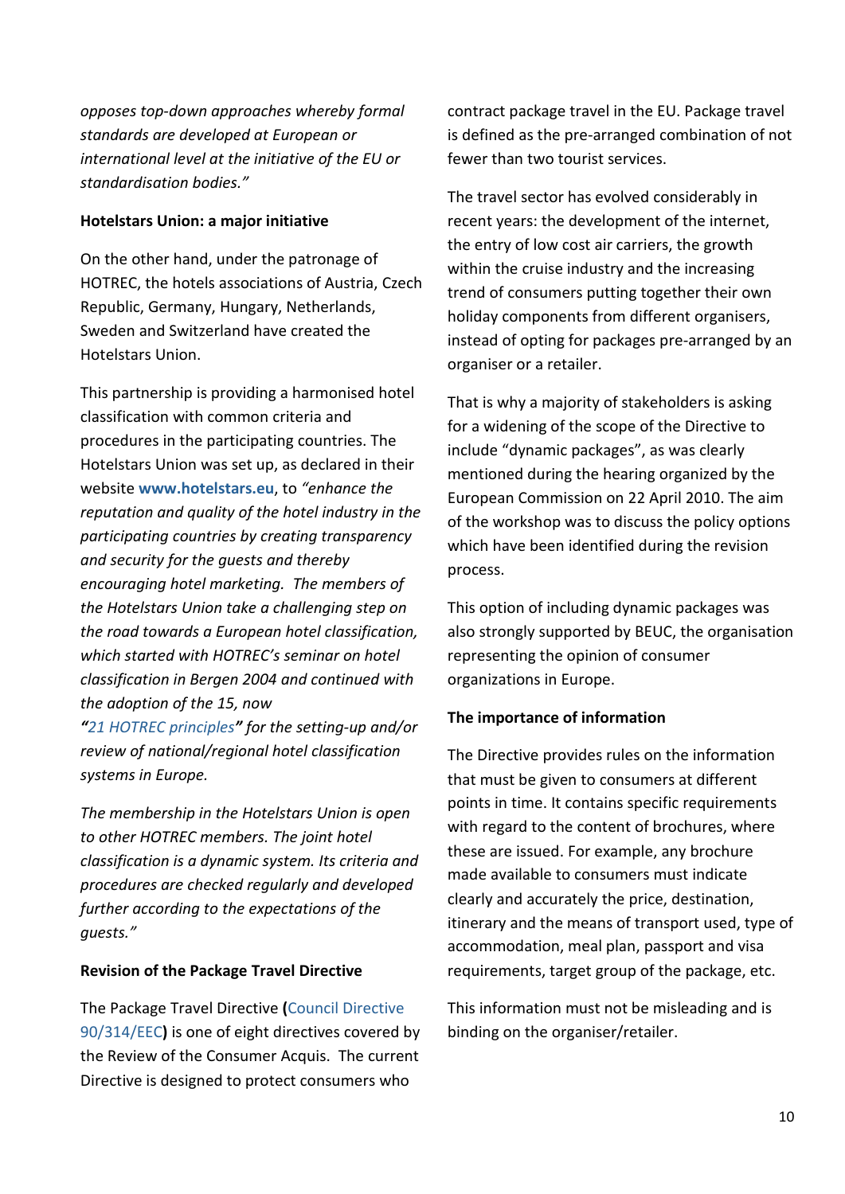*opposes top-down approaches whereby formal standards are developed at European or international level at the initiative of the EU or standardisation bodies."*

**Hotelstars Union: a major initiative**

On the other hand, under the patronage of HOTREC, the hotels associations of Austria, Czech Republic, Germany, Hungary, Netherlands, Sweden and Switzerland have created the Hotelstars Union.

This partnership is providing a harmonised hotel classification with common criteria and procedures in the participating countries. The Hotelstars Union was set up, as declared in their website **www.hotelstars.eu**, to *"enhance the reputation and quality of the hotel industry in the participating countries by creating transparency and security for the guests and thereby encouraging hotel marketing. The members of the Hotelstars Union take a challenging step on the road towards a European hotel classification, which started with HOTREC's seminar on hotel classification in Bergen 2004 and continued with the adoption of the 15, now* ***"****21 HOTREC principles****"*** *for the setting-up and/or review of national/regional hotel classification systems in Europe.*

*The membership in the Hotelstars Union is open to other HOTREC members. The joint hotel classification is a dynamic system. Its criteria and procedures are checked regularly and developed further according to the expectations of the guests."*

**Revision of the Package Travel Directive**

The Package Travel Directive **(**Council Directive 90/314/EEC**)** is one of eight directives covered by the Review of the Consumer Acquis. The current Directive is designed to protect consumers who contract package travel in the EU. Package travel is defined as the pre-arranged combination of not fewer than two tourist services.

The travel sector has evolved considerably in recent years: the development of the internet, the entry of low cost air carriers, the growth within the cruise industry and the increasing trend of consumers putting together their own holiday components from different organisers, instead of opting for packages pre-arranged by an organiser or a retailer.

That is why a majority of stakeholders is asking for a widening of the scope of the Directive to include "dynamic packages", as was clearly mentioned during the hearing organized by the European Commission on 22 April 2010. The aim of the workshop was to discuss the policy options which have been identified during the revision process.

This option of including dynamic packages was also strongly supported by BEUC, the organisation representing the opinion of consumer organizations in Europe.

**The importance of information**

The Directive provides rules on the information that must be given to consumers at different points in time. It contains specific requirements with regard to the content of brochures, where these are issued. For example, any brochure made available to consumers must indicate clearly and accurately the price, destination, itinerary and the means of transport used, type of accommodation, meal plan, passport and visa requirements, target group of the package, etc.

This information must not be misleading and is binding on the organiser/retailer.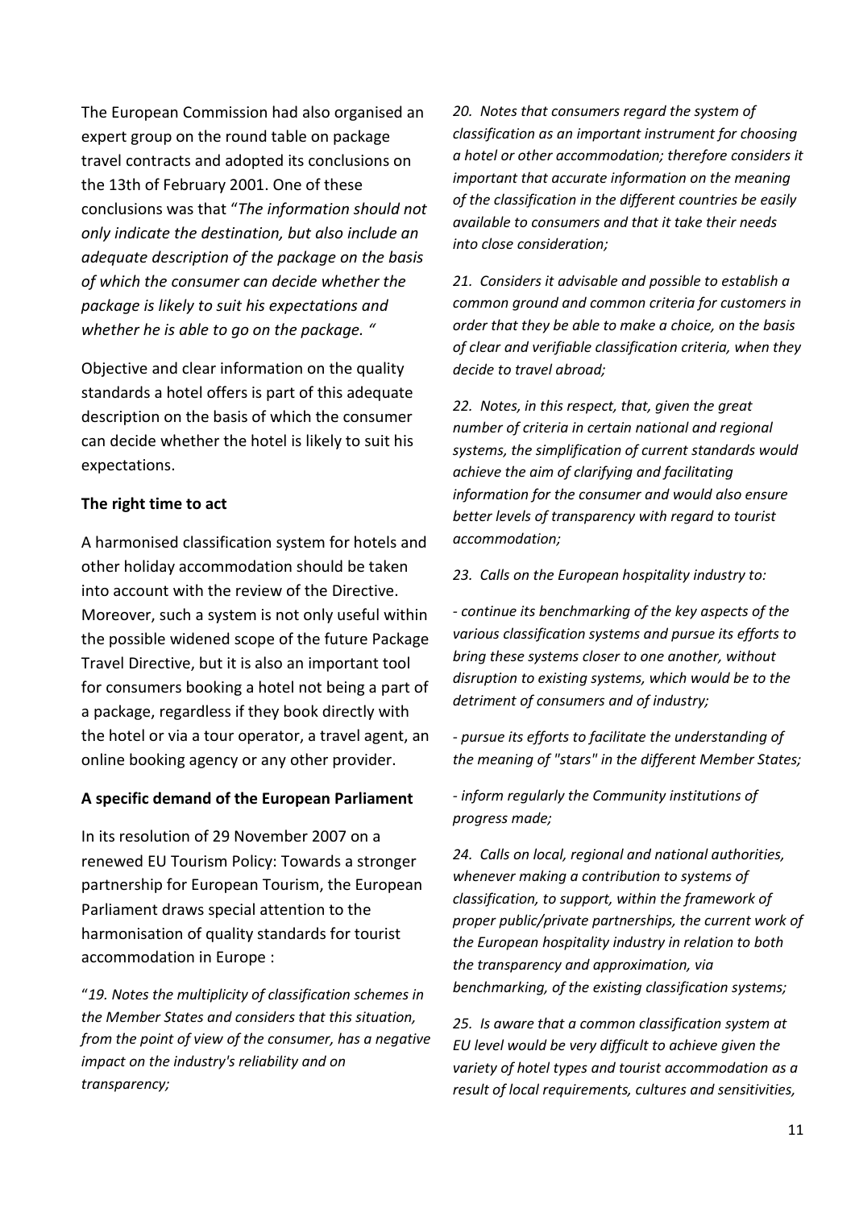The European Commission had also organised an expert group on the round table on package travel contracts and adopted its conclusions on the 13th of February 2001. One of these conclusions was that "*The information should not only indicate the destination, but also include an adequate description of the package on the basis of which the consumer can decide whether the package is likely to suit his expectations and whether he is able to go on the package. "*

Objective and clear information on the quality standards a hotel offers is part of this adequate description on the basis of which the consumer can decide whether the hotel is likely to suit his expectations.

**The right time to act**

A harmonised classification system for hotels and other holiday accommodation should be taken into account with the review of the Directive. Moreover, such a system is not only useful within the possible widened scope of the future Package Travel Directive, but it is also an important tool for consumers booking a hotel not being a part of a package, regardless if they book directly with the hotel or via a tour operator, a travel agent, an online booking agency or any other provider.

**A specific demand of the European Parliament**

In its resolution of 29 November 2007 on a renewed EU Tourism Policy: Towards a stronger partnership for European Tourism, the European Parliament draws special attention to the harmonisation of quality standards for tourist accommodation in Europe :

"*19. Notes the multiplicity of classification schemes in the Member States and considers that this situation, from the point of view of the consumer, has a negative impact on the industry's reliability and on transparency;*

*20. Notes that consumers regard the system of classification as an important instrument for choosing a hotel or other accommodation; therefore considers it important that accurate information on the meaning of the classification in the different countries be easily available to consumers and that it take their needs into close consideration;*

*21. Considers it advisable and possible to establish a common ground and common criteria for customers in order that they be able to make a choice, on the basis of clear and verifiable classification criteria, when they decide to travel abroad;*

*22. Notes, in this respect, that, given the great number of criteria in certain national and regional systems, the simplification of current standards would achieve the aim of clarifying and facilitating information for the consumer and would also ensure better levels of transparency with regard to tourist accommodation;*

*23. Calls on the European hospitality industry to:*

*- continue its benchmarking of the key aspects of the various classification systems and pursue its efforts to bring these systems closer to one another, without disruption to existing systems, which would be to the detriment of consumers and of industry;*

*- pursue its efforts to facilitate the understanding of the meaning of "stars" in the different Member States;*

*- inform regularly the Community institutions of progress made;*

*24. Calls on local, regional and national authorities, whenever making a contribution to systems of classification, to support, within the framework of proper public/private partnerships, the current work of the European hospitality industry in relation to both the transparency and approximation, via benchmarking, of the existing classification systems;*

*25. Is aware that a common classification system at EU level would be very difficult to achieve given the variety of hotel types and tourist accommodation as a result of local requirements, cultures and sensitivities,*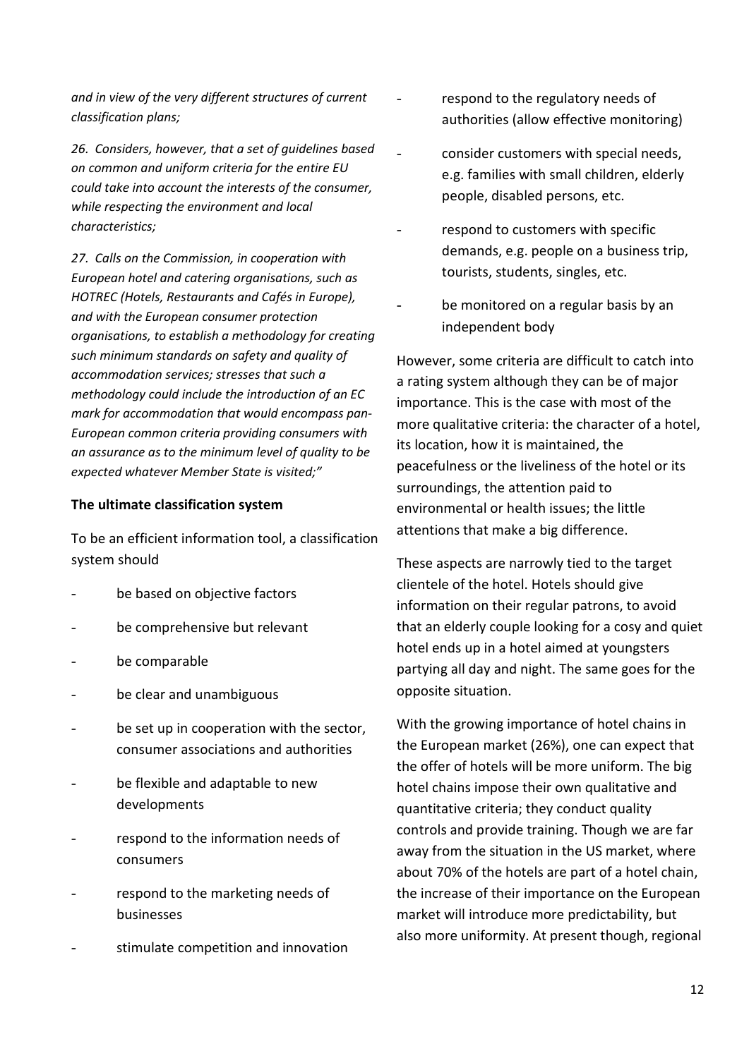*and in view of the very different structures of current classification plans;*

*26. Considers, however, that a set of guidelines based on common and uniform criteria for the entire EU could take into account the interests of the consumer, while respecting the environment and local characteristics;*

*27. Calls on the Commission, in cooperation with European hotel and catering organisations, such as HOTREC (Hotels, Restaurants and Cafés in Europe), and with the European consumer protection organisations, to establish a methodology for creating such minimum standards on safety and quality of accommodation services; stresses that such a methodology could include the introduction of an EC mark for accommodation that would encompass pan-European common criteria providing consumers with an assurance as to the minimum level of quality to be expected whatever Member State is visited;"*

**The ultimate classification system**

To be an efficient information tool, a classification system should

- be based on objective factors
- be comprehensive but relevant
- be comparable
- be clear and unambiguous
- be set up in cooperation with the sector, consumer associations and authorities
- be flexible and adaptable to new developments
- respond to the information needs of consumers
- respond to the marketing needs of businesses
- stimulate competition and innovation
- respond to the regulatory needs of authorities (allow effective monitoring)
- consider customers with special needs, e.g. families with small children, elderly people, disabled persons, etc.
- respond to customers with specific demands, e.g. people on a business trip, tourists, students, singles, etc.
- be monitored on a regular basis by an independent body

However, some criteria are difficult to catch into a rating system although they can be of major importance. This is the case with most of the more qualitative criteria: the character of a hotel, its location, how it is maintained, the peacefulness or the liveliness of the hotel or its surroundings, the attention paid to environmental or health issues; the little attentions that make a big difference.

These aspects are narrowly tied to the target clientele of the hotel. Hotels should give information on their regular patrons, to avoid that an elderly couple looking for a cosy and quiet hotel ends up in a hotel aimed at youngsters partying all day and night. The same goes for the opposite situation.

With the growing importance of hotel chains in the European market (26%), one can expect that the offer of hotels will be more uniform. The big hotel chains impose their own qualitative and quantitative criteria; they conduct quality controls and provide training. Though we are far away from the situation in the US market, where about 70% of the hotels are part of a hotel chain, the increase of their importance on the European market will introduce more predictability, but also more uniformity. At present though, regional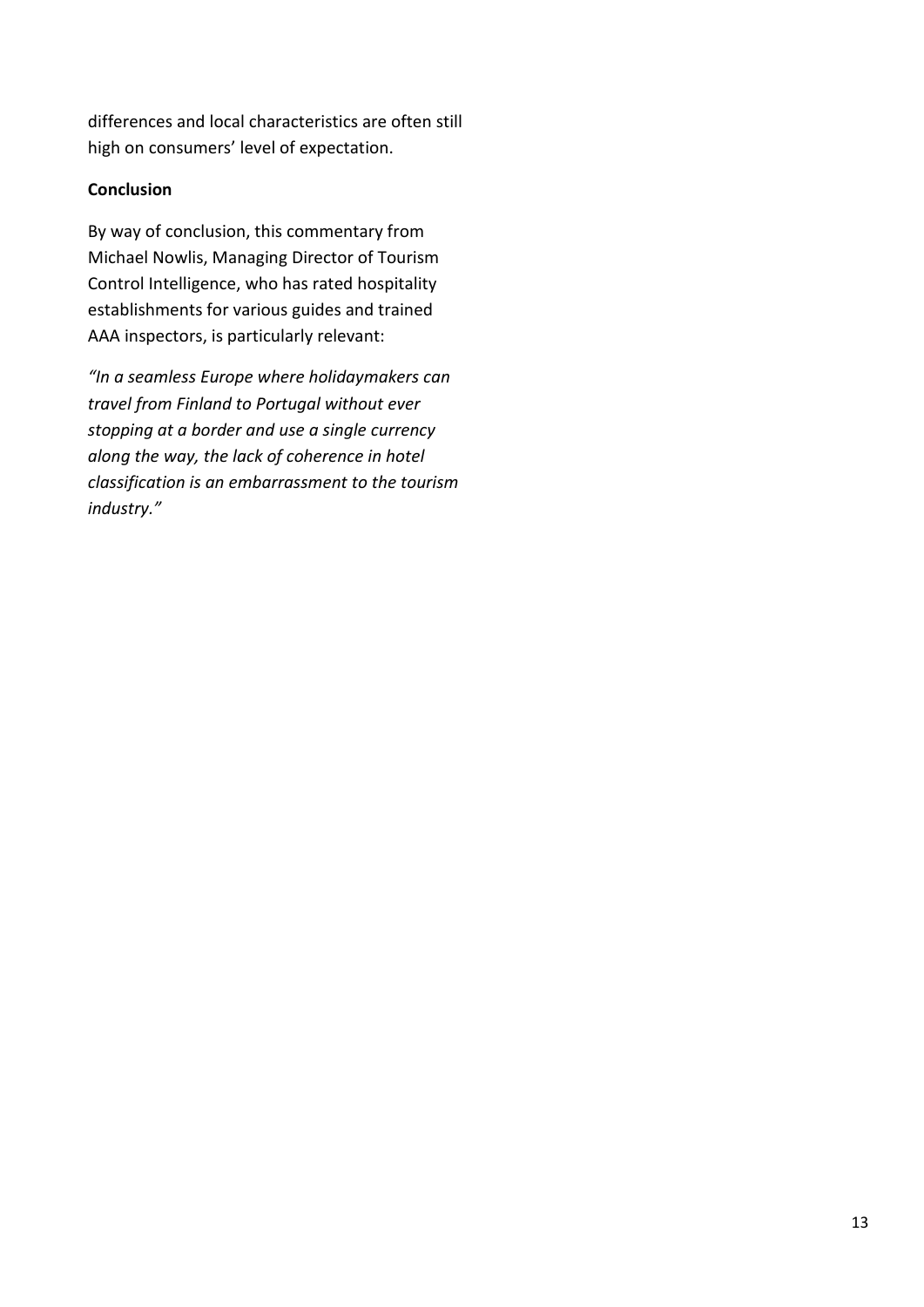differences and local characteristics are often still high on consumers' level of expectation.

**Conclusion**

By way of conclusion, this commentary from Michael Nowlis, Managing Director of Tourism Control Intelligence, who has rated hospitality establishments for various guides and trained AAA inspectors, is particularly relevant:

*"In a seamless Europe where holidaymakers can travel from Finland to Portugal without ever stopping at a border and use a single currency along the way, the lack of coherence in hotel classification is an embarrassment to the tourism industry."*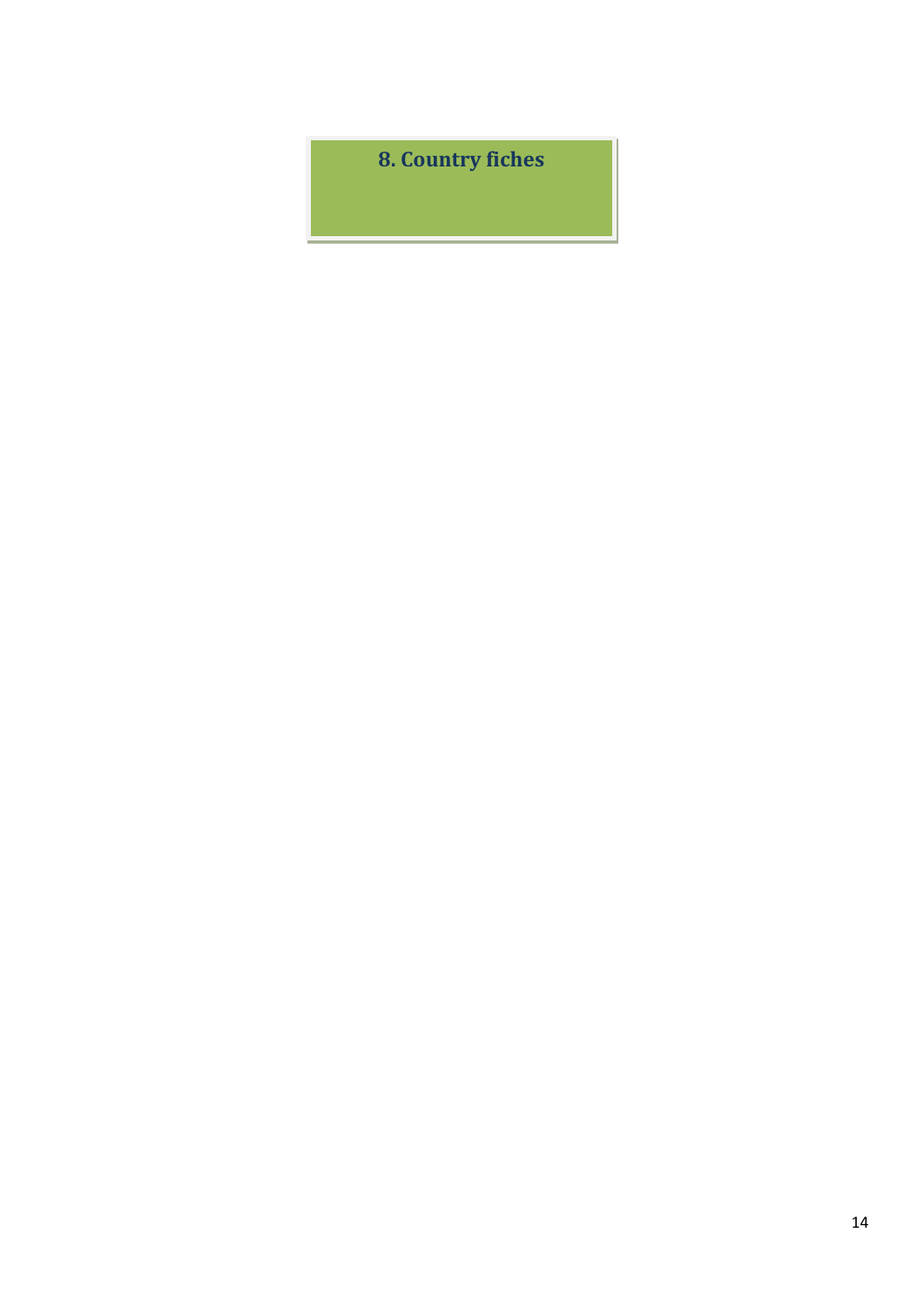# 8. Country fiches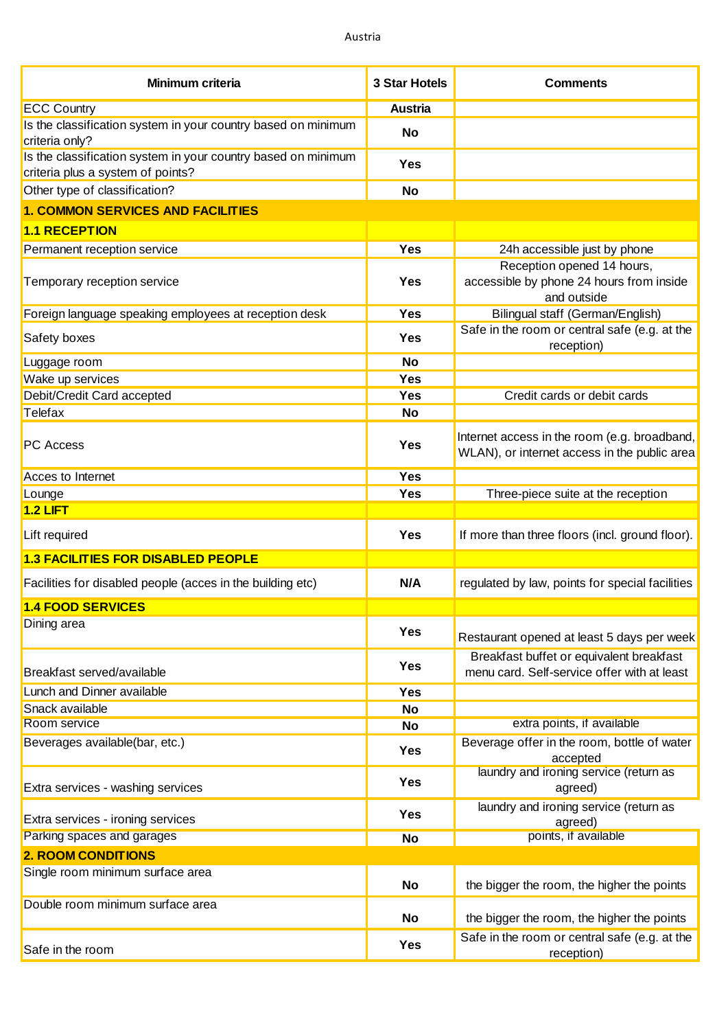Austria

| Minimum criteria | 3 Star Hotels | Comments |
| --- | --- | --- |
| ECC Country | **Austria** | |
| Is the classification system in your country based on minimum criteria only? | **No** | |
| Is the classification system in your country based on minimum criteria plus a system of points? | **Yes** | |
| Other type of classification? | **No** | |
| **1. COMMON SERVICES AND FACILITIES** | | |
| **1.1 RECEPTION** | | |
| Permanent reception service | **Yes** | 24h accessible just by phone |
| Temporary reception service | **Yes** | Reception opened 14 hours, accessible by phone 24 hours from inside and outside |
| Foreign language speaking employees at reception desk | **Yes** | Bilingual staff (German/English) |
| Safety boxes | **Yes** | Safe in the room or central safe (e.g. at the reception) |
| Luggage room | **No** | |
| Wake up services | **Yes** | |
| Debit/Credit Card accepted | **Yes** | Credit cards or debit cards |
| Telefax | **No** | |
| PC Access | **Yes** | Internet access in the room (e.g. broadband, WLAN), or internet access in the public area |
| Acces to Internet | **Yes** | |
| Lounge | **Yes** | Three-piece suite at the reception |
| **1.2 LIFT** | | |
| Lift required | **Yes** | If more than three floors (incl. ground floor). |
| **1.3 FACILITIES FOR DISABLED PEOPLE** | | |
| Facilities for disabled people (acces in the building etc) | **N/A** | regulated by law, points for special facilities |
| **1.4 FOOD SERVICES** | | |
| Dining area | **Yes** | Restaurant opened at least 5 days per week |
| Breakfast served/available | **Yes** | Breakfast buffet or equivalent breakfast menu card. Self-service offer with at least |
| Lunch and Dinner available | **Yes** | |
| Snack available | **No** | |
| Room service | **No** | extra points, if available |
| Beverages available(bar, etc.) | **Yes** | Beverage offer in the room, bottle of water accepted |
| Extra services - washing services | **Yes** | laundry and ironing service (return as agreed) |
| Extra services - ironing services | **Yes** | laundry and ironing service (return as agreed) |
| Parking spaces and garages | **No** | points, if available |
| **2. ROOM CONDITIONS** | | |
| Single room minimum surface area | **No** | the bigger the room, the higher the points |
| Double room minimum surface area | **No** | the bigger the room, the higher the points |
| Safe in the room | **Yes** | Safe in the room or central safe (e.g. at the reception) |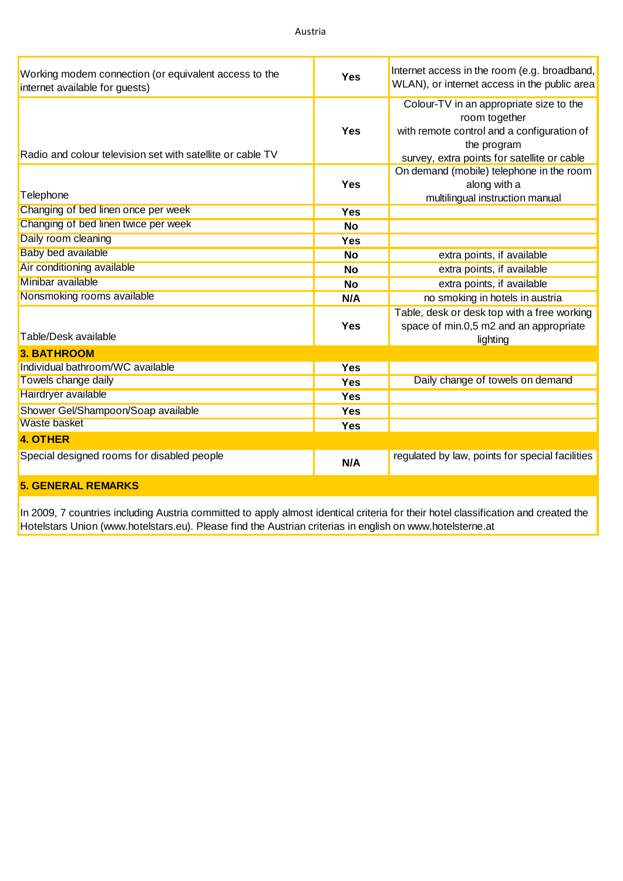| | | |
|---|---|---|
| Working modem connection (or equivalent access to the internet available for guests) | **Yes** | Internet access in the room (e.g. broadband, WLAN), or internet access in the public area |
| Radio and colour television set with satellite or cable TV | **Yes** | Colour-TV in an appropriate size to the room together with remote control and a configuration of the program survey, extra points for satellite or cable |
| Telephone | **Yes** | On demand (mobile) telephone in the room along with a multilingual instruction manual |
| Changing of bed linen once per week | **Yes** | |
| Changing of bed linen twice per week | **No** | |
| Daily room cleaning | **Yes** | |
| Baby bed available | **No** | extra points, if available |
| Air conditioning available | **No** | extra points, if available |
| Minibar available | **No** | extra points, if available |
| Nonsmoking rooms available | **N/A** | no smoking in hotels in austria |
| Table/Desk available | **Yes** | Table, desk or desk top with a free working space of min.0,5 m2 and an appropriate lighting |
| **3. BATHROOM** | | |
| Individual bathroom/WC available | **Yes** | |
| Towels change daily | **Yes** | Daily change of towels on demand |
| Hairdryer available | **Yes** | |
| Shower Gel/Shampoon/Soap available | **Yes** | |
| Waste basket | **Yes** | |
| **4. OTHER** | | |
| Special designed rooms for disabled people | **N/A** | regulated by law, points for special facilities |

**5. GENERAL REMARKS**

In 2009, 7 countries including Austria committed to apply almost identical criteria for their hotel classification and created the Hotelstars Union (www.hotelstars.eu). Please find the Austrian criterias in english on www.hotelsterne.at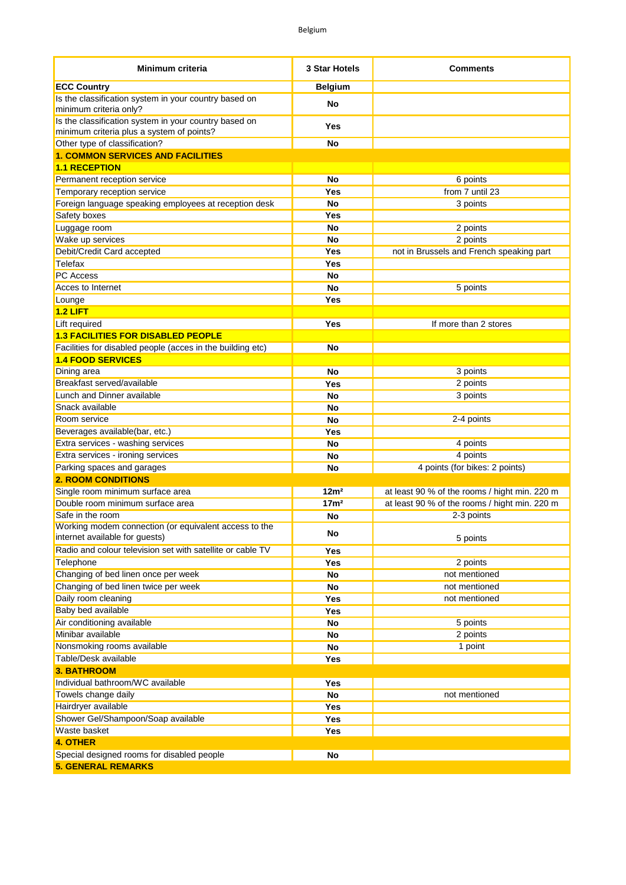Belgium

| Minimum criteria | 3 Star Hotels | Comments |
|---|---|---|
| **ECC Country** | **Belgium** | |
| Is the classification system in your country based on minimum criteria only? | **No** | |
| Is the classification system in your country based on minimum criteria plus a system of points? | **Yes** | |
| Other type of classification? | **No** | |
| **1. COMMON SERVICES AND FACILITIES** | | |
| **1.1 RECEPTION** | | |
| Permanent reception service | **No** | 6 points |
| Temporary reception service | **Yes** | from 7 until 23 |
| Foreign language speaking employees at reception desk | **No** | 3 points |
| Safety boxes | **Yes** | |
| Luggage room | **No** | 2 points |
| Wake up services | **No** | 2 points |
| Debit/Credit Card accepted | **Yes** | not in Brussels and French speaking part |
| Telefax | **Yes** | |
| PC Access | **No** | |
| Acces to Internet | **No** | 5 points |
| Lounge | **Yes** | |
| **1.2 LIFT** | | |
| Lift required | **Yes** | If more than 2 stores |
| **1.3 FACILITIES FOR DISABLED PEOPLE** | | |
| Facilities for disabled people (acces in the building etc) | **No** | |
| **1.4 FOOD SERVICES** | | |
| Dining area | **No** | 3 points |
| Breakfast served/available | **Yes** | 2 points |
| Lunch and Dinner available | **No** | 3 points |
| Snack available | **No** | |
| Room service | **No** | 2-4 points |
| Beverages available(bar, etc.) | **Yes** | |
| Extra services - washing services | **No** | 4 points |
| Extra services - ironing services | **No** | 4 points |
| Parking spaces and garages | **No** | 4 points (for bikes: 2 points) |
| **2. ROOM CONDITIONS** | | |
| Single room minimum surface area | **12m²** | at least 90 % of the rooms / hight min. 220 m |
| Double room minimum surface area | **17m²** | at least 90 % of the rooms / hight min. 220 m |
| Safe in the room | **No** | 2-3 points |
| Working modem connection (or equivalent access to the internet available for guests) | **No** | 5 points |
| Radio and colour television set with satellite or cable TV | **Yes** | |
| Telephone | **Yes** | 2 points |
| Changing of bed linen once per week | **No** | not mentioned |
| Changing of bed linen twice per week | **No** | not mentioned |
| Daily room cleaning | **Yes** | not mentioned |
| Baby bed available | **Yes** | |
| Air conditioning available | **No** | 5 points |
| Minibar available | **No** | 2 points |
| Nonsmoking rooms available | **No** | 1 point |
| Table/Desk available | **Yes** | |
| **3. BATHROOM** | | |
| Individual bathroom/WC available | **Yes** | |
| Towels change daily | **No** | not mentioned |
| Hairdryer available | **Yes** | |
| Shower Gel/Shampoon/Soap available | **Yes** | |
| Waste basket | **Yes** | |
| **4. OTHER** | | |
| Special designed rooms for disabled people | **No** | |
| **5. GENERAL REMARKS** | | |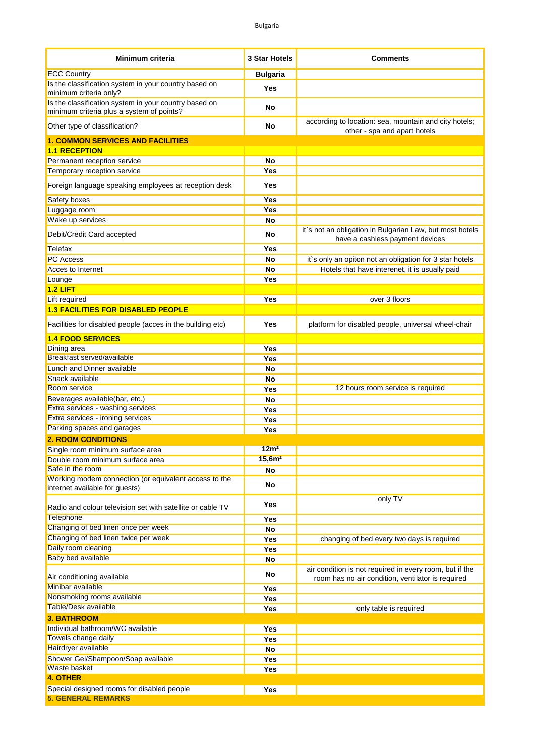| Minimum criteria | 3 Star Hotels | Comments |
|---|---|---|
| ECC Country | **Bulgaria** | |
| Is the classification system in your country based on minimum criteria only? | **Yes** | |
| Is the classification system in your country based on minimum criteria plus a system of points? | **No** | |
| Other type of classification? | **No** | according to location: sea, mountain and city hotels; other - spa and apart hotels |
| **1. COMMON SERVICES AND FACILITIES** | | |
| **1.1 RECEPTION** | | |
| Permanent reception service | **No** | |
| Temporary reception service | **Yes** | |
| Foreign language speaking employees at reception desk | **Yes** | |
| Safety boxes | **Yes** | |
| Luggage room | **Yes** | |
| Wake up services | **No** | |
| Debit/Credit Card accepted | **No** | it`s not an obligation in Bulgarian Law, but most hotels have a cashless payment devices |
| Telefax | **Yes** | |
| PC Access | **No** | it`s only an opiton not an obligation for 3 star hotels |
| Acces to Internet | **No** | Hotels that have interenet, it is usually paid |
| Lounge | **Yes** | |
| **1.2 LIFT** | | |
| Lift required | **Yes** | over 3 floors |
| **1.3 FACILITIES FOR DISABLED PEOPLE** | | |
| Facilities for disabled people (acces in the building etc) | **Yes** | platform for disabled people, universal wheel-chair |
| **1.4 FOOD SERVICES** | | |
| Dining area | **Yes** | |
| Breakfast served/available | **Yes** | |
| Lunch and Dinner available | **No** | |
| Snack available | **No** | |
| Room service | **Yes** | 12 hours room service is required |
| Beverages available(bar, etc.) | **No** | |
| Extra services - washing services | **Yes** | |
| Extra services - ironing services | **Yes** | |
| Parking spaces and garages | **Yes** | |
| **2. ROOM CONDITIONS** | | |
| Single room minimum surface area | **12m²** | |
| Double room minimum surface area | **15,6m²** | |
| Safe in the room | **No** | |
| Working modem connection (or equivalent access to the internet available for guests) | **No** | |
| Radio and colour television set with satellite or cable TV | **Yes** | only TV |
| Telephone | **Yes** | |
| Changing of bed linen once per week | **No** | |
| Changing of bed linen twice per week | **Yes** | changing of bed every two days is required |
| Daily room cleaning | **Yes** | |
| Baby bed available | **No** | |
| Air conditioning available | **No** | air condition is not required in every room, but if the room has no air condition, ventilator is required |
| Minibar available | **Yes** | |
| Nonsmoking rooms available | **Yes** | |
| Table/Desk available | **Yes** | only table is required |
| **3. BATHROOM** | | |
| Individual bathroom/WC available | **Yes** | |
| Towels change daily | **Yes** | |
| Hairdryer available | **No** | |
| Shower Gel/Shampoon/Soap available | **Yes** | |
| Waste basket | **Yes** | |
| **4. OTHER** | | |
| Special designed rooms for disabled people | **Yes** | |
| **5. GENERAL REMARKS** | | |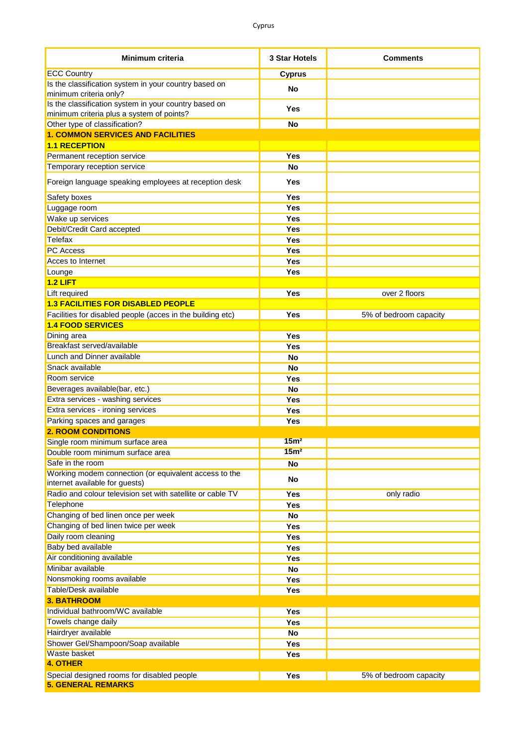| Minimum criteria | 3 Star Hotels | Comments |
|---|---|---|
| ECC Country | **Cyprus** | |
| Is the classification system in your country based on minimum criteria only? | **No** | |
| Is the classification system in your country based on minimum criteria plus a system of points? | **Yes** | |
| Other type of classification? | **No** | |
| **1. COMMON SERVICES AND FACILITIES** | | |
| **1.1 RECEPTION** | | |
| Permanent reception service | **Yes** | |
| Temporary reception service | **No** | |
| Foreign language speaking employees at reception desk | **Yes** | |
| Safety boxes | **Yes** | |
| Luggage room | **Yes** | |
| Wake up services | **Yes** | |
| Debit/Credit Card accepted | **Yes** | |
| Telefax | **Yes** | |
| PC Access | **Yes** | |
| Acces to Internet | **Yes** | |
| Lounge | **Yes** | |
| **1.2 LIFT** | | |
| Lift required | **Yes** | over 2 floors |
| **1.3 FACILITIES FOR DISABLED PEOPLE** | | |
| Facilities for disabled people (acces in the building etc) | **Yes** | 5% of bedroom capacity |
| **1.4 FOOD SERVICES** | | |
| Dining area | **Yes** | |
| Breakfast served/available | **Yes** | |
| Lunch and Dinner available | **No** | |
| Snack available | **No** | |
| Room service | **Yes** | |
| Beverages available(bar, etc.) | **No** | |
| Extra services - washing services | **Yes** | |
| Extra services - ironing services | **Yes** | |
| Parking spaces and garages | **Yes** | |
| **2. ROOM CONDITIONS** | | |
| Single room minimum surface area | **15m²** | |
| Double room minimum surface area | **15m²** | |
| Safe in the room | **No** | |
| Working modem connection (or equivalent access to the internet available for guests) | **No** | |
| Radio and colour television set with satellite or cable TV | **Yes** | only radio |
| Telephone | **Yes** | |
| Changing of bed linen once per week | **No** | |
| Changing of bed linen twice per week | **Yes** | |
| Daily room cleaning | **Yes** | |
| Baby bed available | **Yes** | |
| Air conditioning available | **Yes** | |
| Minibar available | **No** | |
| Nonsmoking rooms available | **Yes** | |
| Table/Desk available | **Yes** | |
| **3. BATHROOM** | | |
| Individual bathroom/WC available | **Yes** | |
| Towels change daily | **Yes** | |
| Hairdryer available | **No** | |
| Shower Gel/Shampoon/Soap available | **Yes** | |
| Waste basket | **Yes** | |
| **4. OTHER** | | |
| Special designed rooms for disabled people | **Yes** | 5% of bedroom capacity |
| **5. GENERAL REMARKS** | | |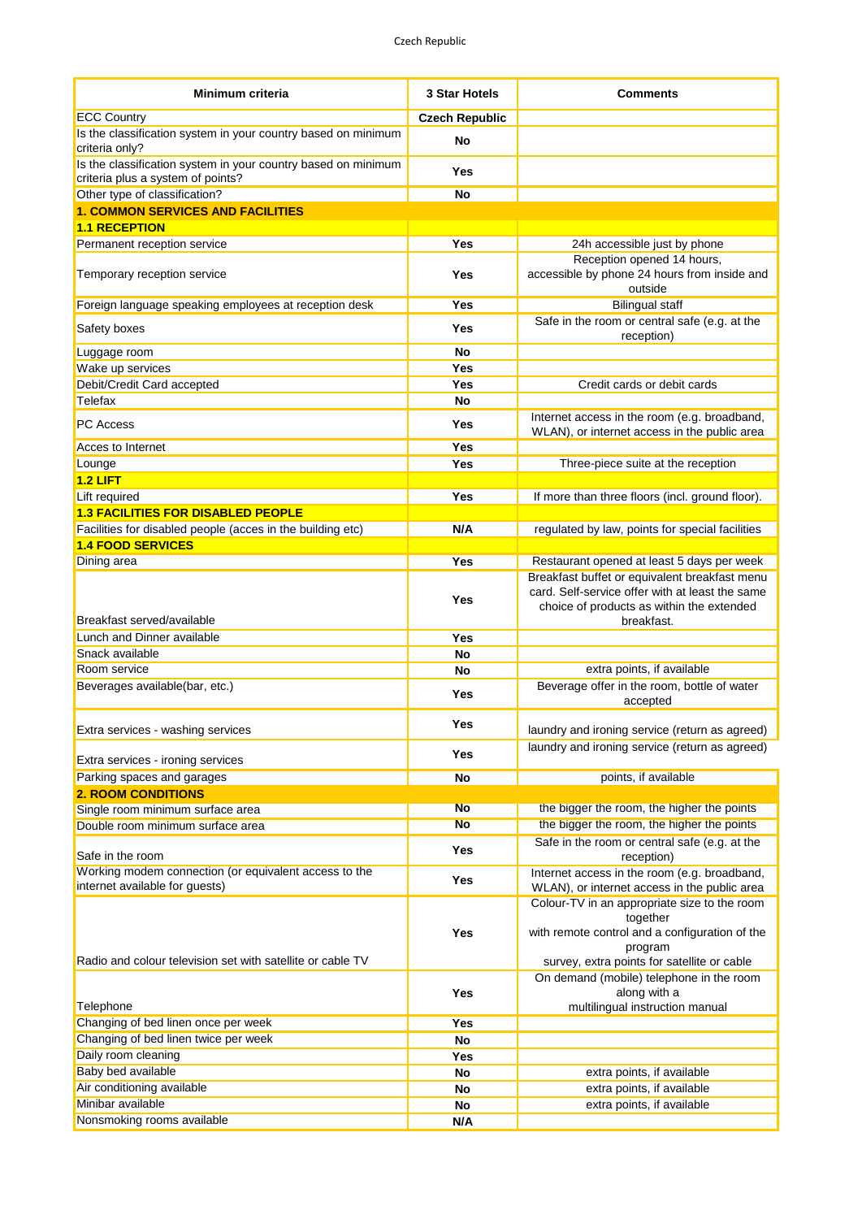| Minimum criteria | 3 Star Hotels | Comments |
|---|---|---|
| ECC Country | **Czech Republic** | |
| Is the classification system in your country based on minimum criteria only? | **No** | |
| Is the classification system in your country based on minimum criteria plus a system of points? | **Yes** | |
| Other type of classification? | **No** | |
| **1. COMMON SERVICES AND FACILITIES** | | |
| **1.1 RECEPTION** | | |
| Permanent reception service | **Yes** | 24h accessible just by phone |
| Temporary reception service | **Yes** | Reception opened 14 hours, accessible by phone 24 hours from inside and outside |
| Foreign language speaking employees at reception desk | **Yes** | Bilingual staff |
| Safety boxes | **Yes** | Safe in the room or central safe (e.g. at the reception) |
| Luggage room | **No** | |
| Wake up services | **Yes** | |
| Debit/Credit Card accepted | **Yes** | Credit cards or debit cards |
| Telefax | **No** | |
| PC Access | **Yes** | Internet access in the room (e.g. broadband, WLAN), or internet access in the public area |
| Acces to Internet | **Yes** | |
| Lounge | **Yes** | Three-piece suite at the reception |
| **1.2 LIFT** | | |
| Lift required | **Yes** | If more than three floors (incl. ground floor). |
| **1.3 FACILITIES FOR DISABLED PEOPLE** | | |
| Facilities for disabled people (acces in the building etc) | **N/A** | regulated by law, points for special facilities |
| **1.4 FOOD SERVICES** | | |
| Dining area | **Yes** | Restaurant opened at least 5 days per week |
| Breakfast served/available | **Yes** | Breakfast buffet or equivalent breakfast menu card. Self-service offer with at least the same choice of products as within the extended breakfast. |
| Lunch and Dinner available | **Yes** | |
| Snack available | **No** | |
| Room service | **No** | extra points, if available |
| Beverages available(bar, etc.) | **Yes** | Beverage offer in the room, bottle of water accepted |
| Extra services - washing services | **Yes** | laundry and ironing service (return as agreed) |
| Extra services - ironing services | **Yes** | laundry and ironing service (return as agreed) |
| Parking spaces and garages | **No** | points, if available |
| **2. ROOM CONDITIONS** | | |
| Single room minimum surface area | **No** | the bigger the room, the higher the points |
| Double room minimum surface area | **No** | the bigger the room, the higher the points |
| Safe in the room | **Yes** | Safe in the room or central safe (e.g. at the reception) |
| Working modem connection (or equivalent access to the internet available for guests) | **Yes** | Internet access in the room (e.g. broadband, WLAN), or internet access in the public area |
| Radio and colour television set with satellite or cable TV | **Yes** | Colour-TV in an appropriate size to the room together with remote control and a configuration of the program survey, extra points for satellite or cable |
| Telephone | **Yes** | On demand (mobile) telephone in the room along with a multilingual instruction manual |
| Changing of bed linen once per week | **Yes** | |
| Changing of bed linen twice per week | **No** | |
| Daily room cleaning | **Yes** | |
| Baby bed available | **No** | extra points, if available |
| Air conditioning available | **No** | extra points, if available |
| Minibar available | **No** | extra points, if available |
| Nonsmoking rooms available | **N/A** | |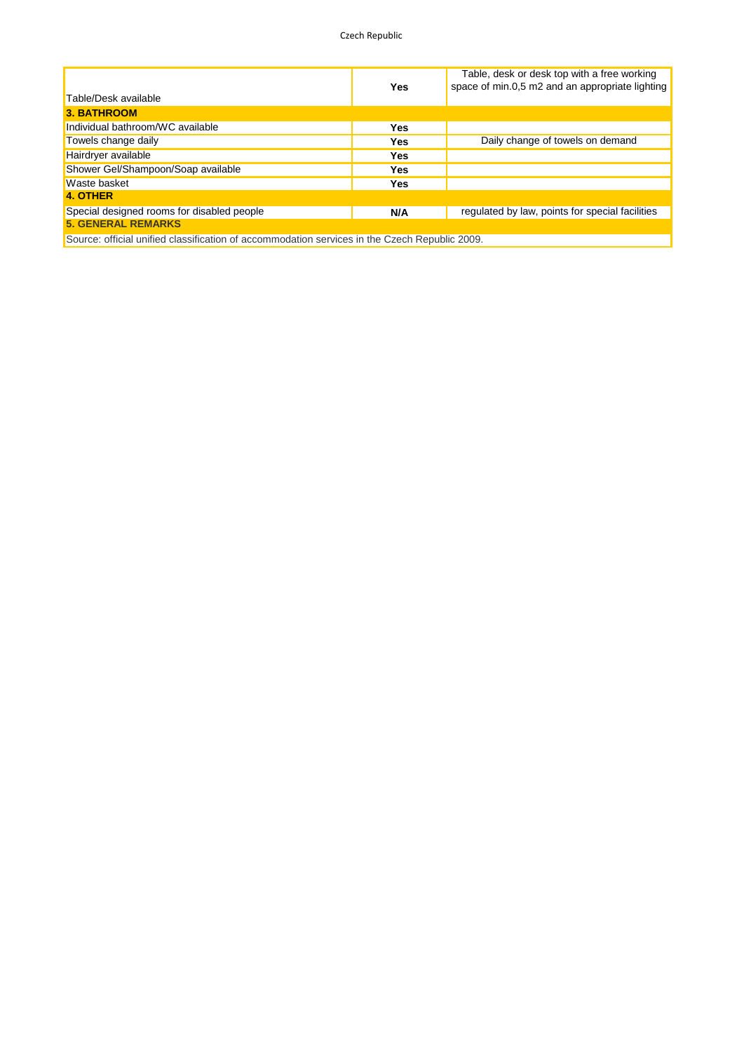| | | |
|---|---|---|
| Table/Desk available | **Yes** | Table, desk or desk top with a free working space of min.0,5 m2 and an appropriate lighting |
| **3. BATHROOM** | | |
| Individual bathroom/WC available | **Yes** | |
| Towels change daily | **Yes** | Daily change of towels on demand |
| Hairdryer available | **Yes** | |
| Shower Gel/Shampoon/Soap available | **Yes** | |
| Waste basket | **Yes** | |
| **4. OTHER** | | |
| Special designed rooms for disabled people | **N/A** | regulated by law, points for special facilities |
| **5. GENERAL REMARKS** | | |
| Source: official unified classification of accommodation services in the Czech Republic 2009. | | |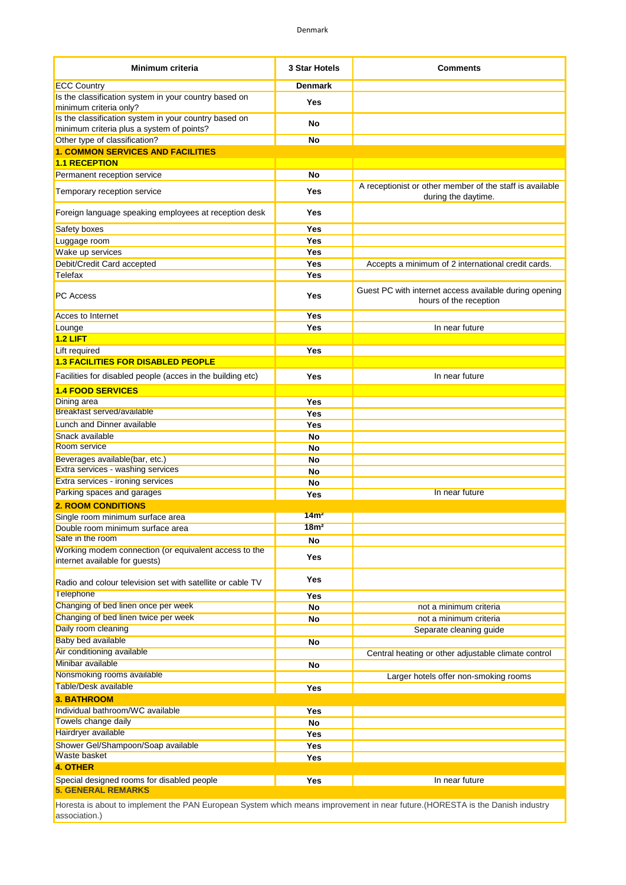| Minimum criteria | 3 Star Hotels | Comments |
|---|---|---|
| ECC Country | **Denmark** | |
| Is the classification system in your country based on minimum criteria only? | Yes | |
| Is the classification system in your country based on minimum criteria plus a system of points? | No | |
| Other type of classification? | No | |
| **1. COMMON SERVICES AND FACILITIES** | | |
| **1.1 RECEPTION** | | |
| Permanent reception service | No | |
| Temporary reception service | Yes | A receptionist or other member of the staff is available during the daytime. |
| Foreign language speaking employees at reception desk | Yes | |
| Safety boxes | Yes | |
| Luggage room | Yes | |
| Wake up services | Yes | |
| Debit/Credit Card accepted | Yes | Accepts a minimum of 2 international credit cards. |
| Telefax | Yes | |
| PC Access | Yes | Guest PC with internet access available during opening hours of the reception |
| Acces to Internet | Yes | |
| Lounge | Yes | In near future |
| **1.2 LIFT** | | |
| Lift required | Yes | |
| **1.3 FACILITIES FOR DISABLED PEOPLE** | | |
| Facilities for disabled people (acces in the building etc) | Yes | In near future |
| **1.4 FOOD SERVICES** | | |
| Dining area | Yes | |
| Breakfast served/available | Yes | |
| Lunch and Dinner available | Yes | |
| Snack available | No | |
| Room service | No | |
| Beverages available(bar, etc.) | No | |
| Extra services - washing services | No | |
| Extra services - ironing services | No | |
| Parking spaces and garages | Yes | In near future |
| **2. ROOM CONDITIONS** | | |
| Single room minimum surface area | 14m² | |
| Double room minimum surface area | 18m² | |
| Safe in the room | No | |
| Working modem connection (or equivalent access to the internet available for guests) | Yes | |
| Radio and colour television set with satellite or cable TV | Yes | |
| Telephone | Yes | |
| Changing of bed linen once per week | No | not a minimum criteria |
| Changing of bed linen twice per week | No | not a minimum criteria |
| Daily room cleaning | | Separate cleaning guide |
| Baby bed available | No | |
| Air conditioning available | | Central heating or other adjustable climate control |
| Minibar available | No | |
| Nonsmoking rooms available | | Larger hotels offer non-smoking rooms |
| Table/Desk available | Yes | |
| **3. BATHROOM** | | |
| Individual bathroom/WC available | Yes | |
| Towels change daily | No | |
| Hairdryer available | Yes | |
| Shower Gel/Shampoon/Soap available | Yes | |
| Waste basket | Yes | |
| **4. OTHER** | | |
| Special designed rooms for disabled people | Yes | In near future |
| **5. GENERAL REMARKS** | | |
| Horesta is about to implement the PAN European System which means improvement in near future.(HORESTA is the Danish industry association.) | | |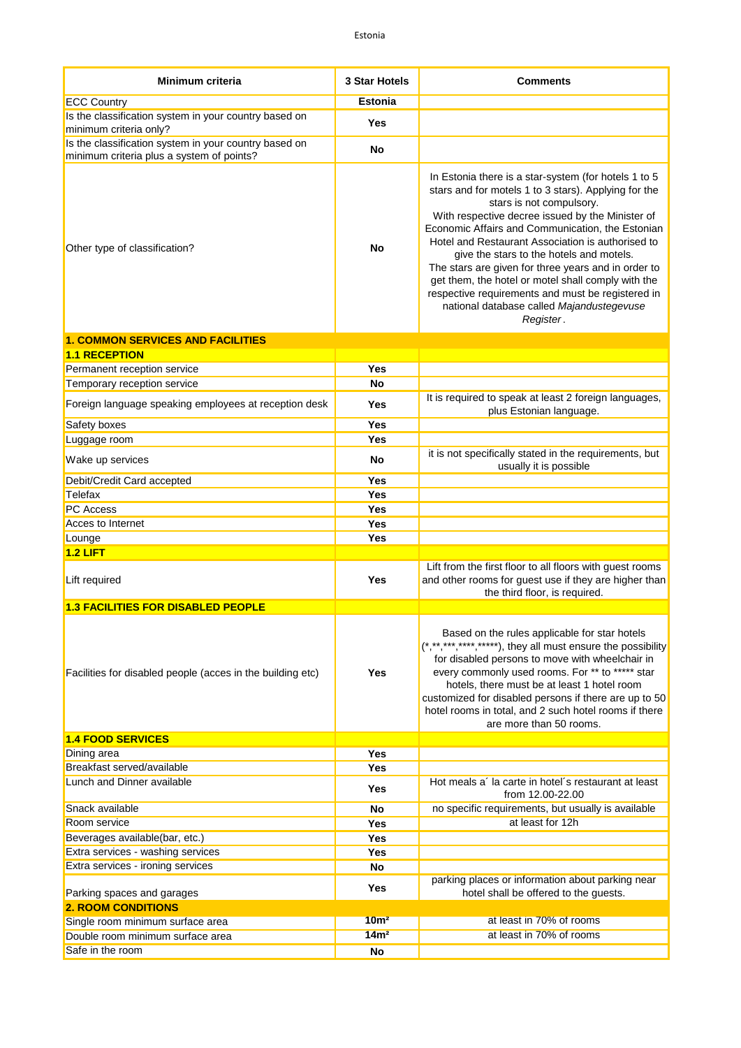| Minimum criteria | 3 Star Hotels | Comments |
|---|---|---|
| ECC Country | **Estonia** | |
| Is the classification system in your country based on minimum criteria only? | **Yes** | |
| Is the classification system in your country based on minimum criteria plus a system of points? | **No** | |
| Other type of classification? | **No** | In Estonia there is a star-system (for hotels 1 to 5 stars and for motels 1 to 3 stars). Applying for the stars is not compulsory. With respective decree issued by the Minister of Economic Affairs and Communication, the Estonian Hotel and Restaurant Association is authorised to give the stars to the hotels and motels. The stars are given for three years and in order to get them, the hotel or motel shall comply with the respective requirements and must be registered in national database called *Majandustegevuse Register*. |
| **1. COMMON SERVICES AND FACILITIES** | | |
| **1.1 RECEPTION** | | |
| Permanent reception service | **Yes** | |
| Temporary reception service | **No** | |
| Foreign language speaking employees at reception desk | **Yes** | It is required to speak at least 2 foreign languages, plus Estonian language. |
| Safety boxes | **Yes** | |
| Luggage room | **Yes** | |
| Wake up services | **No** | it is not specifically stated in the requirements, but usually it is possible |
| Debit/Credit Card accepted | **Yes** | |
| Telefax | **Yes** | |
| PC Access | **Yes** | |
| Acces to Internet | **Yes** | |
| Lounge | **Yes** | |
| **1.2 LIFT** | | |
| Lift required | **Yes** | Lift from the first floor to all floors with guest rooms and other rooms for guest use if they are higher than the third floor, is required. |
| **1.3 FACILITIES FOR DISABLED PEOPLE** | | |
| Facilities for disabled people (acces in the building etc) | **Yes** | Based on the rules applicable for star hotels (*,**,***,****,*****), they all must ensure the possibility for disabled persons to move with wheelchair in every commonly used rooms. For ** to ***** star hotels, there must be at least 1 hotel room customized for disabled persons if there are up to 50 hotel rooms in total, and 2 such hotel rooms if there are more than 50 rooms. |
| **1.4 FOOD SERVICES** | | |
| Dining area | **Yes** | |
| Breakfast served/available | **Yes** | |
| Lunch and Dinner available | **Yes** | Hot meals a´ la carte in hotel´s restaurant at least from 12.00-22.00 |
| Snack available | **No** | no specific requirements, but usually is available |
| Room service | **Yes** | at least for 12h |
| Beverages available(bar, etc.) | **Yes** | |
| Extra services - washing services | **Yes** | |
| Extra services - ironing services | **No** | |
| Parking spaces and garages | **Yes** | parking places or information about parking near hotel shall be offered to the guests. |
| **2. ROOM CONDITIONS** | | |
| Single room minimum surface area | **10m²** | at least in 70% of rooms |
| Double room minimum surface area | **14m²** | at least in 70% of rooms |
| Safe in the room | **No** | |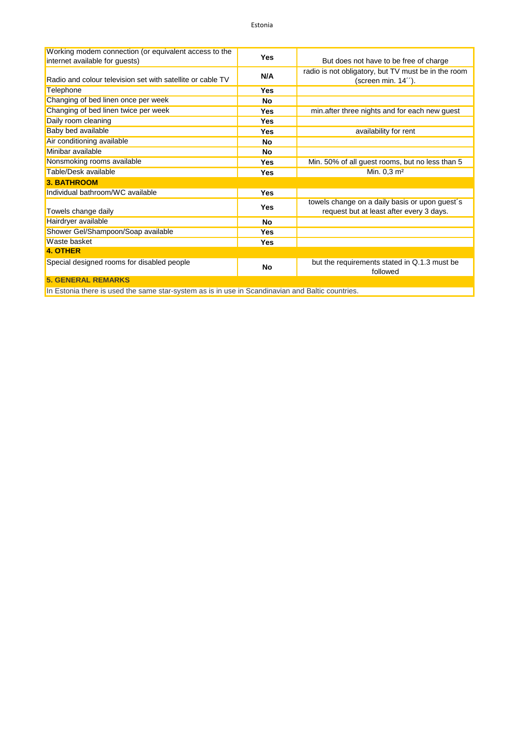| | | |
|---|---|---|
| Working modem connection (or equivalent access to the internet available for guests) | **Yes** | But does not have to be free of charge |
| Radio and colour television set with satellite or cable TV | **N/A** | radio is not obligatory, but TV must be in the room (screen min. 14´´). |
| Telephone | **Yes** | |
| Changing of bed linen once per week | **No** | |
| Changing of bed linen twice per week | **Yes** | min.after three nights and for each new guest |
| Daily room cleaning | **Yes** | |
| Baby bed available | **Yes** | availability for rent |
| Air conditioning available | **No** | |
| Minibar available | **No** | |
| Nonsmoking rooms available | **Yes** | Min. 50% of all guest rooms, but no less than 5 |
| Table/Desk available | **Yes** | Min. 0,3 m² |
| **3. BATHROOM** | | |
| Individual bathroom/WC available | **Yes** | |
| Towels change daily | **Yes** | towels change on a daily basis or upon guest´s request but at least after every 3 days. |
| Hairdryer available | **No** | |
| Shower Gel/Shampoon/Soap available | **Yes** | |
| Waste basket | **Yes** | |
| **4. OTHER** | | |
| Special designed rooms for disabled people | **No** | but the requirements stated in Q.1.3 must be followed |
| **5. GENERAL REMARKS** | | |
| In Estonia there is used the same star-system as is in use in Scandinavian and Baltic countries. | | |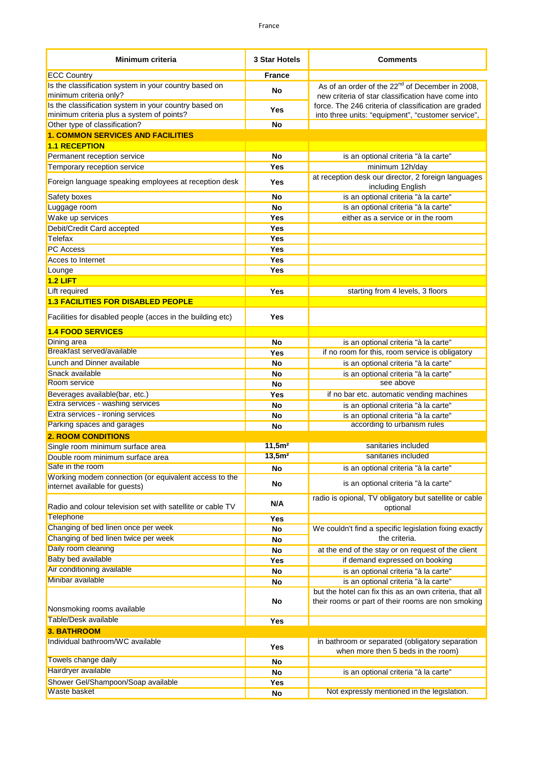France

| Minimum criteria | 3 Star Hotels | Comments |
|---|---|---|
| ECC Country | France | |
| Is the classification system in your country based on minimum criteria only? | No | As of an order of the 22nd of December in 2008, new criteria of star classification have come into force. The 246 criteria of classification are graded into three units: "equipment", "customer service", |
| Is the classification system in your country based on minimum criteria plus a system of points? | Yes | |
| Other type of classification? | No | |
| **1. COMMON SERVICES AND FACILITIES** | | |
| **1.1 RECEPTION** | | |
| Permanent reception service | No | is an optional criteria "à la carte" |
| Temporary reception service | Yes | minimum 12h/day |
| Foreign language speaking employees at reception desk | Yes | at reception desk our director, 2 foreign languages including English |
| Safety boxes | No | is an optional criteria "à la carte" |
| Luggage room | No | is an optional criteria "à la carte" |
| Wake up services | Yes | either as a service or in the room |
| Debit/Credit Card accepted | Yes | |
| Telefax | Yes | |
| PC Access | Yes | |
| Acces to Internet | Yes | |
| Lounge | Yes | |
| **1.2 LIFT** | | |
| Lift required | Yes | starting from 4 levels, 3 floors |
| **1.3 FACILITIES FOR DISABLED PEOPLE** | | |
| Facilities for disabled people (acces in the building etc) | Yes | |
| **1.4 FOOD SERVICES** | | |
| Dining area | No | is an optional criteria "à la carte" |
| Breakfast served/available | Yes | if no room for this, room service is obligatory |
| Lunch and Dinner available | No | is an optional criteria "à la carte" |
| Snack available | No | is an optional criteria "à la carte" |
| Room service | No | see above |
| Beverages available(bar, etc.) | Yes | if no bar etc. automatic vending machines |
| Extra services - washing services | No | is an optional criteria "à la carte" |
| Extra services - ironing services | No | is an optional criteria "à la carte" |
| Parking spaces and garages | No | according to urbanism rules |
| **2. ROOM CONDITIONS** | | |
| Single room minimum surface area | 11,5m² | sanitaries included |
| Double room minimum surface area | 13,5m² | sanitaries included |
| Safe in the room | No | is an optional criteria "à la carte" |
| Working modem connection (or equivalent access to the internet available for guests) | No | is an optional criteria "à la carte" |
| Radio and colour television set with satellite or cable TV | N/A | radio is opional, TV obligatory but satellite or cable optional |
| Telephone | Yes | |
| Changing of bed linen once per week | No | We couldn't find a specific legislation fixing exactly the criteria. |
| Changing of bed linen twice per week | No | |
| Daily room cleaning | No | at the end of the stay or on request of the client |
| Baby bed available | Yes | if demand expressed on booking |
| Air conditioning available | No | is an optional criteria "à la carte" |
| Minibar available | No | is an optional criteria "à la carte" |
| Nonsmoking rooms available | No | but the hotel can fix this as an own criteria, that all their rooms or part of their rooms are non smoking |
| Table/Desk available | Yes | |
| **3. BATHROOM** | | |
| Individual bathroom/WC available | Yes | in bathroom or separated (obligatory separation when more then 5 beds in the room) |
| Towels change daily | No | |
| Hairdryer available | No | is an optional criteria "à la carte" |
| Shower Gel/Shampoon/Soap available | Yes | |
| Waste basket | No | Not expressly mentioned in the legislation. |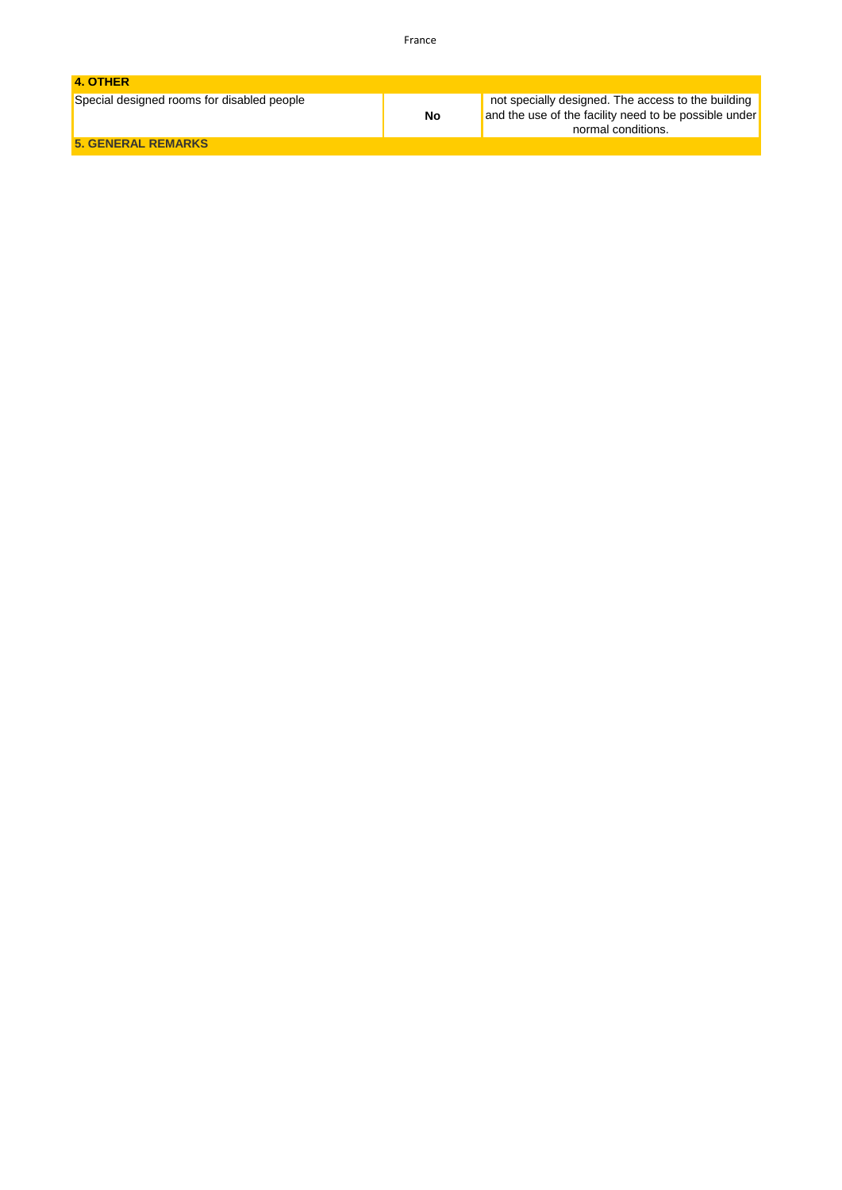| 4. OTHER | | |
|---|---|---|
| Special designed rooms for disabled people | **No** | not specially designed. The access to the building and the use of the facility need to be possible under normal conditions. |
| **5. GENERAL REMARKS** | | |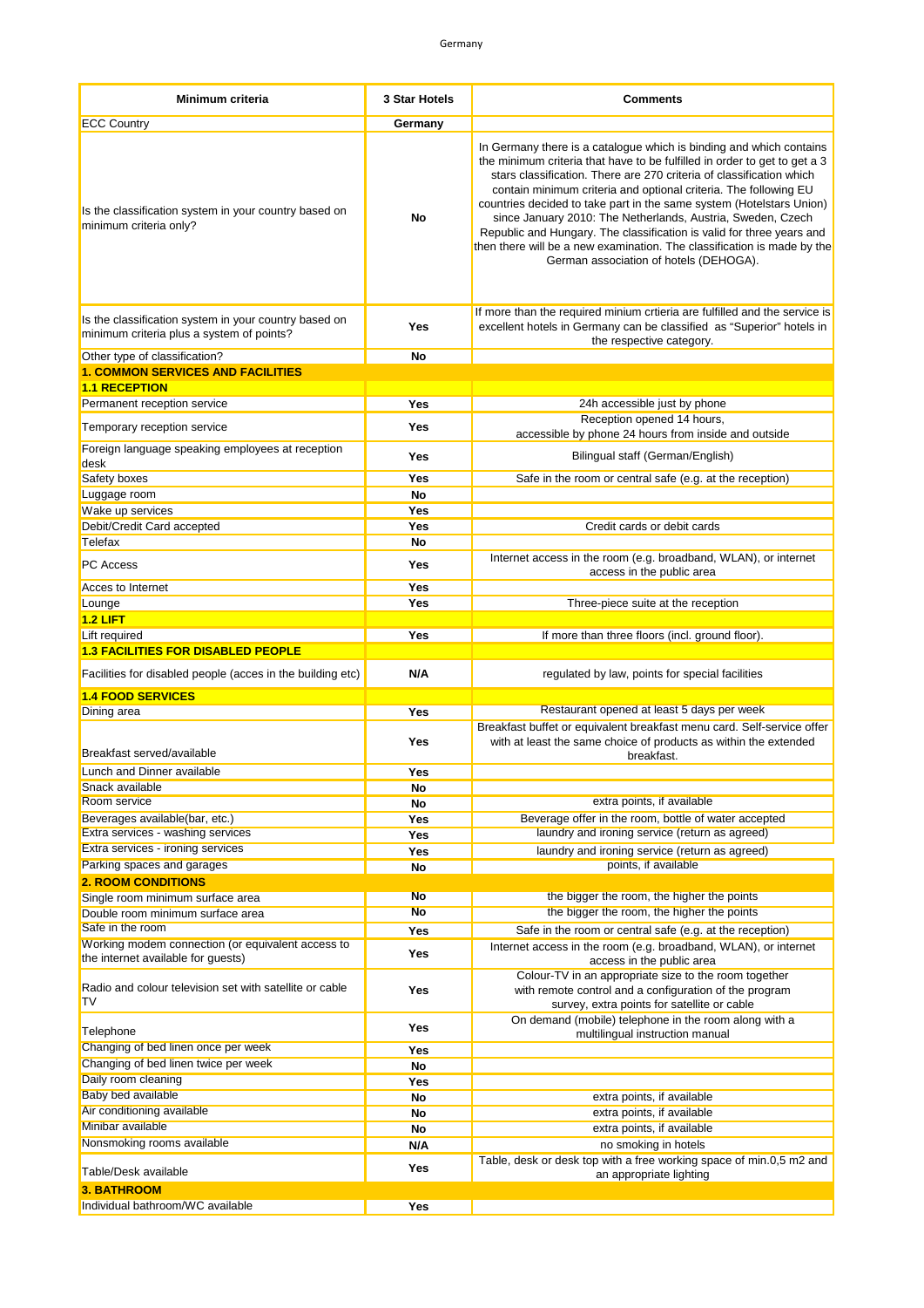Germany

| Minimum criteria | 3 Star Hotels | Comments |
|---|---|---|
| ECC Country | Germany | |
| Is the classification system in your country based on minimum criteria only? | No | In Germany there is a catalogue which is binding and which contains the minimum criteria that have to be fulfilled in order to get to get a 3 stars classification. There are 270 criteria of classification which contain minimum criteria and optional criteria. The following EU countries decided to take part in the same system (Hotelstars Union) since January 2010: The Netherlands, Austria, Sweden, Czech Republic and Hungary. The classification is valid for three years and then there will be a new examination. The classification is made by the German association of hotels (DEHOGA). |
| Is the classification system in your country based on minimum criteria plus a system of points? | Yes | If more than the required minium crtieria are fulfilled and the service is excellent hotels in Germany can be classified as "Superior" hotels in the respective category. |
| Other type of classification? | No | |
| **1. COMMON SERVICES AND FACILITIES** | | |
| **1.1 RECEPTION** | | |
| Permanent reception service | Yes | 24h accessible just by phone |
| Temporary reception service | Yes | Reception opened 14 hours, accessible by phone 24 hours from inside and outside |
| Foreign language speaking employees at reception desk | Yes | Bilingual staff (German/English) |
| Safety boxes | Yes | Safe in the room or central safe (e.g. at the reception) |
| Luggage room | No | |
| Wake up services | Yes | |
| Debit/Credit Card accepted | Yes | Credit cards or debit cards |
| Telefax | No | |
| PC Access | Yes | Internet access in the room (e.g. broadband, WLAN), or internet access in the public area |
| Acces to Internet | Yes | |
| Lounge | Yes | Three-piece suite at the reception |
| **1.2 LIFT** | | |
| Lift required | Yes | If more than three floors (incl. ground floor). |
| **1.3 FACILITIES FOR DISABLED PEOPLE** | | |
| Facilities for disabled people (acces in the building etc) | N/A | regulated by law, points for special facilities |
| **1.4 FOOD SERVICES** | | |
| Dining area | Yes | Restaurant opened at least 5 days per week |
| Breakfast served/available | Yes | Breakfast buffet or equivalent breakfast menu card. Self-service offer with at least the same choice of products as within the extended breakfast. |
| Lunch and Dinner available | Yes | |
| Snack available | No | |
| Room service | No | extra points, if available |
| Beverages available(bar, etc.) | Yes | Beverage offer in the room, bottle of water accepted |
| Extra services - washing services | Yes | laundry and ironing service (return as agreed) |
| Extra services - ironing services | Yes | laundry and ironing service (return as agreed) |
| Parking spaces and garages | No | points, if available |
| **2. ROOM CONDITIONS** | | |
| Single room minimum surface area | No | the bigger the room, the higher the points |
| Double room minimum surface area | No | the bigger the room, the higher the points |
| Safe in the room | Yes | Safe in the room or central safe (e.g. at the reception) |
| Working modem connection (or equivalent access to the internet available for guests) | Yes | Internet access in the room (e.g. broadband, WLAN), or internet access in the public area |
| Radio and colour television set with satellite or cable TV | Yes | Colour-TV in an appropriate size to the room together with remote control and a configuration of the program survey, extra points for satellite or cable |
| Telephone | Yes | On demand (mobile) telephone in the room along with a multilingual instruction manual |
| Changing of bed linen once per week | Yes | |
| Changing of bed linen twice per week | No | |
| Daily room cleaning | Yes | |
| Baby bed available | No | extra points, if available |
| Air conditioning available | No | extra points, if available |
| Minibar available | No | extra points, if available |
| Nonsmoking rooms available | N/A | no smoking in hotels |
| Table/Desk available | Yes | Table, desk or desk top with a free working space of min.0,5 m2 and an appropriate lighting |
| **3. BATHROOM** | | |
| Individual bathroom/WC available | Yes | |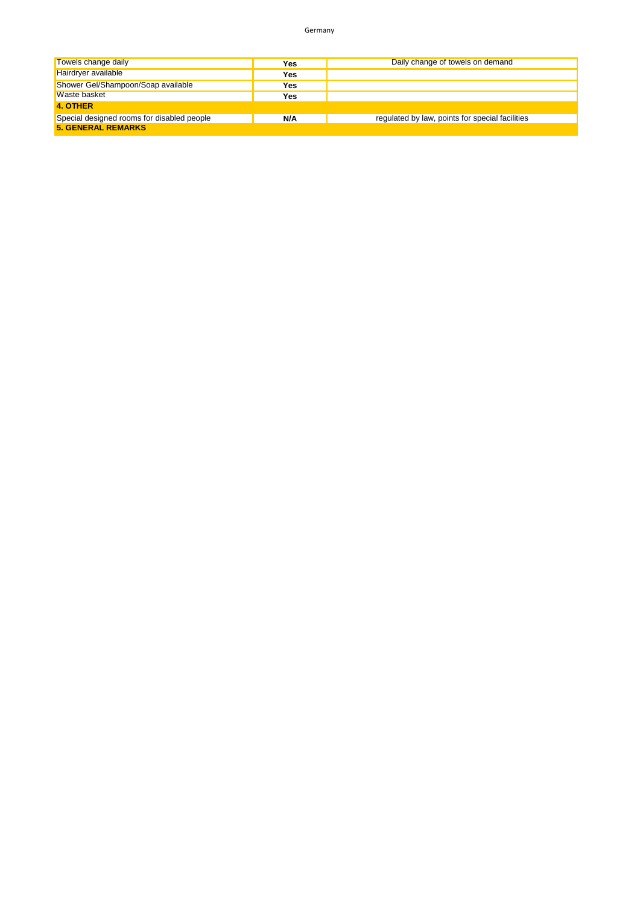| | | |
|---|---|---|
| Towels change daily | **Yes** | Daily change of towels on demand |
| Hairdryer available | **Yes** | |
| Shower Gel/Shampoon/Soap available | **Yes** | |
| Waste basket | **Yes** | |
| **4. OTHER** | | |
| Special designed rooms for disabled people | **N/A** | regulated by law, points for special facilities |
| **5. GENERAL REMARKS** | | |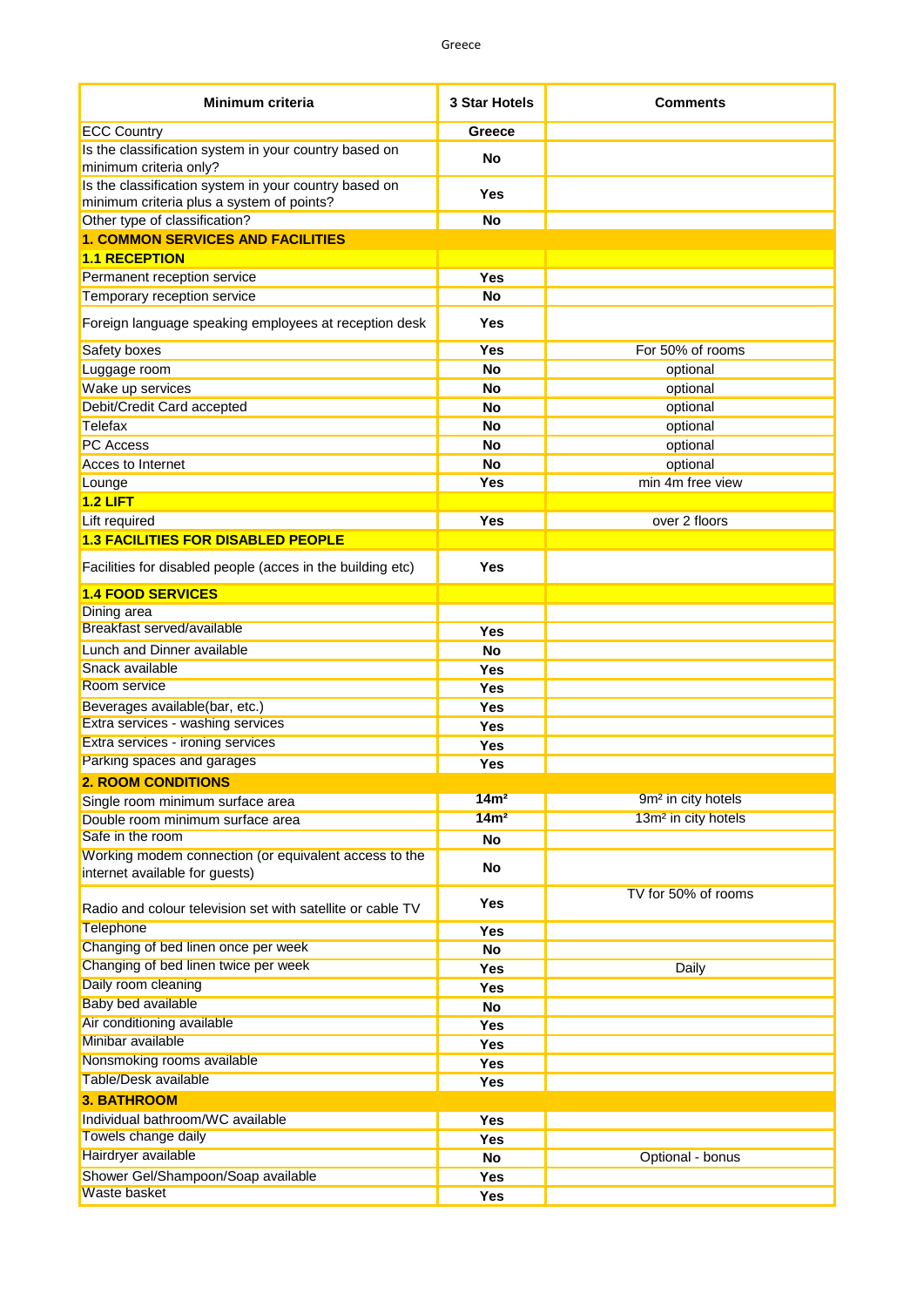| Minimum criteria | 3 Star Hotels | Comments |
|---|---|---|
| ECC Country | **Greece** | |
| Is the classification system in your country based on minimum criteria only? | **No** | |
| Is the classification system in your country based on minimum criteria plus a system of points? | **Yes** | |
| Other type of classification? | **No** | |
| **1. COMMON SERVICES AND FACILITIES** | | |
| **1.1 RECEPTION** | | |
| Permanent reception service | **Yes** | |
| Temporary reception service | **No** | |
| Foreign language speaking employees at reception desk | **Yes** | |
| Safety boxes | **Yes** | For 50% of rooms |
| Luggage room | **No** | optional |
| Wake up services | **No** | optional |
| Debit/Credit Card accepted | **No** | optional |
| Telefax | **No** | optional |
| PC Access | **No** | optional |
| Acces to Internet | **No** | optional |
| Lounge | **Yes** | min 4m free view |
| **1.2 LIFT** | | |
| Lift required | **Yes** | over 2 floors |
| **1.3 FACILITIES FOR DISABLED PEOPLE** | | |
| Facilities for disabled people (acces in the building etc) | **Yes** | |
| **1.4 FOOD SERVICES** | | |
| Dining area | | |
| Breakfast served/available | **Yes** | |
| Lunch and Dinner available | **No** | |
| Snack available | **Yes** | |
| Room service | **Yes** | |
| Beverages available(bar, etc.) | **Yes** | |
| Extra services - washing services | **Yes** | |
| Extra services - ironing services | **Yes** | |
| Parking spaces and garages | **Yes** | |
| **2. ROOM CONDITIONS** | | |
| Single room minimum surface area | **14m²** | 9m² in city hotels |
| Double room minimum surface area | **14m²** | 13m² in city hotels |
| Safe in the room | **No** | |
| Working modem connection (or equivalent access to the internet available for guests) | **No** | |
| Radio and colour television set with satellite or cable TV | **Yes** | TV for 50% of rooms |
| Telephone | **Yes** | |
| Changing of bed linen once per week | **No** | |
| Changing of bed linen twice per week | **Yes** | Daily |
| Daily room cleaning | **Yes** | |
| Baby bed available | **No** | |
| Air conditioning available | **Yes** | |
| Minibar available | **Yes** | |
| Nonsmoking rooms available | **Yes** | |
| Table/Desk available | **Yes** | |
| **3. BATHROOM** | | |
| Individual bathroom/WC available | **Yes** | |
| Towels change daily | **Yes** | |
| Hairdryer available | **No** | Optional - bonus |
| Shower Gel/Shampoon/Soap available | **Yes** | |
| Waste basket | **Yes** | |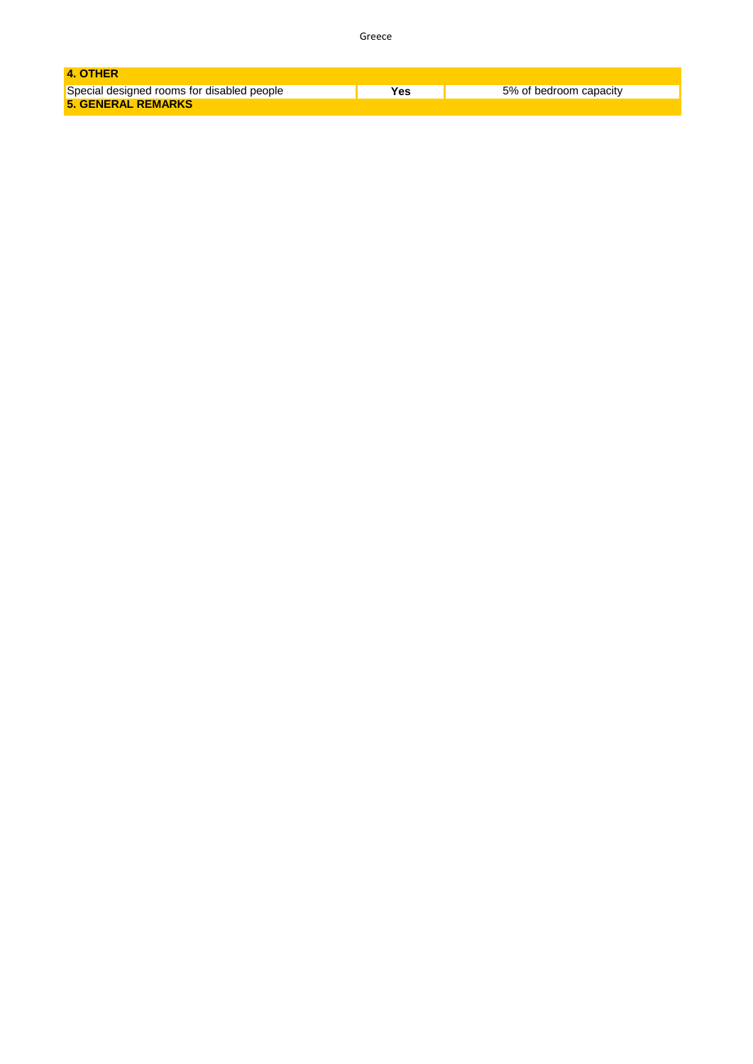| **4. OTHER** | | |
|---|---|---|
| Special designed rooms for disabled people | **Yes** | 5% of bedroom capacity |
| **5. GENERAL REMARKS** | | |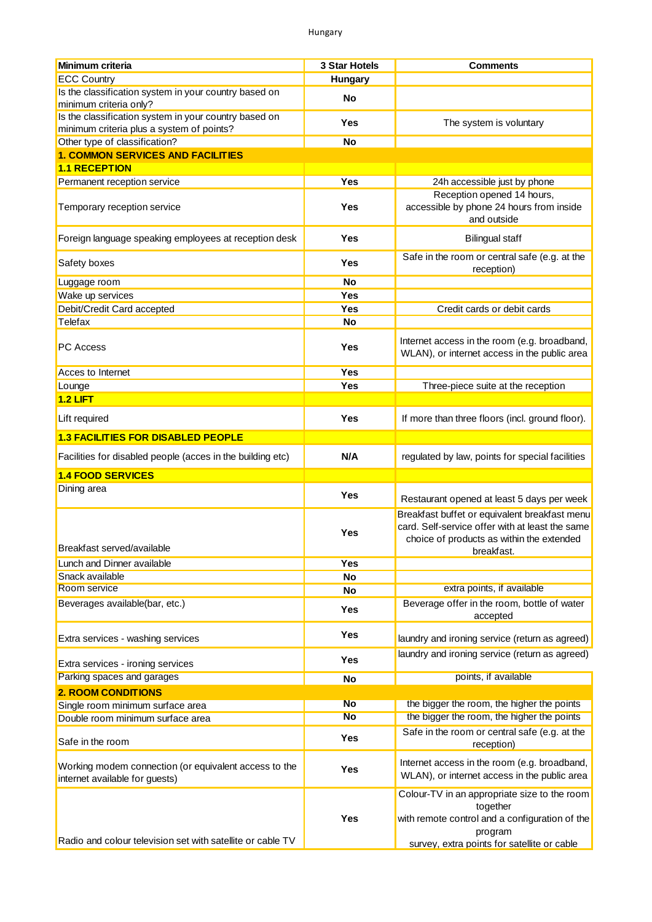Hungary

| Minimum criteria | 3 Star Hotels | Comments |
|---|---|---|
| ECC Country | Hungary | |
| Is the classification system in your country based on minimum criteria only? | No | |
| Is the classification system in your country based on minimum criteria plus a system of points? | Yes | The system is voluntary |
| Other type of classification? | No | |
| **1. COMMON SERVICES AND FACILITIES** | | |
| **1.1 RECEPTION** | | |
| Permanent reception service | Yes | 24h accessible just by phone |
| Temporary reception service | Yes | Reception opened 14 hours, accessible by phone 24 hours from inside and outside |
| Foreign language speaking employees at reception desk | Yes | Bilingual staff |
| Safety boxes | Yes | Safe in the room or central safe (e.g. at the reception) |
| Luggage room | No | |
| Wake up services | Yes | |
| Debit/Credit Card accepted | Yes | Credit cards or debit cards |
| Telefax | No | |
| PC Access | Yes | Internet access in the room (e.g. broadband, WLAN), or internet access in the public area |
| Acces to Internet | Yes | |
| Lounge | Yes | Three-piece suite at the reception |
| **1.2 LIFT** | | |
| Lift required | Yes | If more than three floors (incl. ground floor). |
| **1.3 FACILITIES FOR DISABLED PEOPLE** | | |
| Facilities for disabled people (acces in the building etc) | N/A | regulated by law, points for special facilities |
| **1.4 FOOD SERVICES** | | |
| Dining area | Yes | Restaurant opened at least 5 days per week |
| Breakfast served/available | Yes | Breakfast buffet or equivalent breakfast menu card. Self-service offer with at least the same choice of products as within the extended breakfast. |
| Lunch and Dinner available | Yes | |
| Snack available | No | |
| Room service | No | extra points, if available |
| Beverages available(bar, etc.) | Yes | Beverage offer in the room, bottle of water accepted |
| Extra services - washing services | Yes | laundry and ironing service (return as agreed) |
| Extra services - ironing services | Yes | laundry and ironing service (return as agreed) |
| Parking spaces and garages | No | points, if available |
| **2. ROOM CONDITIONS** | | |
| Single room minimum surface area | No | the bigger the room, the higher the points |
| Double room minimum surface area | No | the bigger the room, the higher the points |
| Safe in the room | Yes | Safe in the room or central safe (e.g. at the reception) |
| Working modem connection (or equivalent access to the internet available for guests) | Yes | Internet access in the room (e.g. broadband, WLAN), or internet access in the public area |
| Radio and colour television set with satellite or cable TV | Yes | Colour-TV in an appropriate size to the room together with remote control and a configuration of the program survey, extra points for satellite or cable |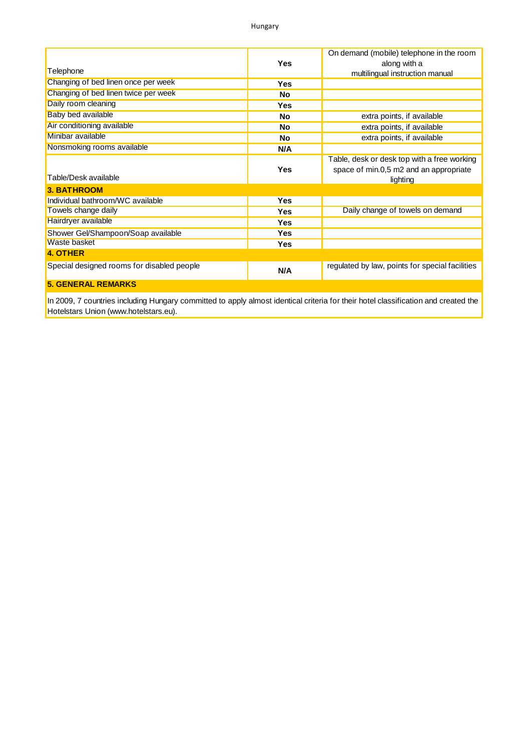| | | |
|---|---|---|
| Telephone | **Yes** | On demand (mobile) telephone in the room along with a multilingual instruction manual |
| Changing of bed linen once per week | **Yes** | |
| Changing of bed linen twice per week | **No** | |
| Daily room cleaning | **Yes** | |
| Baby bed available | **No** | extra points, if available |
| Air conditioning available | **No** | extra points, if available |
| Minibar available | **No** | extra points, if available |
| Nonsmoking rooms available | **N/A** | |
| Table/Desk available | **Yes** | Table, desk or desk top with a free working space of min.0,5 m2 and an appropriate lighting |
| **3. BATHROOM** | | |
| Individual bathroom/WC available | **Yes** | |
| Towels change daily | **Yes** | Daily change of towels on demand |
| Hairdryer available | **Yes** | |
| Shower Gel/Shampoon/Soap available | **Yes** | |
| Waste basket | **Yes** | |
| **4. OTHER** | | |
| Special designed rooms for disabled people | **N/A** | regulated by law, points for special facilities |

**5. GENERAL REMARKS**

In 2009, 7 countries including Hungary committed to apply almost identical criteria for their hotel classification and created the Hotelstars Union (www.hotelstars.eu).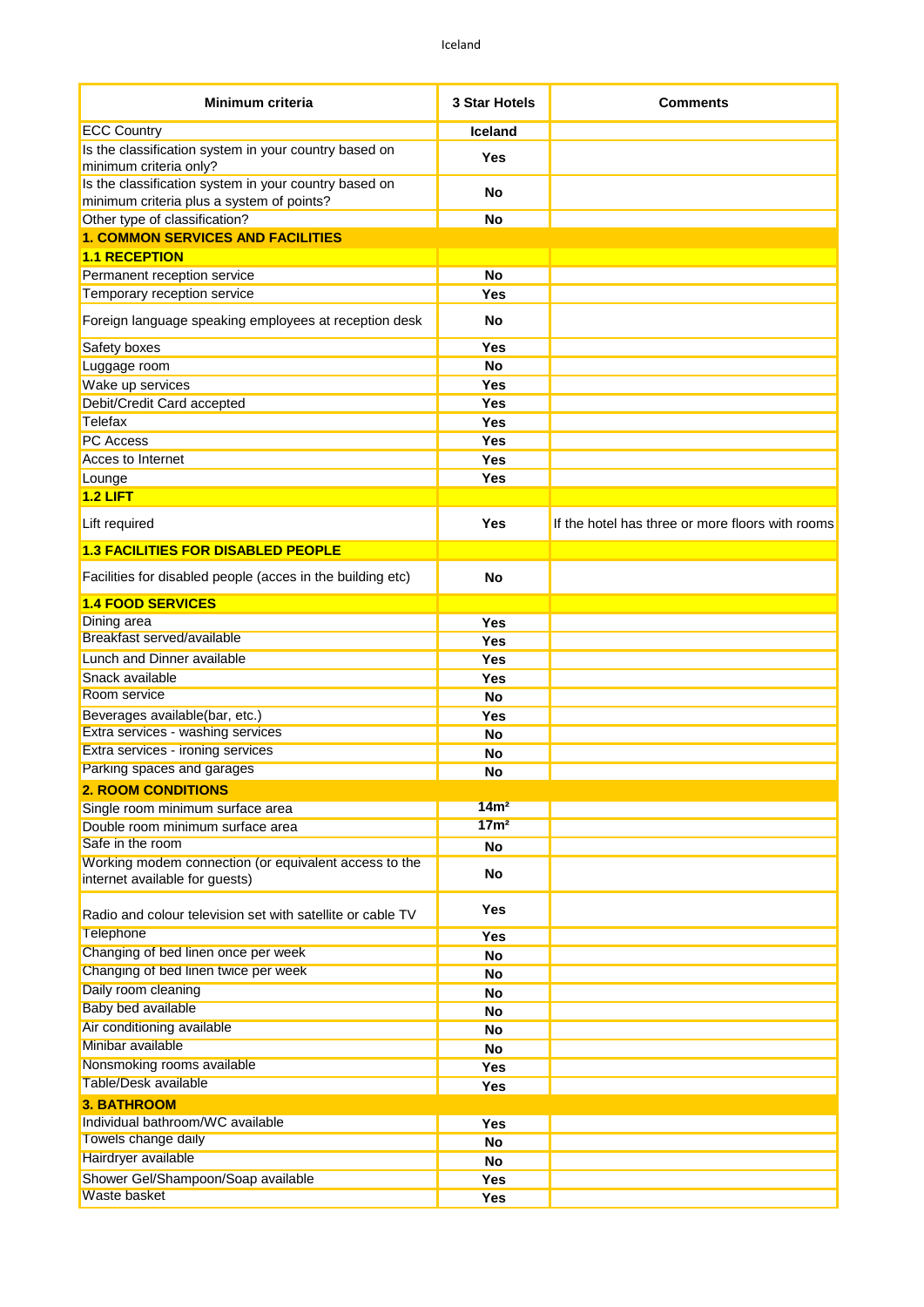Iceland

| Minimum criteria | 3 Star Hotels | Comments |
|---|---|---|
| ECC Country | **Iceland** | |
| Is the classification system in your country based on minimum criteria only? | **Yes** | |
| Is the classification system in your country based on minimum criteria plus a system of points? | **No** | |
| Other type of classification? | **No** | |
| **1. COMMON SERVICES AND FACILITIES** | | |
| **1.1 RECEPTION** | | |
| Permanent reception service | **No** | |
| Temporary reception service | **Yes** | |
| Foreign language speaking employees at reception desk | **No** | |
| Safety boxes | **Yes** | |
| Luggage room | **No** | |
| Wake up services | **Yes** | |
| Debit/Credit Card accepted | **Yes** | |
| Telefax | **Yes** | |
| PC Access | **Yes** | |
| Acces to Internet | **Yes** | |
| Lounge | **Yes** | |
| **1.2 LIFT** | | |
| Lift required | **Yes** | If the hotel has three or more floors with rooms |
| **1.3 FACILITIES FOR DISABLED PEOPLE** | | |
| Facilities for disabled people (acces in the building etc) | **No** | |
| **1.4 FOOD SERVICES** | | |
| Dining area | **Yes** | |
| Breakfast served/available | **Yes** | |
| Lunch and Dinner available | **Yes** | |
| Snack available | **Yes** | |
| Room service | **No** | |
| Beverages available(bar, etc.) | **Yes** | |
| Extra services - washing services | **No** | |
| Extra services - ironing services | **No** | |
| Parking spaces and garages | **No** | |
| **2. ROOM CONDITIONS** | | |
| Single room minimum surface area | **14m²** | |
| Double room minimum surface area | **17m²** | |
| Safe in the room | **No** | |
| Working modem connection (or equivalent access to the internet available for guests) | **No** | |
| Radio and colour television set with satellite or cable TV | **Yes** | |
| Telephone | **Yes** | |
| Changing of bed linen once per week | **No** | |
| Changing of bed linen twice per week | **No** | |
| Daily room cleaning | **No** | |
| Baby bed available | **No** | |
| Air conditioning available | **No** | |
| Minibar available | **No** | |
| Nonsmoking rooms available | **Yes** | |
| Table/Desk available | **Yes** | |
| **3. BATHROOM** | | |
| Individual bathroom/WC available | **Yes** | |
| Towels change daily | **No** | |
| Hairdryer available | **No** | |
| Shower Gel/Shampoon/Soap available | **Yes** | |
| Waste basket | **Yes** | |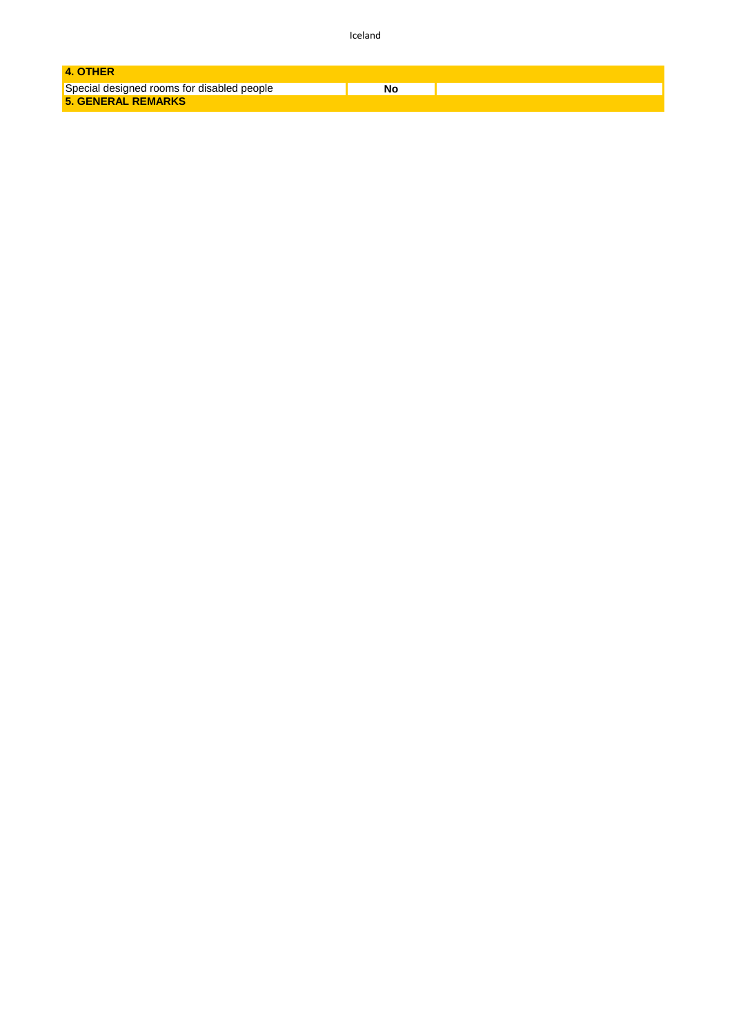| **4. OTHER** | | |
| --- | --- | --- |
| Special designed rooms for disabled people | **No** | |
| **5. GENERAL REMARKS** | | |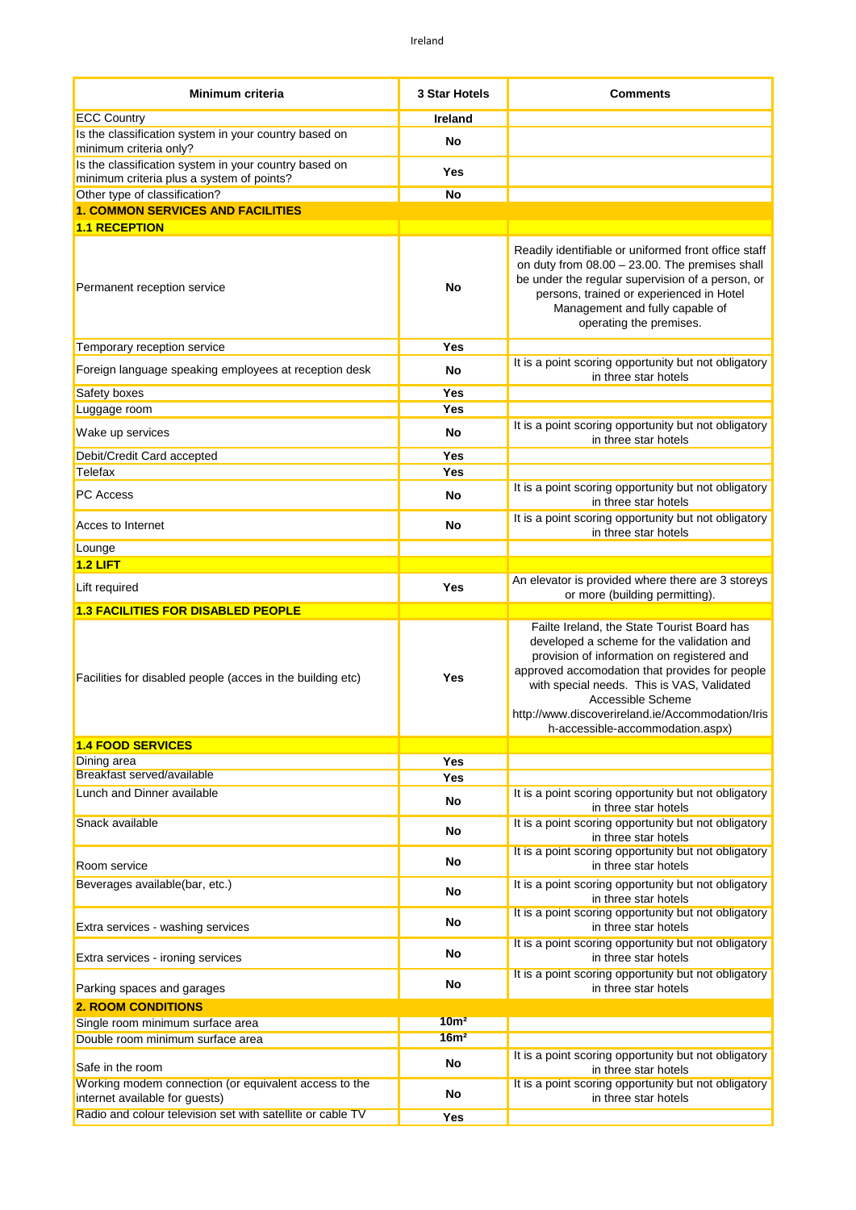| Minimum criteria | 3 Star Hotels | Comments |
|---|---|---|
| ECC Country | Ireland | |
| Is the classification system in your country based on minimum criteria only? | No | |
| Is the classification system in your country based on minimum criteria plus a system of points? | Yes | |
| Other type of classification? | No | |
| **1. COMMON SERVICES AND FACILITIES** | | |
| **1.1 RECEPTION** | | |
| Permanent reception service | No | Readily identifiable or uniformed front office staff on duty from 08.00 – 23.00. The premises shall be under the regular supervision of a person, or persons, trained or experienced in Hotel Management and fully capable of operating the premises. |
| Temporary reception service | Yes | |
| Foreign language speaking employees at reception desk | No | It is a point scoring opportunity but not obligatory in three star hotels |
| Safety boxes | Yes | |
| Luggage room | Yes | |
| Wake up services | No | It is a point scoring opportunity but not obligatory in three star hotels |
| Debit/Credit Card accepted | Yes | |
| Telefax | Yes | |
| PC Access | No | It is a point scoring opportunity but not obligatory in three star hotels |
| Acces to Internet | No | It is a point scoring opportunity but not obligatory in three star hotels |
| Lounge | | |
| **1.2 LIFT** | | |
| Lift required | Yes | An elevator is provided where there are 3 storeys or more (building permitting). |
| **1.3 FACILITIES FOR DISABLED PEOPLE** | | |
| Facilities for disabled people (acces in the building etc) | Yes | Failte Ireland, the State Tourist Board has developed a scheme for the validation and provision of information on registered and approved accomodation that provides for people with special needs. This is VAS, Validated Accessible Scheme http://www.discoverireland.ie/Accommodation/Irish-accessible-accommodation.aspx) |
| **1.4 FOOD SERVICES** | | |
| Dining area | Yes | |
| Breakfast served/available | Yes | |
| Lunch and Dinner available | No | It is a point scoring opportunity but not obligatory in three star hotels |
| Snack available | No | It is a point scoring opportunity but not obligatory in three star hotels |
| Room service | No | It is a point scoring opportunity but not obligatory in three star hotels |
| Beverages available(bar, etc.) | No | It is a point scoring opportunity but not obligatory in three star hotels |
| Extra services - washing services | No | It is a point scoring opportunity but not obligatory in three star hotels |
| Extra services - ironing services | No | It is a point scoring opportunity but not obligatory in three star hotels |
| Parking spaces and garages | No | It is a point scoring opportunity but not obligatory in three star hotels |
| **2. ROOM CONDITIONS** | | |
| Single room minimum surface area | $10m^2$ | |
| Double room minimum surface area | $16m^2$ | |
| Safe in the room | No | It is a point scoring opportunity but not obligatory in three star hotels |
| Working modem connection (or equivalent access to the internet available for guests) | No | It is a point scoring opportunity but not obligatory in three star hotels |
| Radio and colour television set with satellite or cable TV | Yes | |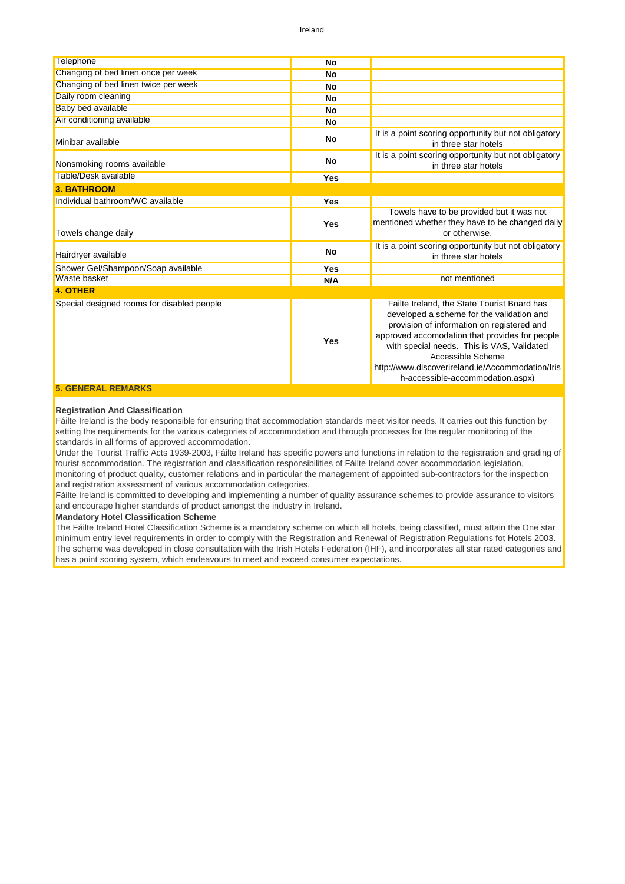| | | |
|---|---|---|
| Telephone | **No** | |
| Changing of bed linen once per week | **No** | |
| Changing of bed linen twice per week | **No** | |
| Daily room cleaning | **No** | |
| Baby bed available | **No** | |
| Air conditioning available | **No** | |
| Minibar available | **No** | It is a point scoring opportunity but not obligatory in three star hotels |
| Nonsmoking rooms available | **No** | It is a point scoring opportunity but not obligatory in three star hotels |
| Table/Desk available | **Yes** | |
| **3. BATHROOM** | | |
| Individual bathroom/WC available | **Yes** | |
| Towels change daily | **Yes** | Towels have to be provided but it was not mentioned whether they have to be changed daily or otherwise. |
| Hairdryer available | **No** | It is a point scoring opportunity but not obligatory in three star hotels |
| Shower Gel/Shampoon/Soap available | **Yes** | |
| Waste basket | **N/A** | not mentioned |
| **4. OTHER** | | |
| Special designed rooms for disabled people | **Yes** | Failte Ireland, the State Tourist Board has developed a scheme for the validation and provision of information on registered and approved accomodation that provides for people with special needs. This is VAS, Validated Accessible Scheme http://www.discoverireland.ie/Accommodation/Irish-accessible-accommodation.aspx) |

**5. GENERAL REMARKS**

**Registration And Classification**

Fáilte Ireland is the body responsible for ensuring that accommodation standards meet visitor needs. It carries out this function by setting the requirements for the various categories of accommodation and through processes for the regular monitoring of the standards in all forms of approved accommodation.

Under the Tourist Traffic Acts 1939-2003, Fáilte Ireland has specific powers and functions in relation to the registration and grading of tourist accommodation. The registration and classification responsibilities of Fáilte Ireland cover accommodation legislation, monitoring of product quality, customer relations and in particular the management of appointed sub-contractors for the inspection and registration assessment of various accommodation categories.

Fáilte Ireland is committed to developing and implementing a number of quality assurance schemes to provide assurance to visitors and encourage higher standards of product amongst the industry in Ireland.

**Mandatory Hotel Classification Scheme**

The Fáilte Ireland Hotel Classification Scheme is a mandatory scheme on which all hotels, being classified, must attain the One star minimum entry level requirements in order to comply with the Registration and Renewal of Registration Regulations fot Hotels 2003. The scheme was developed in close consultation with the Irish Hotels Federation (IHF), and incorporates all star rated categories and has a point scoring system, which endeavours to meet and exceed consumer expectations.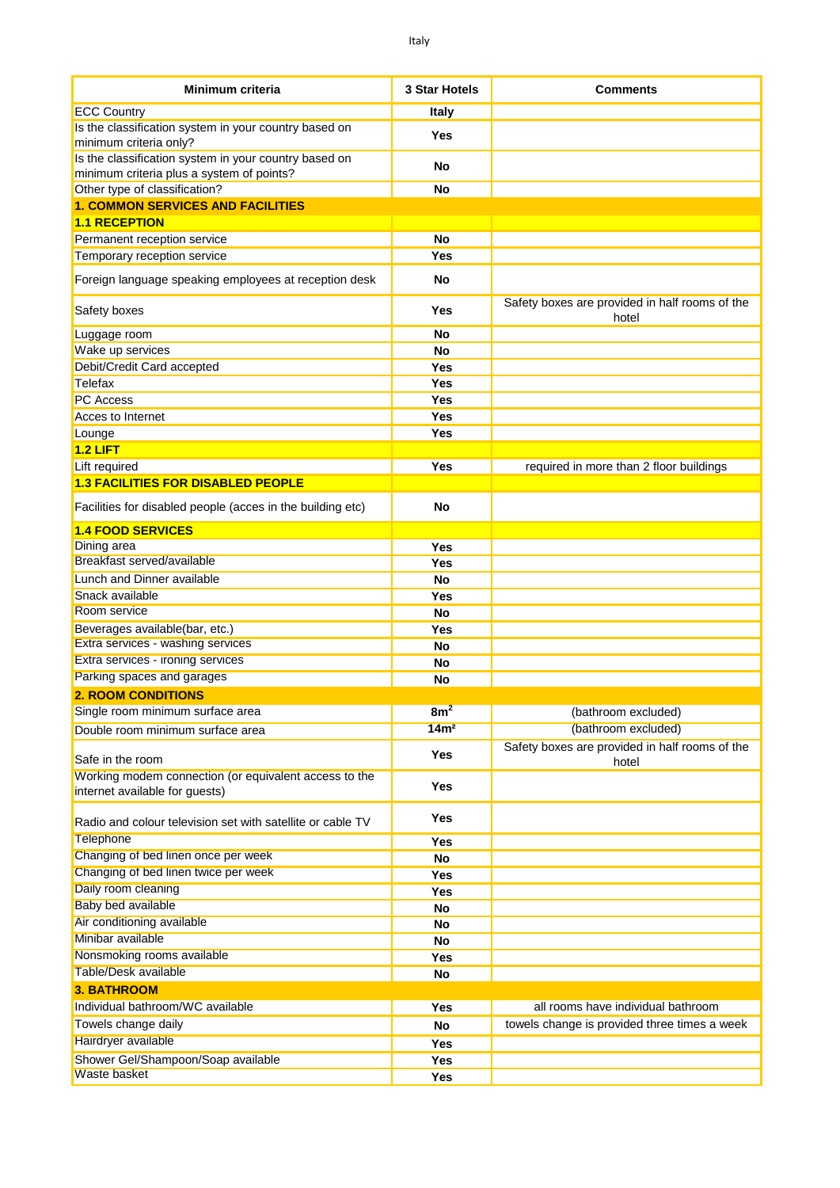| Minimum criteria | 3 Star Hotels | Comments |
|---|---|---|
| ECC Country | **Italy** | |
| Is the classification system in your country based on minimum criteria only? | **Yes** | |
| Is the classification system in your country based on minimum criteria plus a system of points? | **No** | |
| Other type of classification? | **No** | |
| **1. COMMON SERVICES AND FACILITIES** | | |
| **1.1 RECEPTION** | | |
| Permanent reception service | **No** | |
| Temporary reception service | **Yes** | |
| Foreign language speaking employees at reception desk | **No** | |
| Safety boxes | **Yes** | Safety boxes are provided in half rooms of the hotel |
| Luggage room | **No** | |
| Wake up services | **No** | |
| Debit/Credit Card accepted | **Yes** | |
| Telefax | **Yes** | |
| PC Access | **Yes** | |
| Acces to Internet | **Yes** | |
| Lounge | **Yes** | |
| **1.2 LIFT** | | |
| Lift required | **Yes** | required in more than 2 floor buildings |
| **1.3 FACILITIES FOR DISABLED PEOPLE** | | |
| Facilities for disabled people (acces in the building etc) | **No** | |
| **1.4 FOOD SERVICES** | | |
| Dining area | **Yes** | |
| Breakfast served/available | **Yes** | |
| Lunch and Dinner available | **No** | |
| Snack available | **Yes** | |
| Room service | **No** | |
| Beverages available(bar, etc.) | **Yes** | |
| Extra services - washing services | **No** | |
| Extra services - ironing services | **No** | |
| Parking spaces and garages | **No** | |
| **2. ROOM CONDITIONS** | | |
| Single room minimum surface area | **8m²** | (bathroom excluded) |
| Double room minimum surface area | **14m²** | (bathroom excluded) |
| Safe in the room | **Yes** | Safety boxes are provided in half rooms of the hotel |
| Working modem connection (or equivalent access to the internet available for guests) | **Yes** | |
| Radio and colour television set with satellite or cable TV | **Yes** | |
| Telephone | **Yes** | |
| Changing of bed linen once per week | **No** | |
| Changing of bed linen twice per week | **Yes** | |
| Daily room cleaning | **Yes** | |
| Baby bed available | **No** | |
| Air conditioning available | **No** | |
| Minibar available | **No** | |
| Nonsmoking rooms available | **Yes** | |
| Table/Desk available | **No** | |
| **3. BATHROOM** | | |
| Individual bathroom/WC available | **Yes** | all rooms have individual bathroom |
| Towels change daily | **No** | towels change is provided three times a week |
| Hairdryer available | **Yes** | |
| Shower Gel/Shampoon/Soap available | **Yes** | |
| Waste basket | **Yes** | |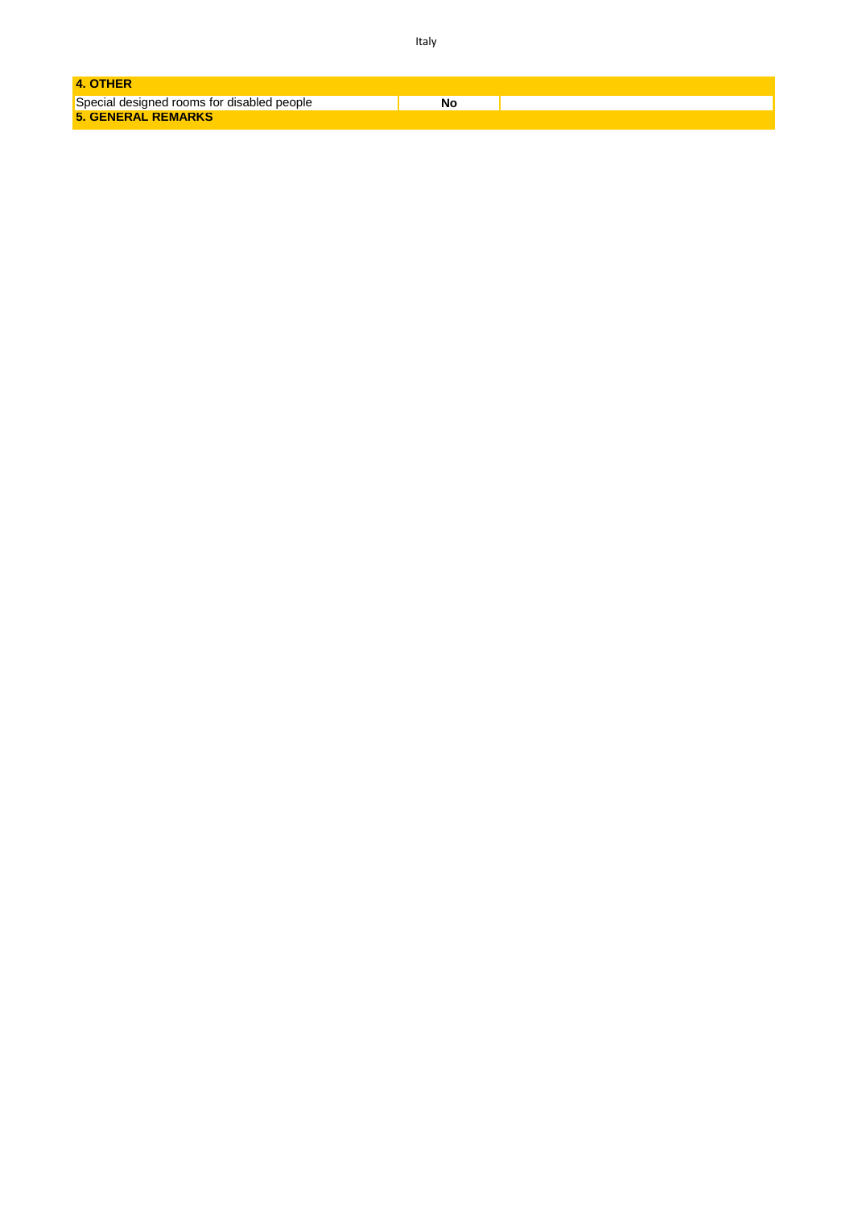## 4. OTHER

| | | |
|---|---|---|
| Special designed rooms for disabled people | **No** | |

## 5. GENERAL REMARKS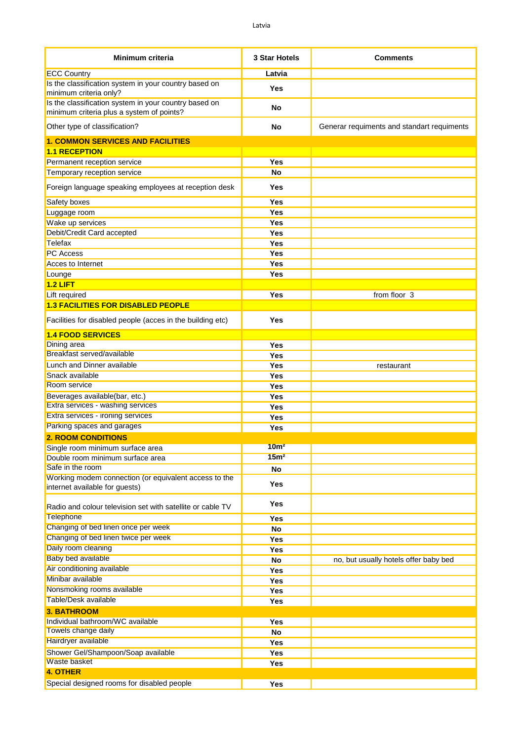| Minimum criteria | 3 Star Hotels | Comments |
| --- | --- | --- |
| ECC Country | **Latvia** | |
| Is the classification system in your country based on minimum criteria only? | **Yes** | |
| Is the classification system in your country based on minimum criteria plus a system of points? | **No** | |
| Other type of classification? | **No** | Generar requiments and standart requiments |
| **1. COMMON SERVICES AND FACILITIES** | | |
| **1.1 RECEPTION** | | |
| Permanent reception service | **Yes** | |
| Temporary reception service | **No** | |
| Foreign language speaking employees at reception desk | **Yes** | |
| Safety boxes | **Yes** | |
| Luggage room | **Yes** | |
| Wake up services | **Yes** | |
| Debit/Credit Card accepted | **Yes** | |
| Telefax | **Yes** | |
| PC Access | **Yes** | |
| Acces to Internet | **Yes** | |
| Lounge | **Yes** | |
| **1.2 LIFT** | | |
| Lift required | **Yes** | from floor 3 |
| **1.3 FACILITIES FOR DISABLED PEOPLE** | | |
| Facilities for disabled people (acces in the building etc) | **Yes** | |
| **1.4 FOOD SERVICES** | | |
| Dining area | **Yes** | |
| Breakfast served/available | **Yes** | |
| Lunch and Dinner available | **Yes** | restaurant |
| Snack available | **Yes** | |
| Room service | **Yes** | |
| Beverages available(bar, etc.) | **Yes** | |
| Extra services - washing services | **Yes** | |
| Extra services - ironing services | **Yes** | |
| Parking spaces and garages | **Yes** | |
| **2. ROOM CONDITIONS** | | |
| Single room minimum surface area | **10m²** | |
| Double room minimum surface area | **15m²** | |
| Safe in the room | **No** | |
| Working modem connection (or equivalent access to the internet available for guests) | **Yes** | |
| Radio and colour television set with satellite or cable TV | **Yes** | |
| Telephone | **Yes** | |
| Changing of bed linen once per week | **No** | |
| Changing of bed linen twice per week | **Yes** | |
| Daily room cleaning | **Yes** | |
| Baby bed available | **No** | no, but usually hotels offer baby bed |
| Air conditioning available | **Yes** | |
| Minibar available | **Yes** | |
| Nonsmoking rooms available | **Yes** | |
| Table/Desk available | **Yes** | |
| **3. BATHROOM** | | |
| Individual bathroom/WC available | **Yes** | |
| Towels change daily | **No** | |
| Hairdryer available | **Yes** | |
| Shower Gel/Shampoon/Soap available | **Yes** | |
| Waste basket | **Yes** | |
| **4. OTHER** | | |
| Special designed rooms for disabled people | **Yes** | |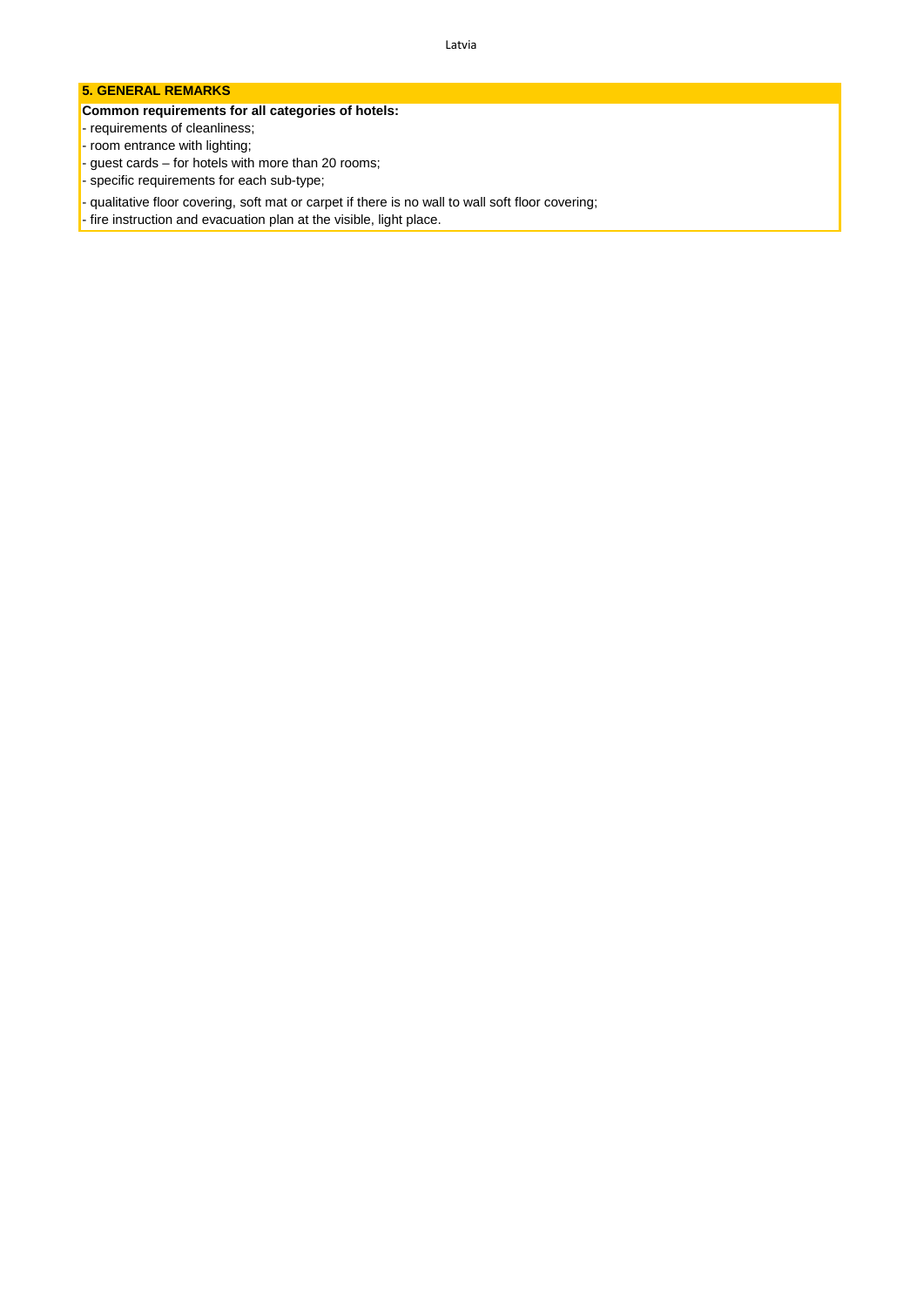## 5. GENERAL REMARKS

**Common requirements for all categories of hotels:**

- requirements of cleanliness;
- room entrance with lighting;
- guest cards – for hotels with more than 20 rooms;
- specific requirements for each sub-type;
- qualitative floor covering, soft mat or carpet if there is no wall to wall soft floor covering;
- fire instruction and evacuation plan at the visible, light place.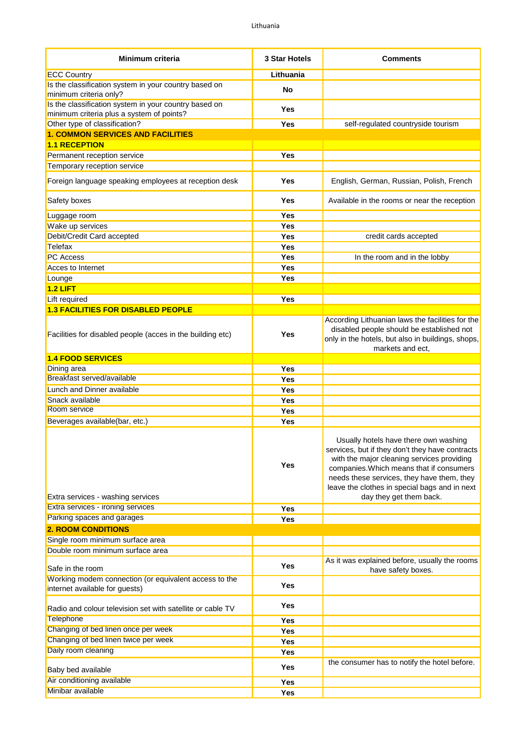| Minimum criteria | 3 Star Hotels | Comments |
|---|---|---|
| ECC Country | Lithuania | |
| Is the classification system in your country based on minimum criteria only? | No | |
| Is the classification system in your country based on minimum criteria plus a system of points? | Yes | |
| Other type of classification? | Yes | self-regulated countryside tourism |
| **1. COMMON SERVICES AND FACILITIES** | | |
| **1.1 RECEPTION** | | |
| Permanent reception service | Yes | |
| Temporary reception service | | |
| Foreign language speaking employees at reception desk | Yes | English, German, Russian, Polish, French |
| Safety boxes | Yes | Available in the rooms or near the reception |
| Luggage room | Yes | |
| Wake up services | Yes | |
| Debit/Credit Card accepted | Yes | credit cards accepted |
| Telefax | Yes | |
| PC Access | Yes | In the room and in the lobby |
| Acces to Internet | Yes | |
| Lounge | Yes | |
| **1.2 LIFT** | | |
| Lift required | Yes | |
| **1.3 FACILITIES FOR DISABLED PEOPLE** | | |
| Facilities for disabled people (acces in the building etc) | Yes | According Lithuanian laws the facilities for the disabled people should be established not only in the hotels, but also in buildings, shops, markets and ect, |
| **1.4 FOOD SERVICES** | | |
| Dining area | Yes | |
| Breakfast served/available | Yes | |
| Lunch and Dinner available | Yes | |
| Snack available | Yes | |
| Room service | Yes | |
| Beverages available(bar, etc.) | Yes | |
| Extra services - washing services | Yes | Usually hotels have there own washing services, but if they don't they have contracts with the major cleaning services providing companies.Which means that if consumers needs these services, they have them, they leave the clothes in special bags and in next day they get them back. |
| Extra services - ironing services | Yes | |
| Parking spaces and garages | Yes | |
| **2. ROOM CONDITIONS** | | |
| Single room minimum surface area | | |
| Double room minimum surface area | | |
| Safe in the room | Yes | As it was explained before, usually the rooms have safety boxes. |
| Working modem connection (or equivalent access to the internet available for guests) | Yes | |
| Radio and colour television set with satellite or cable TV | Yes | |
| Telephone | Yes | |
| Changing of bed linen once per week | Yes | |
| Changing of bed linen twice per week | Yes | |
| Daily room cleaning | Yes | |
| Baby bed available | Yes | the consumer has to notify the hotel before. |
| Air conditioning available | Yes | |
| Minibar available | Yes | |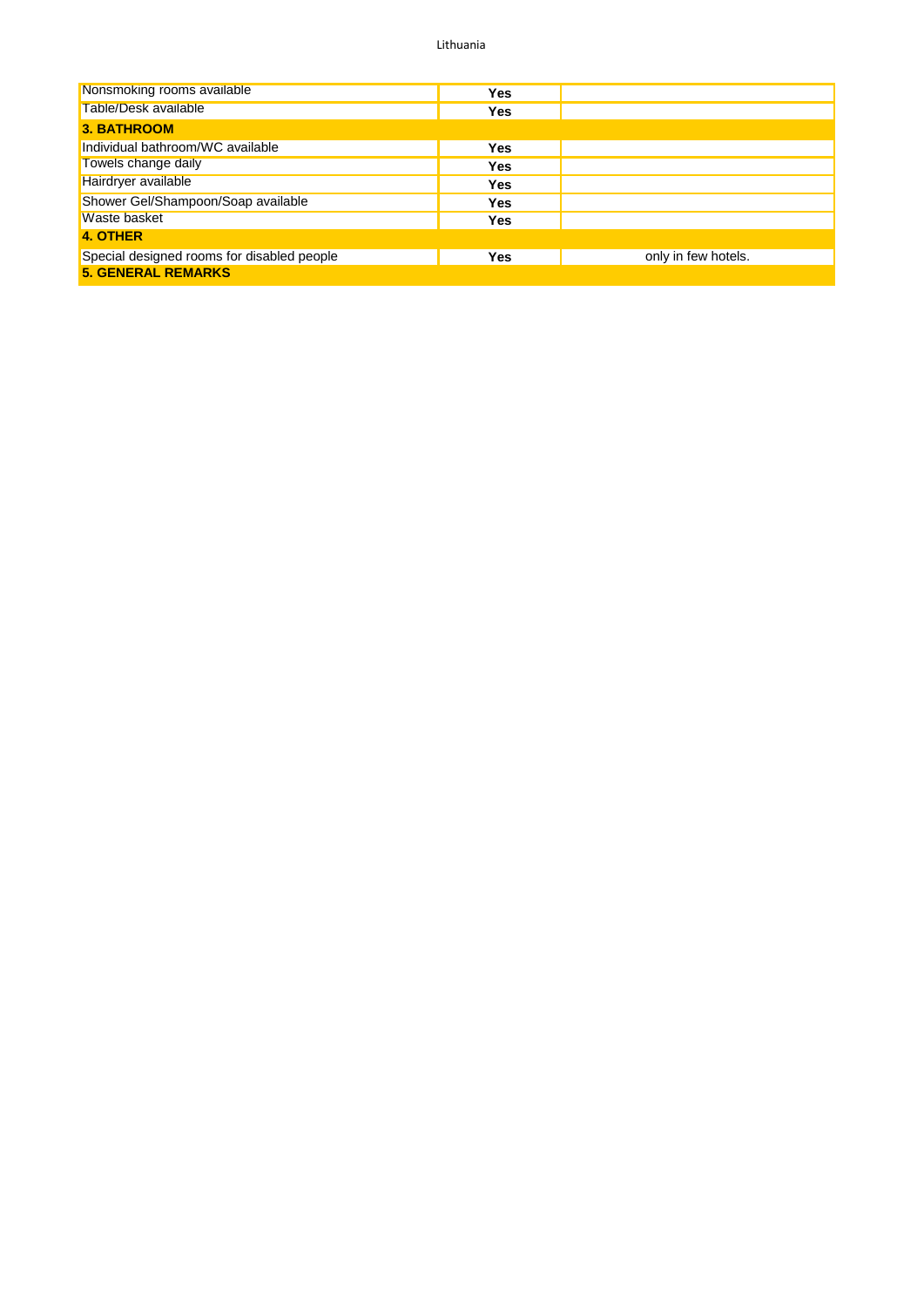| Nonsmoking rooms available | Yes | |
|---|---|---|
| Table/Desk available | Yes | |
| **3. BATHROOM** | | |
| Individual bathroom/WC available | Yes | |
| Towels change daily | Yes | |
| Hairdryer available | Yes | |
| Shower Gel/Shampoon/Soap available | Yes | |
| Waste basket | Yes | |
| **4. OTHER** | | |
| Special designed rooms for disabled people | Yes | only in few hotels. |
| **5. GENERAL REMARKS** | | |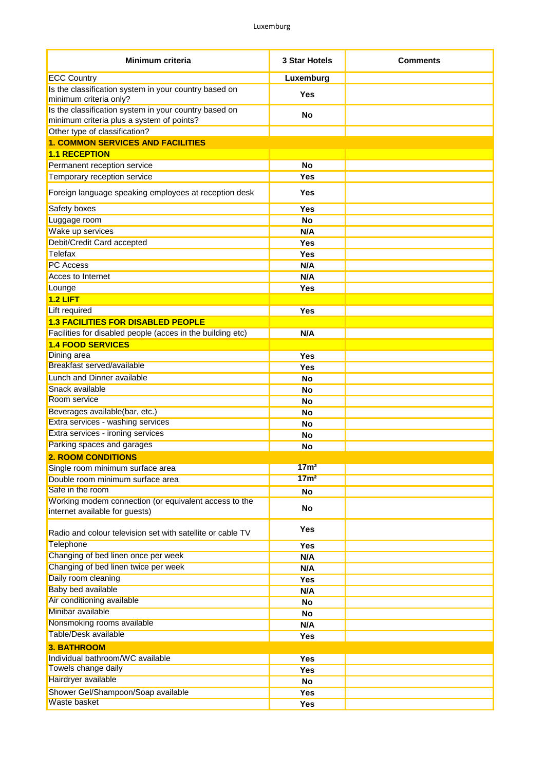| Minimum criteria | 3 Star Hotels | Comments |
|---|---|---|
| ECC Country | Luxemburg | |
| Is the classification system in your country based on minimum criteria only? | Yes | |
| Is the classification system in your country based on minimum criteria plus a system of points? | No | |
| Other type of classification? | | |
| **1. COMMON SERVICES AND FACILITIES** | | |
| **1.1 RECEPTION** | | |
| Permanent reception service | No | |
| Temporary reception service | Yes | |
| Foreign language speaking employees at reception desk | Yes | |
| Safety boxes | Yes | |
| Luggage room | No | |
| Wake up services | N/A | |
| Debit/Credit Card accepted | Yes | |
| Telefax | Yes | |
| PC Access | N/A | |
| Acces to Internet | N/A | |
| Lounge | Yes | |
| **1.2 LIFT** | | |
| Lift required | Yes | |
| **1.3 FACILITIES FOR DISABLED PEOPLE** | | |
| Facilities for disabled people (acces in the building etc) | N/A | |
| **1.4 FOOD SERVICES** | | |
| Dining area | Yes | |
| Breakfast served/available | Yes | |
| Lunch and Dinner available | No | |
| Snack available | No | |
| Room service | No | |
| Beverages available(bar, etc.) | No | |
| Extra services - washing services | No | |
| Extra services - ironing services | No | |
| Parking spaces and garages | No | |
| **2. ROOM CONDITIONS** | | |
| Single room minimum surface area | 17m² | |
| Double room minimum surface area | 17m² | |
| Safe in the room | No | |
| Working modem connection (or equivalent access to the internet available for guests) | No | |
| Radio and colour television set with satellite or cable TV | Yes | |
| Telephone | Yes | |
| Changing of bed linen once per week | N/A | |
| Changing of bed linen twice per week | N/A | |
| Daily room cleaning | Yes | |
| Baby bed available | N/A | |
| Air conditioning available | No | |
| Minibar available | No | |
| Nonsmoking rooms available | N/A | |
| Table/Desk available | Yes | |
| **3. BATHROOM** | | |
| Individual bathroom/WC available | Yes | |
| Towels change daily | Yes | |
| Hairdryer available | No | |
| Shower Gel/Shampoon/Soap available | Yes | |
| Waste basket | Yes | |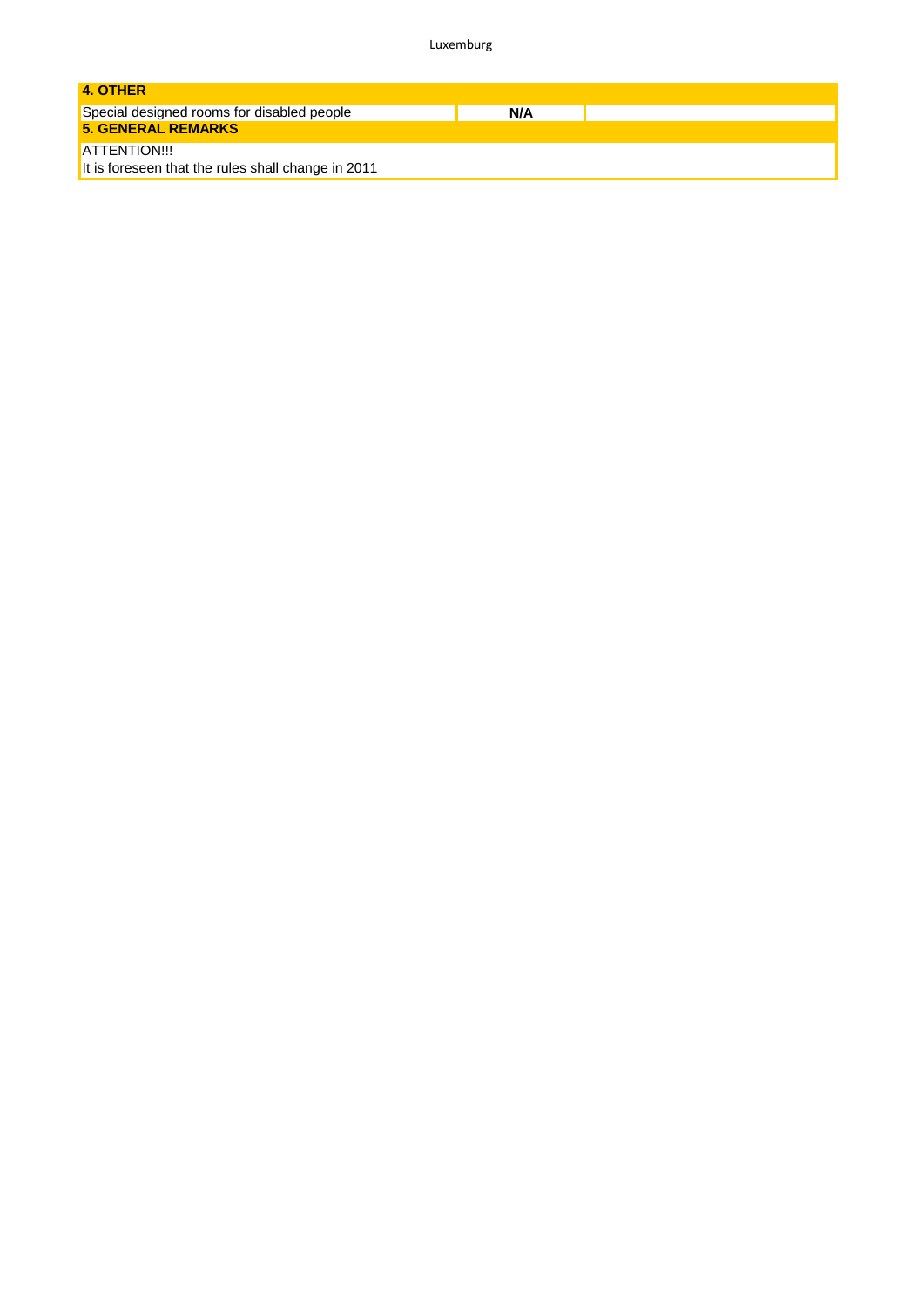| 4. OTHER | | |
| --- | --- | --- |
| Special designed rooms for disabled people | **N/A** | |

| 5. GENERAL REMARKS |
| --- |
| ATTENTION!!!<br>It is foreseen that the rules shall change in 2011 |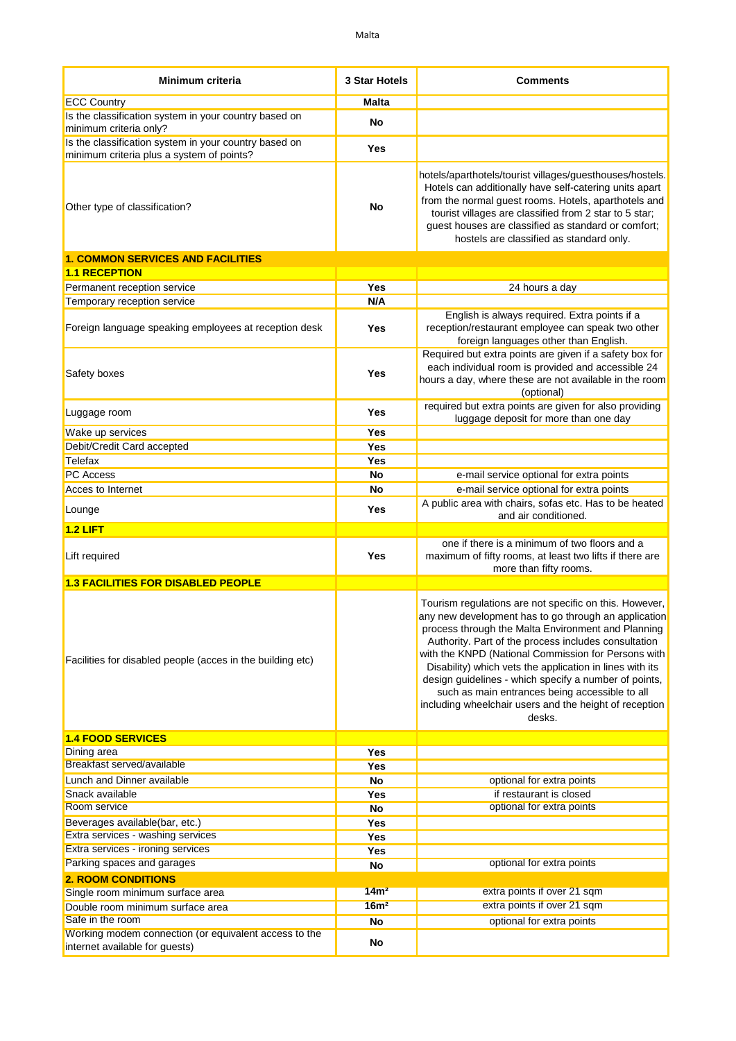Malta

| Minimum criteria | 3 Star Hotels | Comments |
|---|---|---|
| ECC Country | **Malta** | |
| Is the classification system in your country based on minimum criteria only? | **No** | |
| Is the classification system in your country based on minimum criteria plus a system of points? | **Yes** | |
| Other type of classification? | **No** | hotels/aparthotels/tourist villages/guesthouses/hostels. Hotels can additionally have self-catering units apart from the normal guest rooms. Hotels, aparthotels and tourist villages are classified from 2 star to 5 star; guest houses are classified as standard or comfort; hostels are classified as standard only. |
| **1. COMMON SERVICES AND FACILITIES** | | |
| **1.1 RECEPTION** | | |
| Permanent reception service | **Yes** | 24 hours a day |
| Temporary reception service | **N/A** | |
| Foreign language speaking employees at reception desk | **Yes** | English is always required. Extra points if a reception/restaurant employee can speak two other foreign languages other than English. |
| Safety boxes | **Yes** | Required but extra points are given if a safety box for each individual room is provided and accessible 24 hours a day, where these are not available in the room (optional) |
| Luggage room | **Yes** | required but extra points are given for also providing luggage deposit for more than one day |
| Wake up services | **Yes** | |
| Debit/Credit Card accepted | **Yes** | |
| Telefax | **Yes** | |
| PC Access | **No** | e-mail service optional for extra points |
| Acces to Internet | **No** | e-mail service optional for extra points |
| Lounge | **Yes** | A public area with chairs, sofas etc. Has to be heated and air conditioned. |
| **1.2 LIFT** | | |
| Lift required | **Yes** | one if there is a minimum of two floors and a maximum of fifty rooms, at least two lifts if there are more than fifty rooms. |
| **1.3 FACILITIES FOR DISABLED PEOPLE** | | |
| Facilities for disabled people (acces in the building etc) | | Tourism regulations are not specific on this. However, any new development has to go through an application process through the Malta Environment and Planning Authority. Part of the process includes consultation with the KNPD (National Commission for Persons with Disability) which vets the application in lines with its design guidelines - which specify a number of points, such as main entrances being accessible to all including wheelchair users and the height of reception desks. |
| **1.4 FOOD SERVICES** | | |
| Dining area | **Yes** | |
| Breakfast served/available | **Yes** | |
| Lunch and Dinner available | **No** | optional for extra points |
| Snack available | **Yes** | if restaurant is closed |
| Room service | **No** | optional for extra points |
| Beverages available(bar, etc.) | **Yes** | |
| Extra services - washing services | **Yes** | |
| Extra services - ironing services | **Yes** | |
| Parking spaces and garages | **No** | optional for extra points |
| **2. ROOM CONDITIONS** | | |
| Single room minimum surface area | **14m²** | extra points if over 21 sqm |
| Double room minimum surface area | **16m²** | extra points if over 21 sqm |
| Safe in the room | **No** | optional for extra points |
| Working modem connection (or equivalent access to the internet available for guests) | **No** | |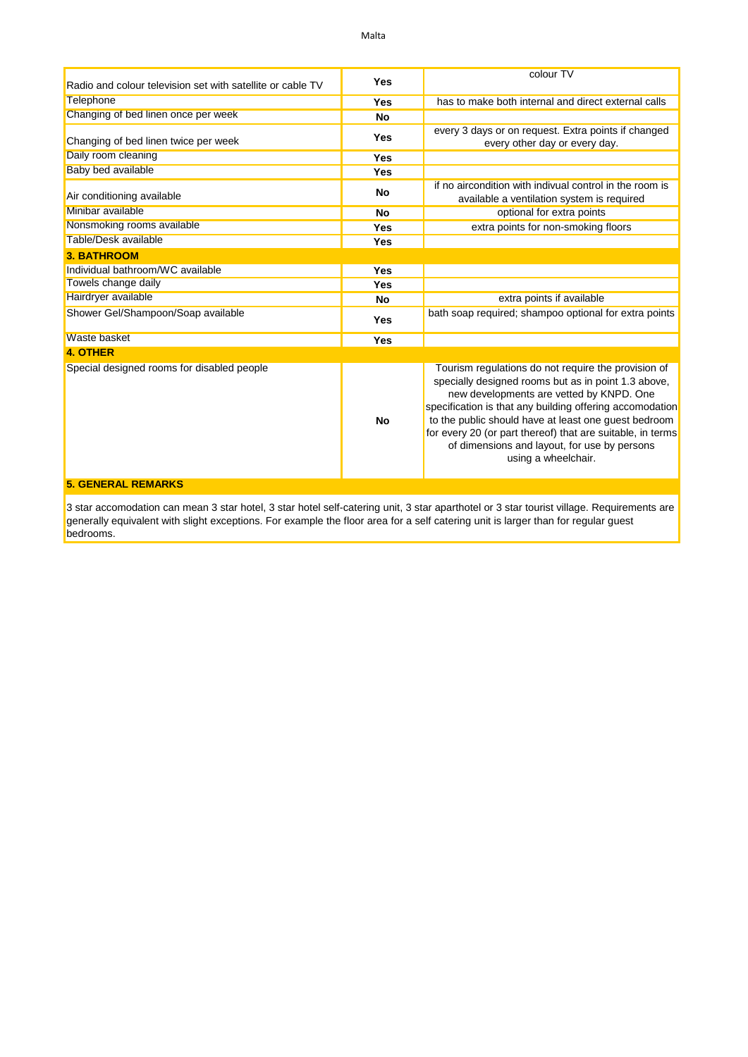| | | |
|---|---|---|
| Radio and colour television set with satellite or cable TV | **Yes** | colour TV |
| Telephone | **Yes** | has to make both internal and direct external calls |
| Changing of bed linen once per week | **No** | |
| Changing of bed linen twice per week | **Yes** | every 3 days or on request. Extra points if changed every other day or every day. |
| Daily room cleaning | **Yes** | |
| Baby bed available | **Yes** | |
| Air conditioning available | **No** | if no aircondition with indivual control in the room is available a ventilation system is required |
| Minibar available | **No** | optional for extra points |
| Nonsmoking rooms available | **Yes** | extra points for non-smoking floors |
| Table/Desk available | **Yes** | |
| **3. BATHROOM** | | |
| Individual bathroom/WC available | **Yes** | |
| Towels change daily | **Yes** | |
| Hairdryer available | **No** | extra points if available |
| Shower Gel/Shampoon/Soap available | **Yes** | bath soap required; shampoo optional for extra points |
| Waste basket | **Yes** | |
| **4. OTHER** | | |
| Special designed rooms for disabled people | **No** | Tourism regulations do not require the provision of specially designed rooms but as in point 1.3 above, new developments are vetted by KNPD. One specification is that any building offering accomodation to the public should have at least one guest bedroom for every 20 (or part thereof) that are suitable, in terms of dimensions and layout, for use by persons using a wheelchair. |

**5. GENERAL REMARKS**

3 star accomodation can mean 3 star hotel, 3 star hotel self-catering unit, 3 star aparthotel or 3 star tourist village. Requirements are generally equivalent with slight exceptions. For example the floor area for a self catering unit is larger than for regular guest bedrooms.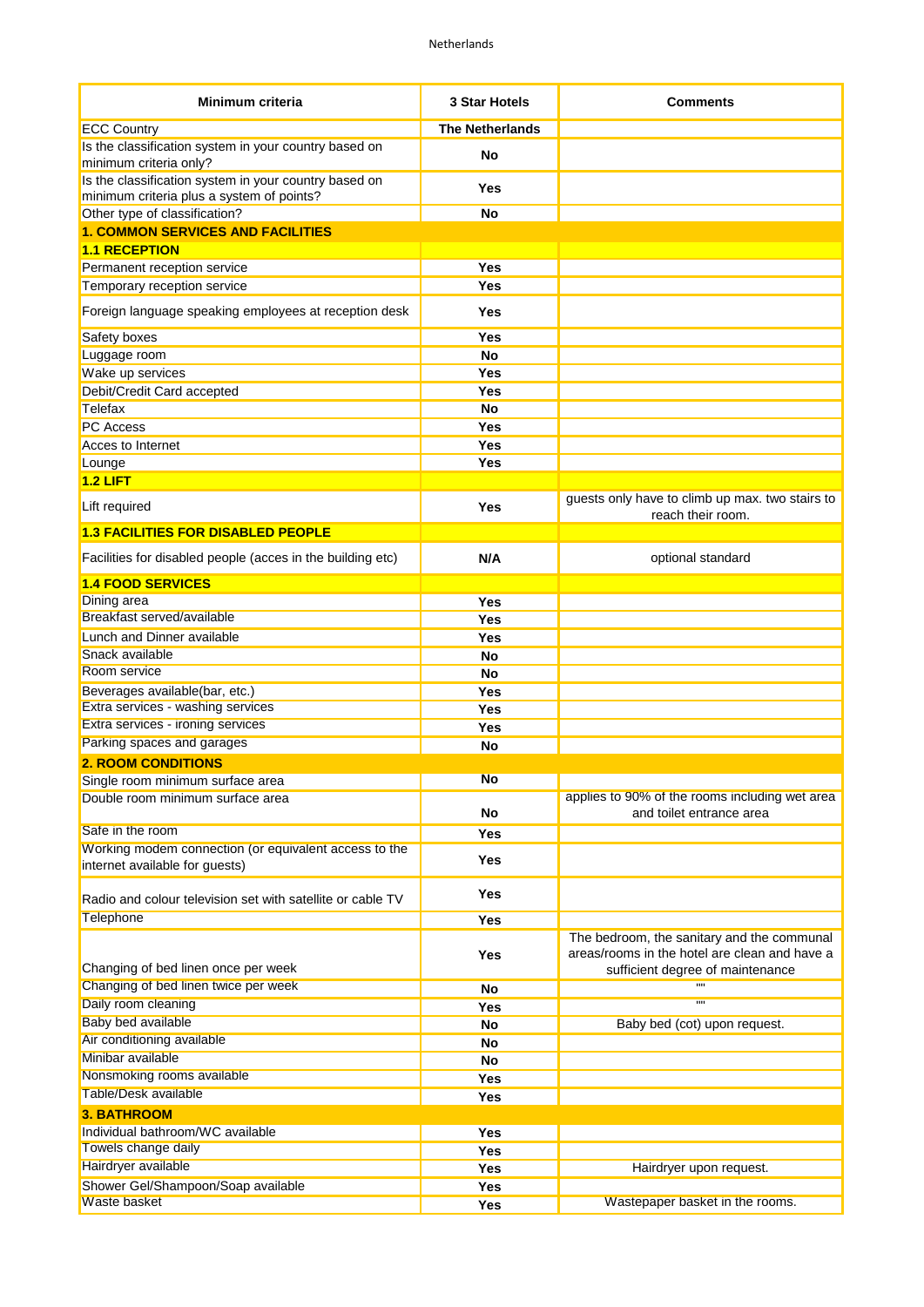Netherlands

| Minimum criteria | 3 Star Hotels | Comments |
|---|---|---|
| ECC Country | **The Netherlands** | |
| Is the classification system in your country based on minimum criteria only? | **No** | |
| Is the classification system in your country based on minimum criteria plus a system of points? | **Yes** | |
| Other type of classification? | **No** | |
| **1. COMMON SERVICES AND FACILITIES** | | |
| **1.1 RECEPTION** | | |
| Permanent reception service | **Yes** | |
| Temporary reception service | **Yes** | |
| Foreign language speaking employees at reception desk | **Yes** | |
| Safety boxes | **Yes** | |
| Luggage room | **No** | |
| Wake up services | **Yes** | |
| Debit/Credit Card accepted | **Yes** | |
| Telefax | **No** | |
| PC Access | **Yes** | |
| Acces to Internet | **Yes** | |
| Lounge | **Yes** | |
| **1.2 LIFT** | | |
| Lift required | **Yes** | guests only have to climb up max. two stairs to reach their room. |
| **1.3 FACILITIES FOR DISABLED PEOPLE** | | |
| Facilities for disabled people (acces in the building etc) | **N/A** | optional standard |
| **1.4 FOOD SERVICES** | | |
| Dining area | **Yes** | |
| Breakfast served/available | **Yes** | |
| Lunch and Dinner available | **Yes** | |
| Snack available | **No** | |
| Room service | **No** | |
| Beverages available(bar, etc.) | **Yes** | |
| Extra services - washing services | **Yes** | |
| Extra services - ironing services | **Yes** | |
| Parking spaces and garages | **No** | |
| **2. ROOM CONDITIONS** | | |
| Single room minimum surface area | **No** | |
| Double room minimum surface area | **No** | applies to 90% of the rooms including wet area and toilet entrance area |
| Safe in the room | **Yes** | |
| Working modem connection (or equivalent access to the internet available for guests) | **Yes** | |
| Radio and colour television set with satellite or cable TV | **Yes** | |
| Telephone | **Yes** | |
| Changing of bed linen once per week | **Yes** | The bedroom, the sanitary and the communal areas/rooms in the hotel are clean and have a sufficient degree of maintenance |
| Changing of bed linen twice per week | **No** | "" |
| Daily room cleaning | **Yes** | "" |
| Baby bed available | **No** | Baby bed (cot) upon request. |
| Air conditioning available | **No** | |
| Minibar available | **No** | |
| Nonsmoking rooms available | **Yes** | |
| Table/Desk available | **Yes** | |
| **3. BATHROOM** | | |
| Individual bathroom/WC available | **Yes** | |
| Towels change daily | **Yes** | |
| Hairdryer available | **Yes** | Hairdryer upon request. |
| Shower Gel/Shampoon/Soap available | **Yes** | |
| Waste basket | **Yes** | Wastepaper basket in the rooms. |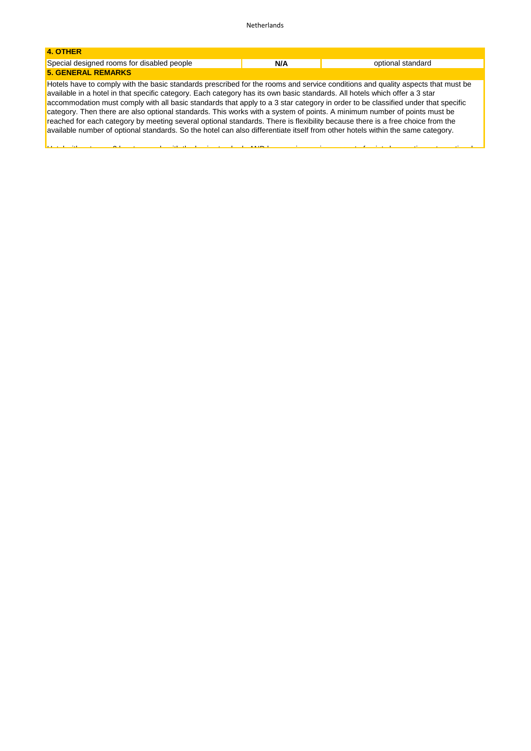| 4. OTHER | | |
|---|---|---|
| Special designed rooms for disabled people | **N/A** | optional standard |

**5. GENERAL REMARKS**

Hotels have to comply with the basic standards prescribed for the rooms and service conditions and quality aspects that must be available in a hotel in that specific category. Each category has its own basic standards. All hotels which offer a 3 star accommodation must comply with all basic standards that apply to a 3 star category in order to be classified under that specific category. Then there are also optional standards. This works with a system of points. A minimum number of points must be reached for each category by meeting several optional standards. There is flexibility because there is a free choice from the available number of optional standards. So the hotel can also differentiate itself from other hotels within the same category.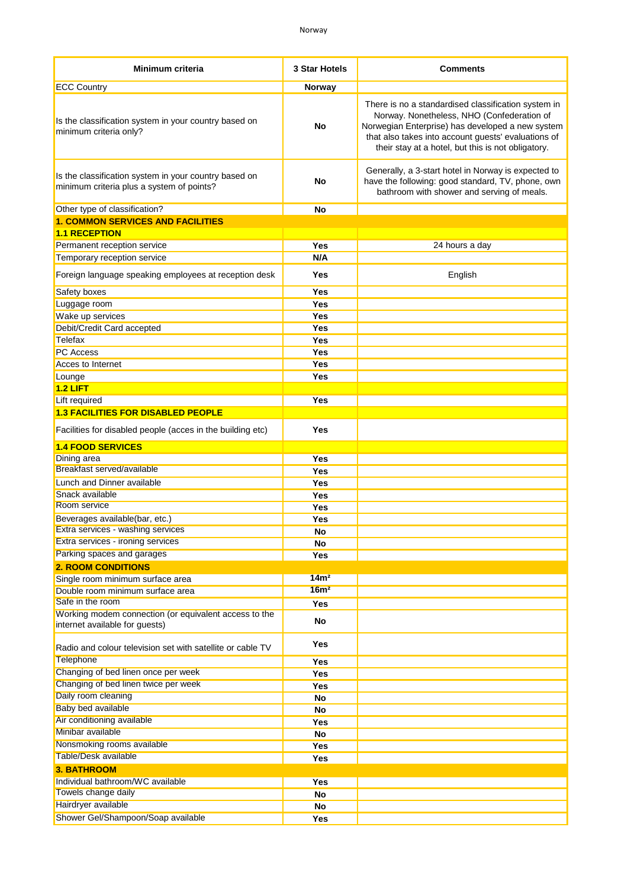| Minimum criteria | 3 Star Hotels | Comments |
|---|---|---|
| ECC Country | Norway | |
| Is the classification system in your country based on minimum criteria only? | No | There is no a standardised classification system in Norway. Nonetheless, NHO (Confederation of Norwegian Enterprise) has developed a new system that also takes into account guests' evaluations of their stay at a hotel, but this is not obligatory. |
| Is the classification system in your country based on minimum criteria plus a system of points? | No | Generally, a 3-start hotel in Norway is expected to have the following: good standard, TV, phone, own bathroom with shower and serving of meals. |
| Other type of classification? | No | |
| **1. COMMON SERVICES AND FACILITIES** | | |
| **1.1 RECEPTION** | | |
| Permanent reception service | Yes | 24 hours a day |
| Temporary reception service | N/A | |
| Foreign language speaking employees at reception desk | Yes | English |
| Safety boxes | Yes | |
| Luggage room | Yes | |
| Wake up services | Yes | |
| Debit/Credit Card accepted | Yes | |
| Telefax | Yes | |
| PC Access | Yes | |
| Acces to Internet | Yes | |
| Lounge | Yes | |
| **1.2 LIFT** | | |
| Lift required | Yes | |
| **1.3 FACILITIES FOR DISABLED PEOPLE** | | |
| Facilities for disabled people (acces in the building etc) | Yes | |
| **1.4 FOOD SERVICES** | | |
| Dining area | Yes | |
| Breakfast served/available | Yes | |
| Lunch and Dinner available | Yes | |
| Snack available | Yes | |
| Room service | Yes | |
| Beverages available(bar, etc.) | Yes | |
| Extra services - washing services | No | |
| Extra services - ironing services | No | |
| Parking spaces and garages | Yes | |
| **2. ROOM CONDITIONS** | | |
| Single room minimum surface area | $14m^2$ | |
| Double room minimum surface area | $16m^2$ | |
| Safe in the room | Yes | |
| Working modem connection (or equivalent access to the internet available for guests) | No | |
| Radio and colour television set with satellite or cable TV | Yes | |
| Telephone | Yes | |
| Changing of bed linen once per week | Yes | |
| Changing of bed linen twice per week | Yes | |
| Daily room cleaning | No | |
| Baby bed available | No | |
| Air conditioning available | Yes | |
| Minibar available | No | |
| Nonsmoking rooms available | Yes | |
| Table/Desk available | Yes | |
| **3. BATHROOM** | | |
| Individual bathroom/WC available | Yes | |
| Towels change daily | No | |
| Hairdryer available | No | |
| Shower Gel/Shampoon/Soap available | Yes | |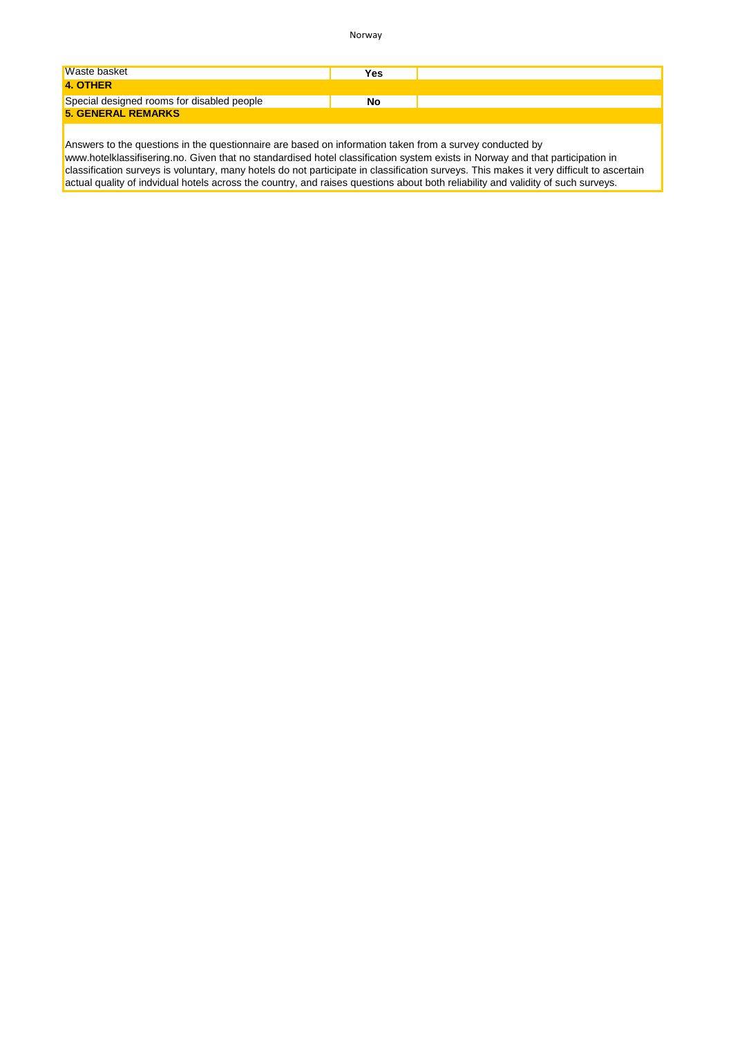| | | |
|---|---|---|
| Waste basket | **Yes** | |
| **4. OTHER** | | |
| Special designed rooms for disabled people | **No** | |
| **5. GENERAL REMARKS** | | |

Answers to the questions in the questionnaire are based on information taken from a survey conducted by www.hotelklassifisering.no. Given that no standardised hotel classification system exists in Norway and that participation in classification surveys is voluntary, many hotels do not participate in classification surveys. This makes it very difficult to ascertain actual quality of indvidual hotels across the country, and raises questions about both reliability and validity of such surveys.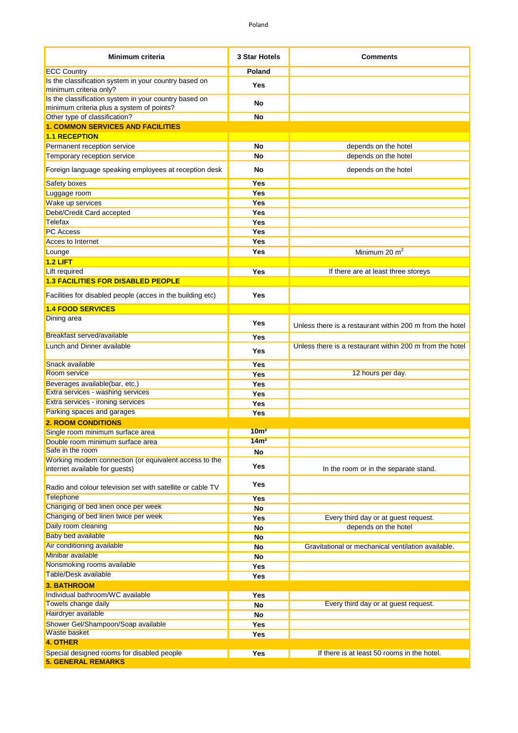| Minimum criteria | 3 Star Hotels | Comments |
|---|---|---|
| ECC Country | **Poland** | |
| Is the classification system in your country based on minimum criteria only? | **Yes** | |
| Is the classification system in your country based on minimum criteria plus a system of points? | **No** | |
| Other type of classification? | **No** | |
| **1. COMMON SERVICES AND FACILITIES** | | |
| **1.1 RECEPTION** | | |
| Permanent reception service | **No** | depends on the hotel |
| Temporary reception service | **No** | depends on the hotel |
| Foreign language speaking employees at reception desk | **No** | depends on the hotel |
| Safety boxes | **Yes** | |
| Luggage room | **Yes** | |
| Wake up services | **Yes** | |
| Debit/Credit Card accepted | **Yes** | |
| Telefax | **Yes** | |
| PC Access | **Yes** | |
| Acces to Internet | **Yes** | |
| Lounge | **Yes** | Minimum 20 $m^2$ |
| **1.2 LIFT** | | |
| Lift required | **Yes** | If there are at least three storeys |
| **1.3 FACILITIES FOR DISABLED PEOPLE** | | |
| Facilities for disabled people (acces in the building etc) | **Yes** | |
| **1.4 FOOD SERVICES** | | |
| Dining area | **Yes** | Unless there is a restaurant within 200 m from the hotel |
| Breakfast served/available | **Yes** | |
| Lunch and Dinner available | **Yes** | Unless there is a restaurant within 200 m from the hotel |
| Snack available | **Yes** | |
| Room service | **Yes** | 12 hours per day. |
| Beverages available(bar, etc.) | **Yes** | |
| Extra services - washing services | **Yes** | |
| Extra services - ironing services | **Yes** | |
| Parking spaces and garages | **Yes** | |
| **2. ROOM CONDITIONS** | | |
| Single room minimum surface area | **10m²** | |
| Double room minimum surface area | **14m²** | |
| Safe in the room | **No** | |
| Working modem connection (or equivalent access to the internet available for guests) | **Yes** | In the room or in the separate stand. |
| Radio and colour television set with satellite or cable TV | **Yes** | |
| Telephone | **Yes** | |
| Changing of bed linen once per week | **No** | |
| Changing of bed linen twice per week | **Yes** | Every third day or at guest request. |
| Daily room cleaning | **No** | depends on the hotel |
| Baby bed available | **No** | |
| Air conditioning available | **No** | Gravitational or mechanical ventilation available. |
| Minibar available | **No** | |
| Nonsmoking rooms available | **Yes** | |
| Table/Desk available | **Yes** | |
| **3. BATHROOM** | | |
| Individual bathroom/WC available | **Yes** | |
| Towels change daily | **No** | Every third day or at guest request. |
| Hairdryer available | **No** | |
| Shower Gel/Shampoon/Soap available | **Yes** | |
| Waste basket | **Yes** | |
| **4. OTHER** | | |
| Special designed rooms for disabled people | **Yes** | If there is at least 50 rooms in the hotel. |
| **5. GENERAL REMARKS** | | |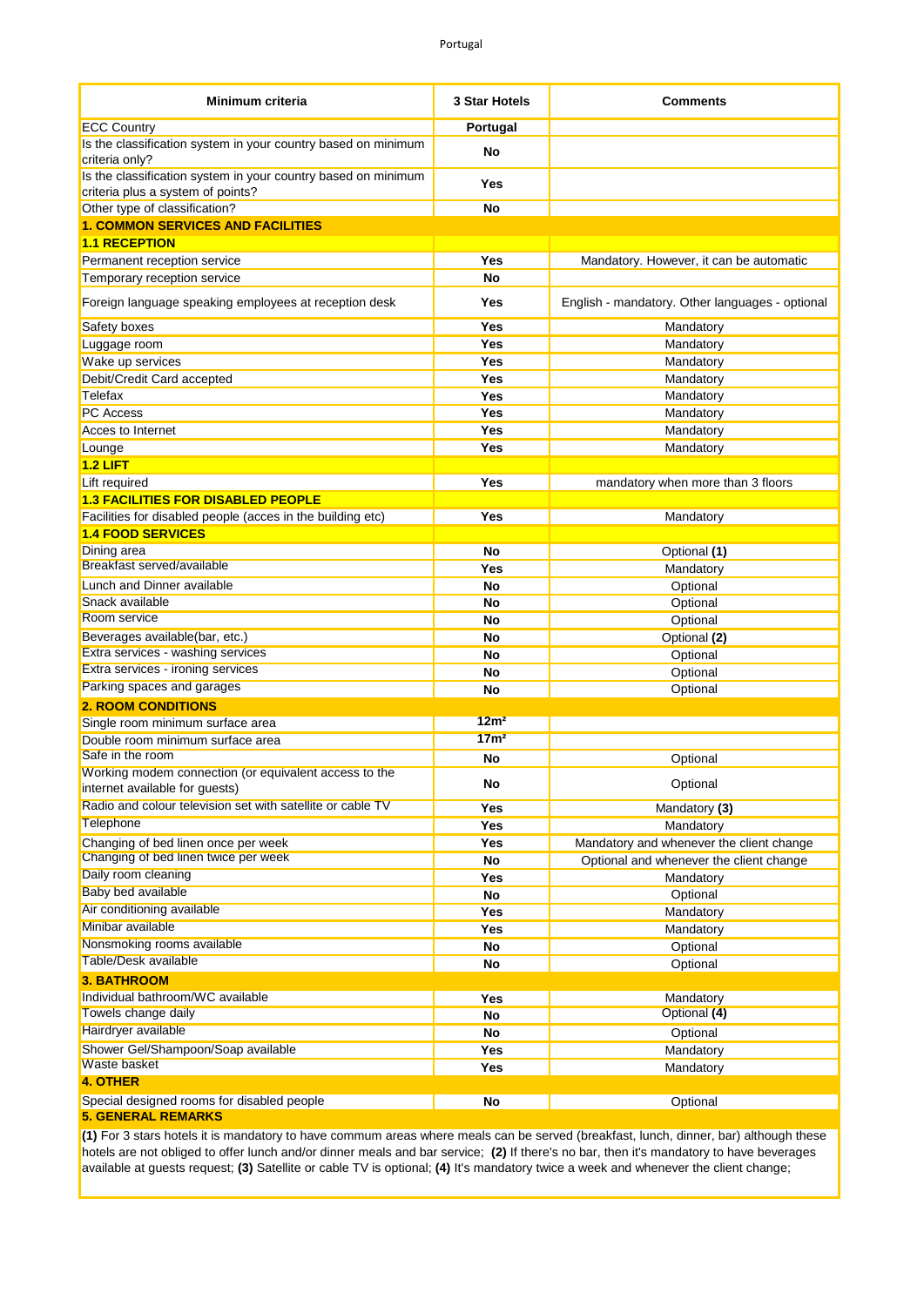Portugal

| Minimum criteria | 3 Star Hotels | Comments |
|---|---|---|
| ECC Country | Portugal | |
| Is the classification system in your country based on minimum criteria only? | No | |
| Is the classification system in your country based on minimum criteria plus a system of points? | Yes | |
| Other type of classification? | No | |
| **1. COMMON SERVICES AND FACILITIES** | | |
| **1.1 RECEPTION** | | |
| Permanent reception service | Yes | Mandatory. However, it can be automatic |
| Temporary reception service | No | |
| Foreign language speaking employees at reception desk | Yes | English - mandatory. Other languages - optional |
| Safety boxes | Yes | Mandatory |
| Luggage room | Yes | Mandatory |
| Wake up services | Yes | Mandatory |
| Debit/Credit Card accepted | Yes | Mandatory |
| Telefax | Yes | Mandatory |
| PC Access | Yes | Mandatory |
| Acces to Internet | Yes | Mandatory |
| Lounge | Yes | Mandatory |
| **1.2 LIFT** | | |
| Lift required | Yes | mandatory when more than 3 floors |
| **1.3 FACILITIES FOR DISABLED PEOPLE** | | |
| Facilities for disabled people (acces in the building etc) | Yes | Mandatory |
| **1.4 FOOD SERVICES** | | |
| Dining area | No | Optional **(1)** |
| Breakfast served/available | Yes | Mandatory |
| Lunch and Dinner available | No | Optional |
| Snack available | No | Optional |
| Room service | No | Optional |
| Beverages available(bar, etc.) | No | Optional **(2)** |
| Extra services - washing services | No | Optional |
| Extra services - ironing services | No | Optional |
| Parking spaces and garages | No | Optional |
| **2. ROOM CONDITIONS** | | |
| Single room minimum surface area | $12m^2$ | |
| Double room minimum surface area | $17m^2$ | |
| Safe in the room | No | Optional |
| Working modem connection (or equivalent access to the internet available for guests) | No | Optional |
| Radio and colour television set with satellite or cable TV | Yes | Mandatory **(3)** |
| Telephone | Yes | Mandatory |
| Changing of bed linen once per week | Yes | Mandatory and whenever the client change |
| Changing of bed linen twice per week | No | Optional and whenever the client change |
| Daily room cleaning | Yes | Mandatory |
| Baby bed available | No | Optional |
| Air conditioning available | Yes | Mandatory |
| Minibar available | Yes | Mandatory |
| Nonsmoking rooms available | No | Optional |
| Table/Desk available | No | Optional |
| **3. BATHROOM** | | |
| Individual bathroom/WC available | Yes | Mandatory |
| Towels change daily | No | Optional **(4)** |
| Hairdryer available | No | Optional |
| Shower Gel/Shampoon/Soap available | Yes | Mandatory |
| Waste basket | Yes | Mandatory |
| **4. OTHER** | | |
| Special designed rooms for disabled people | No | Optional |
| **5. GENERAL REMARKS** | | |

**(1)** For 3 stars hotels it is mandatory to have commum areas where meals can be served (breakfast, lunch, dinner, bar) although these hotels are not obliged to offer lunch and/or dinner meals and bar service; **(2)** If there's no bar, then it's mandatory to have beverages available at guests request; **(3)** Satellite or cable TV is optional; **(4)** It's mandatory twice a week and whenever the client change;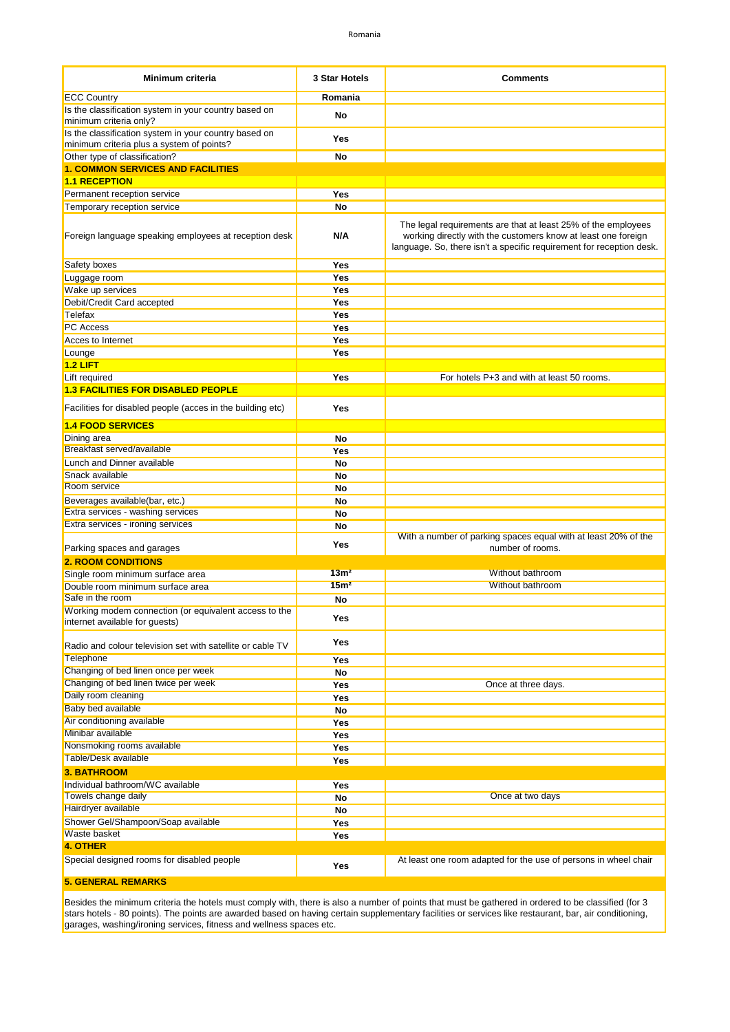| Minimum criteria | 3 Star Hotels | Comments |
|---|---|---|
| ECC Country | Romania | |
| Is the classification system in your country based on minimum criteria only? | No | |
| Is the classification system in your country based on minimum criteria plus a system of points? | Yes | |
| Other type of classification? | No | |
| **1. COMMON SERVICES AND FACILITIES** | | |
| **1.1 RECEPTION** | | |
| Permanent reception service | Yes | |
| Temporary reception service | No | |
| Foreign language speaking employees at reception desk | N/A | The legal requirements are that at least 25% of the employees working directly with the customers know at least one foreign language. So, there isn't a specific requirement for reception desk. |
| Safety boxes | Yes | |
| Luggage room | Yes | |
| Wake up services | Yes | |
| Debit/Credit Card accepted | Yes | |
| Telefax | Yes | |
| PC Access | Yes | |
| Acces to Internet | Yes | |
| Lounge | Yes | |
| **1.2 LIFT** | | |
| Lift required | Yes | For hotels P+3 and with at least 50 rooms. |
| **1.3 FACILITIES FOR DISABLED PEOPLE** | | |
| Facilities for disabled people (acces in the building etc) | Yes | |
| **1.4 FOOD SERVICES** | | |
| Dining area | No | |
| Breakfast served/available | Yes | |
| Lunch and Dinner available | No | |
| Snack available | No | |
| Room service | No | |
| Beverages available(bar, etc.) | No | |
| Extra services - washing services | No | |
| Extra services - ironing services | No | |
| Parking spaces and garages | Yes | With a number of parking spaces equal with at least 20% of the number of rooms. |
| **2. ROOM CONDITIONS** | | |
| Single room minimum surface area | 13m² | Without bathroom |
| Double room minimum surface area | 15m² | Without bathroom |
| Safe in the room | No | |
| Working modem connection (or equivalent access to the internet available for guests) | Yes | |
| Radio and colour television set with satellite or cable TV | Yes | |
| Telephone | Yes | |
| Changing of bed linen once per week | No | |
| Changing of bed linen twice per week | Yes | Once at three days. |
| Daily room cleaning | Yes | |
| Baby bed available | No | |
| Air conditioning available | Yes | |
| Minibar available | Yes | |
| Nonsmoking rooms available | Yes | |
| Table/Desk available | Yes | |
| **3. BATHROOM** | | |
| Individual bathroom/WC available | Yes | |
| Towels change daily | No | Once at two days |
| Hairdryer available | No | |
| Shower Gel/Shampoon/Soap available | Yes | |
| Waste basket | Yes | |
| **4. OTHER** | | |
| Special designed rooms for disabled people | Yes | At least one room adapted for the use of persons in wheel chair |
| **5. GENERAL REMARKS** | | |

Besides the minimum criteria the hotels must comply with, there is also a number of points that must be gathered in ordered to be classified (for 3 stars hotels - 80 points). The points are awarded based on having certain supplementary facilities or services like restaurant, bar, air conditioning, garages, washing/ironing services, fitness and wellness spaces etc.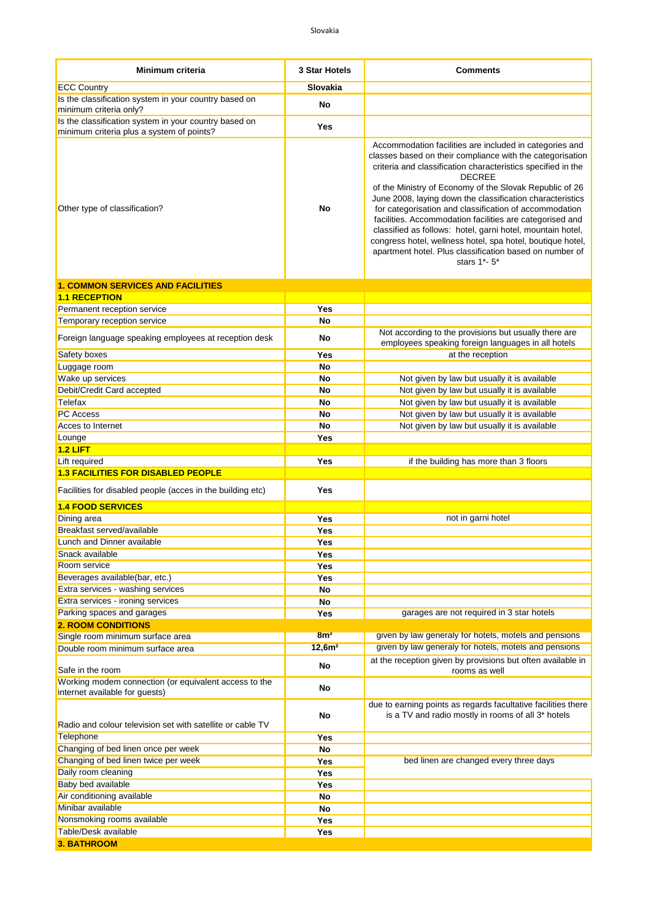| Minimum criteria | 3 Star Hotels | Comments |
|---|---|---|
| ECC Country | Slovakia | |
| Is the classification system in your country based on minimum criteria only? | No | |
| Is the classification system in your country based on minimum criteria plus a system of points? | Yes | |
| Other type of classification? | No | Accommodation facilities are included in categories and classes based on their compliance with the categorisation criteria and classification characteristics specified in the DECREE of the Ministry of Economy of the Slovak Republic of 26 June 2008, laying down the classification characteristics for categorisation and classification of accommodation facilities. Accommodation facilities are categorised and classified as follows: hotel, garni hotel, mountain hotel, congress hotel, wellness hotel, spa hotel, boutique hotel, apartment hotel. Plus classification based on number of stars 1*- 5* |
| **1. COMMON SERVICES AND FACILITIES** | | |
| **1.1 RECEPTION** | | |
| Permanent reception service | Yes | |
| Temporary reception service | No | |
| Foreign language speaking employees at reception desk | No | Not according to the provisions but usually there are employees speaking foreign languages in all hotels |
| Safety boxes | Yes | at the reception |
| Luggage room | No | |
| Wake up services | No | Not given by law but usually it is available |
| Debit/Credit Card accepted | No | Not given by law but usually it is available |
| Telefax | No | Not given by law but usually it is available |
| PC Access | No | Not given by law but usually it is available |
| Acces to Internet | No | Not given by law but usually it is available |
| Lounge | Yes | |
| **1.2 LIFT** | | |
| Lift required | Yes | if the building has more than 3 floors |
| **1.3 FACILITIES FOR DISABLED PEOPLE** | | |
| Facilities for disabled people (acces in the building etc) | Yes | |
| **1.4 FOOD SERVICES** | | |
| Dining area | Yes | not in garni hotel |
| Breakfast served/available | Yes | |
| Lunch and Dinner available | Yes | |
| Snack available | Yes | |
| Room service | Yes | |
| Beverages available(bar, etc.) | Yes | |
| Extra services - washing services | No | |
| Extra services - ironing services | No | |
| Parking spaces and garages | Yes | garages are not required in 3 star hotels |
| **2. ROOM CONDITIONS** | | |
| Single room minimum surface area | 8m² | given by law generaly for hotels, motels and pensions |
| Double room minimum surface area | 12,6m² | given by law generaly for hotels, motels and pensions |
| Safe in the room | No | at the reception given by provisions but often available in rooms as well |
| Working modem connection (or equivalent access to the internet available for guests) | No | |
| Radio and colour television set with satellite or cable TV | No | due to earning points as regards facultative facilities there is a TV and radio mostly in rooms of all 3* hotels |
| Telephone | Yes | |
| Changing of bed linen once per week | No | |
| Changing of bed linen twice per week | Yes | bed linen are changed every three days |
| Daily room cleaning | Yes | |
| Baby bed available | Yes | |
| Air conditioning available | No | |
| Minibar available | No | |
| Nonsmoking rooms available | Yes | |
| Table/Desk available | Yes | |
| **3. BATHROOM** | | |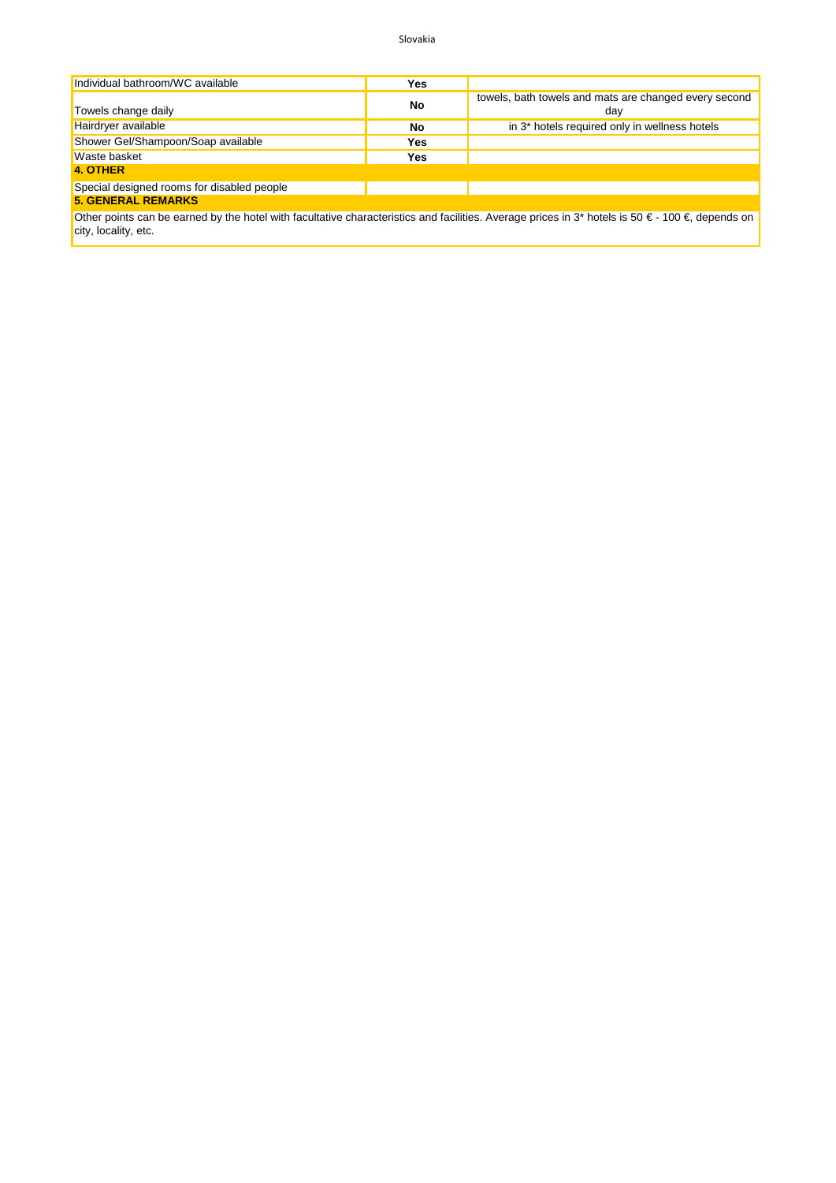Slovakia

| | | |
|---|---|---|
| Individual bathroom/WC available | **Yes** | |
| Towels change daily | **No** | towels, bath towels and mats are changed every second day |
| Hairdryer available | **No** | in 3* hotels required only in wellness hotels |
| Shower Gel/Shampoon/Soap available | **Yes** | |
| Waste basket | **Yes** | |
| **4. OTHER** | | |
| Special designed rooms for disabled people | | |
| **5. GENERAL REMARKS** | | |

Other points can be earned by the hotel with facultative characteristics and facilities. Average prices in 3* hotels is 50 € - 100 €, depends on city, locality, etc.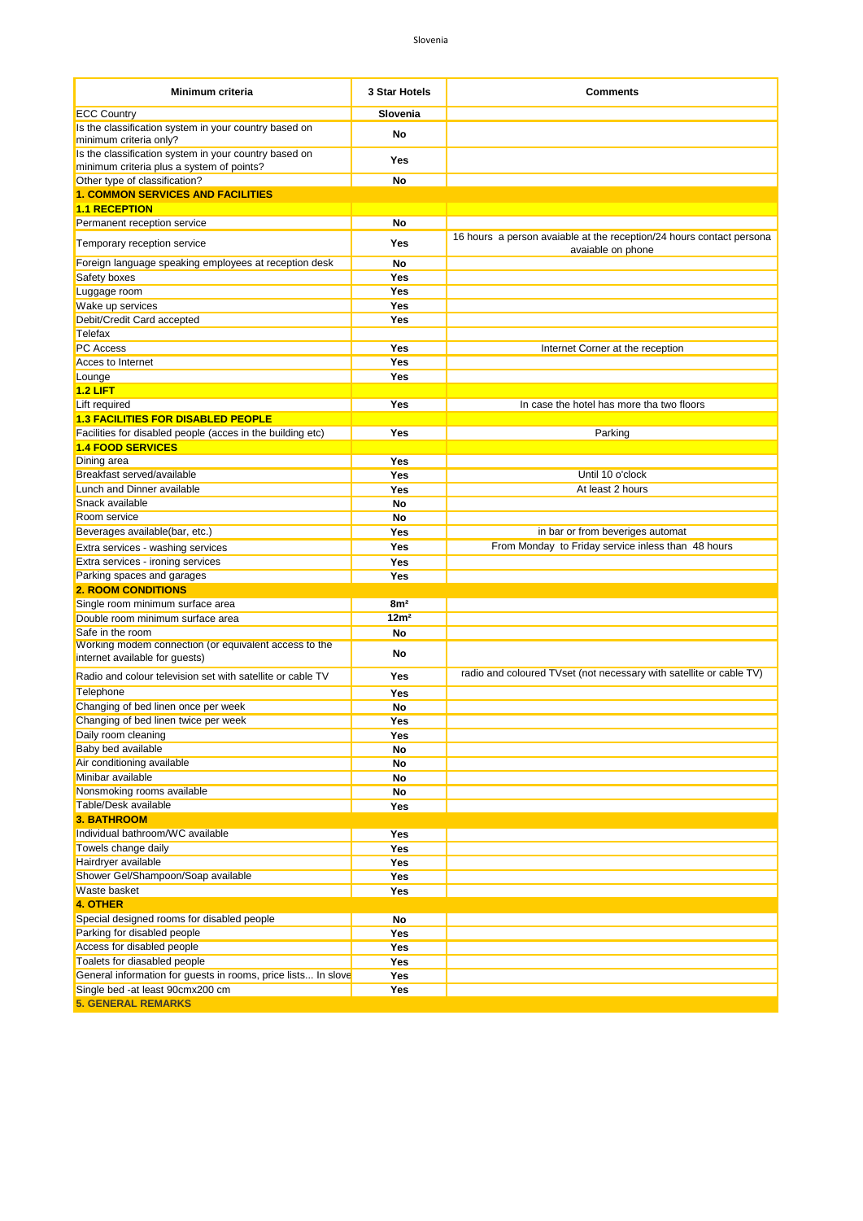Slovenia

| Minimum criteria | 3 Star Hotels | Comments |
|---|---|---|
| ECC Country | **Slovenia** | |
| Is the classification system in your country based on minimum criteria only? | **No** | |
| Is the classification system in your country based on minimum criteria plus a system of points? | **Yes** | |
| Other type of classification? | **No** | |
| **1. COMMON SERVICES AND FACILITIES** | | |
| **1.1 RECEPTION** | | |
| Permanent reception service | **No** | |
| Temporary reception service | **Yes** | 16 hours a person avaiable at the reception/24 hours contact persona avaiable on phone |
| Foreign language speaking employees at reception desk | **No** | |
| Safety boxes | **Yes** | |
| Luggage room | **Yes** | |
| Wake up services | **Yes** | |
| Debit/Credit Card accepted | **Yes** | |
| Telefax | | |
| PC Access | **Yes** | Internet Corner at the reception |
| Acces to Internet | **Yes** | |
| Lounge | **Yes** | |
| **1.2 LIFT** | | |
| Lift required | **Yes** | In case the hotel has more tha two floors |
| **1.3 FACILITIES FOR DISABLED PEOPLE** | | |
| Facilities for disabled people (acces in the building etc) | **Yes** | Parking |
| **1.4 FOOD SERVICES** | | |
| Dining area | **Yes** | |
| Breakfast served/available | **Yes** | Until 10 o'clock |
| Lunch and Dinner available | **Yes** | At least 2 hours |
| Snack available | **No** | |
| Room service | **No** | |
| Beverages available(bar, etc.) | **Yes** | in bar or from beveriges automat |
| Extra services - washing services | **Yes** | From Monday to Friday service inless than 48 hours |
| Extra services - ironing services | **Yes** | |
| Parking spaces and garages | **Yes** | |
| **2. ROOM CONDITIONS** | | |
| Single room minimum surface area | **8m²** | |
| Double room minimum surface area | **12m²** | |
| Safe in the room | **No** | |
| Working modem connection (or equivalent access to the internet available for guests) | **No** | |
| Radio and colour television set with satellite or cable TV | **Yes** | radio and coloured TVset (not necessary with satellite or cable TV) |
| Telephone | **Yes** | |
| Changing of bed linen once per week | **No** | |
| Changing of bed linen twice per week | **Yes** | |
| Daily room cleaning | **Yes** | |
| Baby bed available | **No** | |
| Air conditioning available | **No** | |
| Minibar available | **No** | |
| Nonsmoking rooms available | **No** | |
| Table/Desk available | **Yes** | |
| **3. BATHROOM** | | |
| Individual bathroom/WC available | **Yes** | |
| Towels change daily | **Yes** | |
| Hairdryer available | **Yes** | |
| Shower Gel/Shampoon/Soap available | **Yes** | |
| Waste basket | **Yes** | |
| **4. OTHER** | | |
| Special designed rooms for disabled people | **No** | |
| Parking for disabled people | **Yes** | |
| Access for disabled people | **Yes** | |
| Toalets for diasabled people | **Yes** | |
| General information for guests in rooms, price lists... In slove | **Yes** | |
| Single bed -at least 90cmx200 cm | **Yes** | |
| **5. GENERAL REMARKS** | | |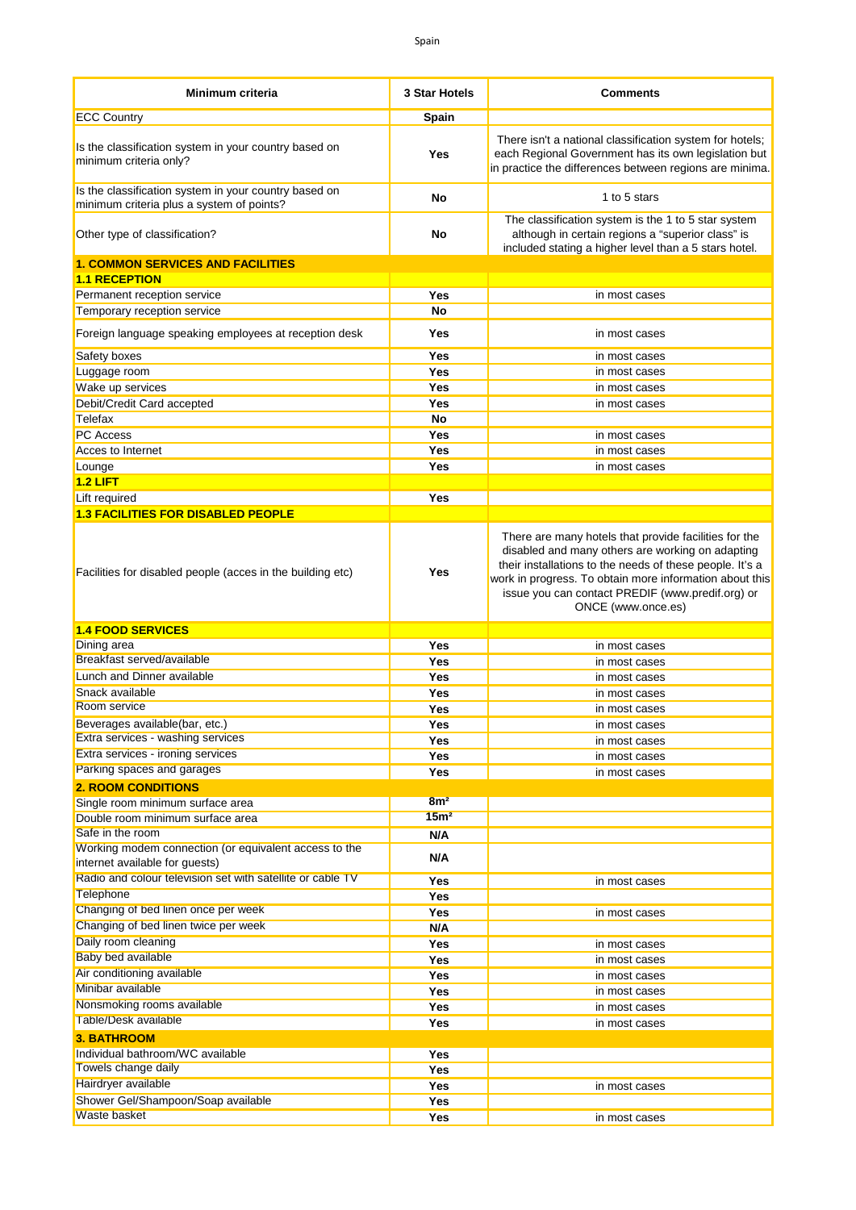| Minimum criteria | 3 Star Hotels | Comments |
|---|---|---|
| ECC Country | Spain | |
| Is the classification system in your country based on minimum criteria only? | Yes | There isn't a national classification system for hotels; each Regional Government has its own legislation but in practice the differences between regions are minima. |
| Is the classification system in your country based on minimum criteria plus a system of points? | No | 1 to 5 stars |
| Other type of classification? | No | The classification system is the 1 to 5 star system although in certain regions a "superior class" is included stating a higher level than a 5 stars hotel. |
| **1. COMMON SERVICES AND FACILITIES** | | |
| **1.1 RECEPTION** | | |
| Permanent reception service | Yes | in most cases |
| Temporary reception service | No | |
| Foreign language speaking employees at reception desk | Yes | in most cases |
| Safety boxes | Yes | in most cases |
| Luggage room | Yes | in most cases |
| Wake up services | Yes | in most cases |
| Debit/Credit Card accepted | Yes | in most cases |
| Telefax | No | |
| PC Access | Yes | in most cases |
| Acces to Internet | Yes | in most cases |
| Lounge | Yes | in most cases |
| **1.2 LIFT** | | |
| Lift required | Yes | |
| **1.3 FACILITIES FOR DISABLED PEOPLE** | | |
| Facilities for disabled people (acces in the building etc) | Yes | There are many hotels that provide facilities for the disabled and many others are working on adapting their installations to the needs of these people. It's a work in progress. To obtain more information about this issue you can contact PREDIF (www.predif.org) or ONCE (www.once.es) |
| **1.4 FOOD SERVICES** | | |
| Dining area | Yes | in most cases |
| Breakfast served/available | Yes | in most cases |
| Lunch and Dinner available | Yes | in most cases |
| Snack available | Yes | in most cases |
| Room service | Yes | in most cases |
| Beverages available(bar, etc.) | Yes | in most cases |
| Extra services - washing services | Yes | in most cases |
| Extra services - ironing services | Yes | in most cases |
| Parking spaces and garages | Yes | in most cases |
| **2. ROOM CONDITIONS** | | |
| Single room minimum surface area | $8m^2$ | |
| Double room minimum surface area | $15m^2$ | |
| Safe in the room | N/A | |
| Working modem connection (or equivalent access to the internet available for guests) | N/A | |
| Radio and colour television set with satellite or cable TV | Yes | in most cases |
| Telephone | Yes | |
| Changing of bed linen once per week | Yes | in most cases |
| Changing of bed linen twice per week | N/A | |
| Daily room cleaning | Yes | in most cases |
| Baby bed available | Yes | in most cases |
| Air conditioning available | Yes | in most cases |
| Minibar available | Yes | in most cases |
| Nonsmoking rooms available | Yes | in most cases |
| Table/Desk available | Yes | in most cases |
| **3. BATHROOM** | | |
| Individual bathroom/WC available | Yes | |
| Towels change daily | Yes | |
| Hairdryer available | Yes | in most cases |
| Shower Gel/Shampoon/Soap available | Yes | |
| Waste basket | Yes | in most cases |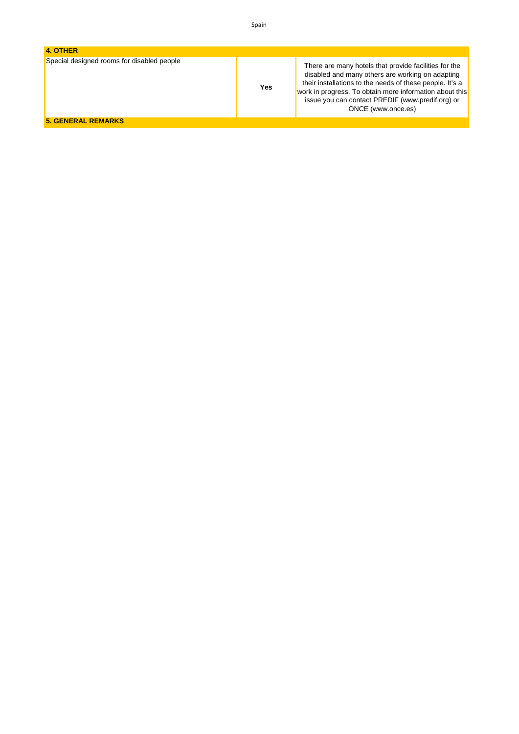| 4. OTHER | | |
|---|---|---|
| Special designed rooms for disabled people | **Yes** | There are many hotels that provide facilities for the disabled and many others are working on adapting their installations to the needs of these people. It's a work in progress. To obtain more information about this issue you can contact PREDIF (www.predif.org) or ONCE (www.once.es) |
| **5. GENERAL REMARKS** | | |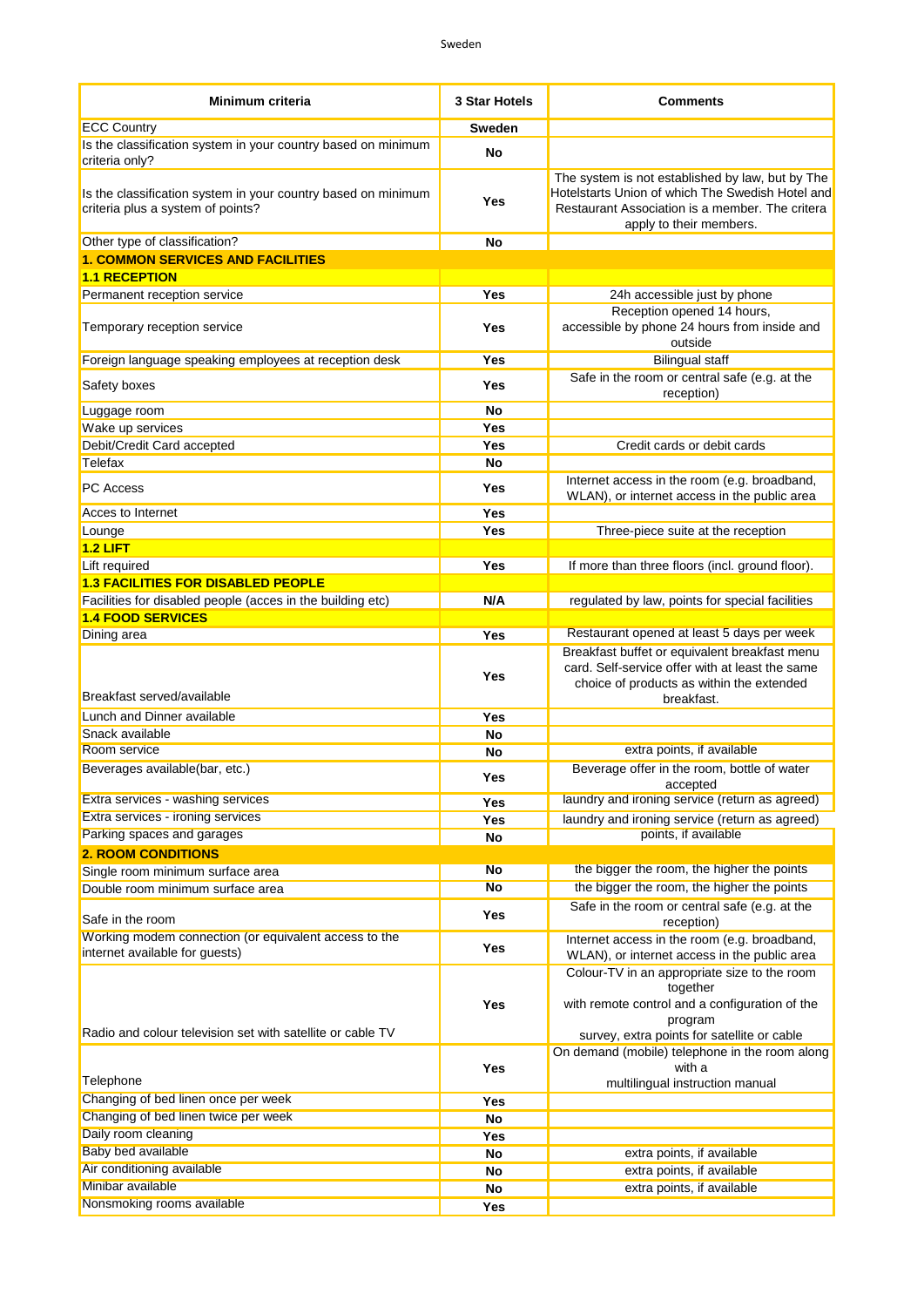Sweden

| Minimum criteria | 3 Star Hotels | Comments |
|---|---|---|
| ECC Country | **Sweden** | |
| Is the classification system in your country based on minimum criteria only? | **No** | |
| Is the classification system in your country based on minimum criteria plus a system of points? | **Yes** | The system is not established by law, but by The Hotelstarts Union of which The Swedish Hotel and Restaurant Association is a member. The critera apply to their members. |
| Other type of classification? | **No** | |
| **1. COMMON SERVICES AND FACILITIES** | | |
| **1.1 RECEPTION** | | |
| Permanent reception service | **Yes** | 24h accessible just by phone |
| Temporary reception service | **Yes** | Reception opened 14 hours, accessible by phone 24 hours from inside and outside |
| Foreign language speaking employees at reception desk | **Yes** | Bilingual staff |
| Safety boxes | **Yes** | Safe in the room or central safe (e.g. at the reception) |
| Luggage room | **No** | |
| Wake up services | **Yes** | |
| Debit/Credit Card accepted | **Yes** | Credit cards or debit cards |
| Telefax | **No** | |
| PC Access | **Yes** | Internet access in the room (e.g. broadband, WLAN), or internet access in the public area |
| Acces to Internet | **Yes** | |
| Lounge | **Yes** | Three-piece suite at the reception |
| **1.2 LIFT** | | |
| Lift required | **Yes** | If more than three floors (incl. ground floor). |
| **1.3 FACILITIES FOR DISABLED PEOPLE** | | |
| Facilities for disabled people (acces in the building etc) | **N/A** | regulated by law, points for special facilities |
| **1.4 FOOD SERVICES** | | |
| Dining area | **Yes** | Restaurant opened at least 5 days per week |
| Breakfast served/available | **Yes** | Breakfast buffet or equivalent breakfast menu card. Self-service offer with at least the same choice of products as within the extended breakfast. |
| Lunch and Dinner available | **Yes** | |
| Snack available | **No** | |
| Room service | **No** | extra points, if available |
| Beverages available(bar, etc.) | **Yes** | Beverage offer in the room, bottle of water accepted |
| Extra services - washing services | **Yes** | laundry and ironing service (return as agreed) |
| Extra services - ironing services | **Yes** | laundry and ironing service (return as agreed) |
| Parking spaces and garages | **No** | points, if available |
| **2. ROOM CONDITIONS** | | |
| Single room minimum surface area | **No** | the bigger the room, the higher the points |
| Double room minimum surface area | **No** | the bigger the room, the higher the points |
| Safe in the room | **Yes** | Safe in the room or central safe (e.g. at the reception) |
| Working modem connection (or equivalent access to the internet available for guests) | **Yes** | Internet access in the room (e.g. broadband, WLAN), or internet access in the public area |
| Radio and colour television set with satellite or cable TV | **Yes** | Colour-TV in an appropriate size to the room together with remote control and a configuration of the program survey, extra points for satellite or cable |
| Telephone | **Yes** | On demand (mobile) telephone in the room along with a multilingual instruction manual |
| Changing of bed linen once per week | **Yes** | |
| Changing of bed linen twice per week | **No** | |
| Daily room cleaning | **Yes** | |
| Baby bed available | **No** | extra points, if available |
| Air conditioning available | **No** | extra points, if available |
| Minibar available | **No** | extra points, if available |
| Nonsmoking rooms available | **Yes** | |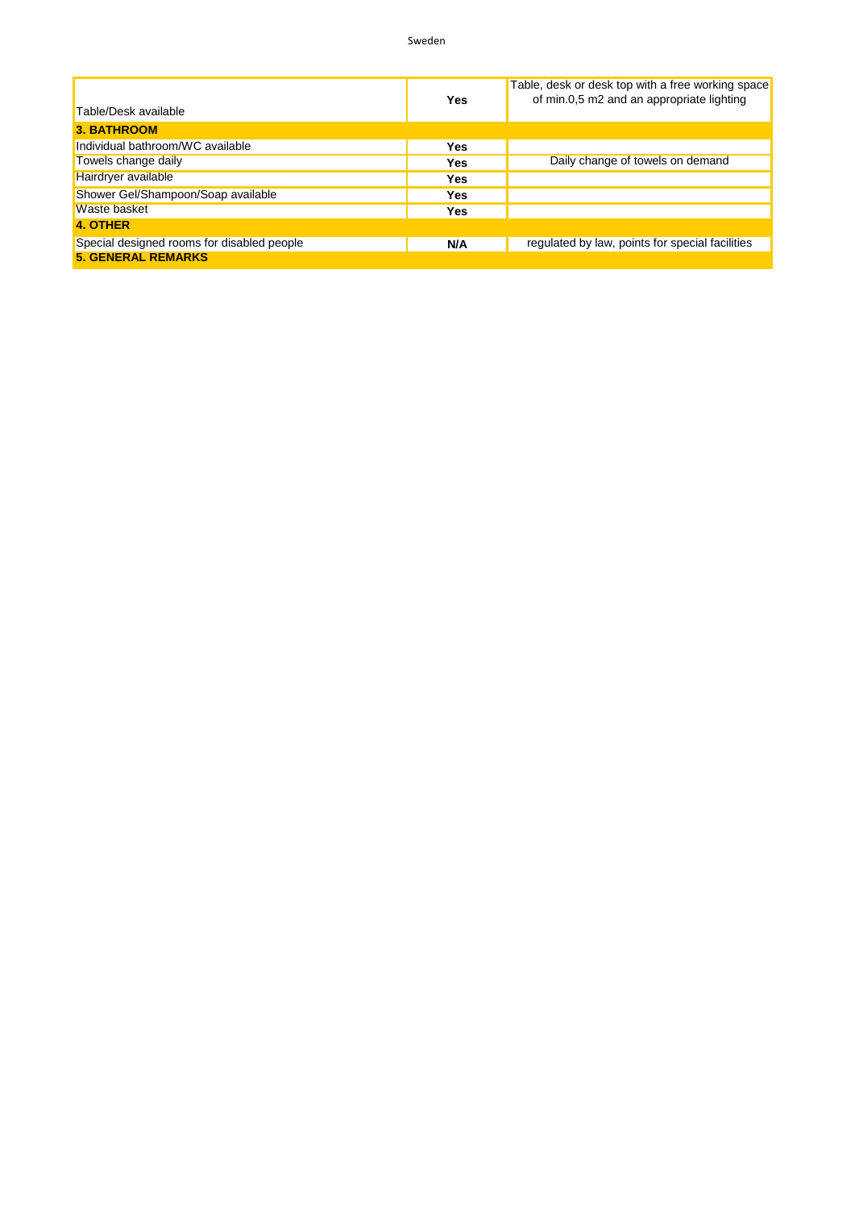| | | |
|---|---|---|
| Table/Desk available | **Yes** | Table, desk or desk top with a free working space of min.0,5 m2 and an appropriate lighting |
| **3. BATHROOM** | | |
| Individual bathroom/WC available | **Yes** | |
| Towels change daily | **Yes** | Daily change of towels on demand |
| Hairdryer available | **Yes** | |
| Shower Gel/Shampoon/Soap available | **Yes** | |
| Waste basket | **Yes** | |
| **4. OTHER** | | |
| Special designed rooms for disabled people | **N/A** | regulated by law, points for special facilities |
| **5. GENERAL REMARKS** | | |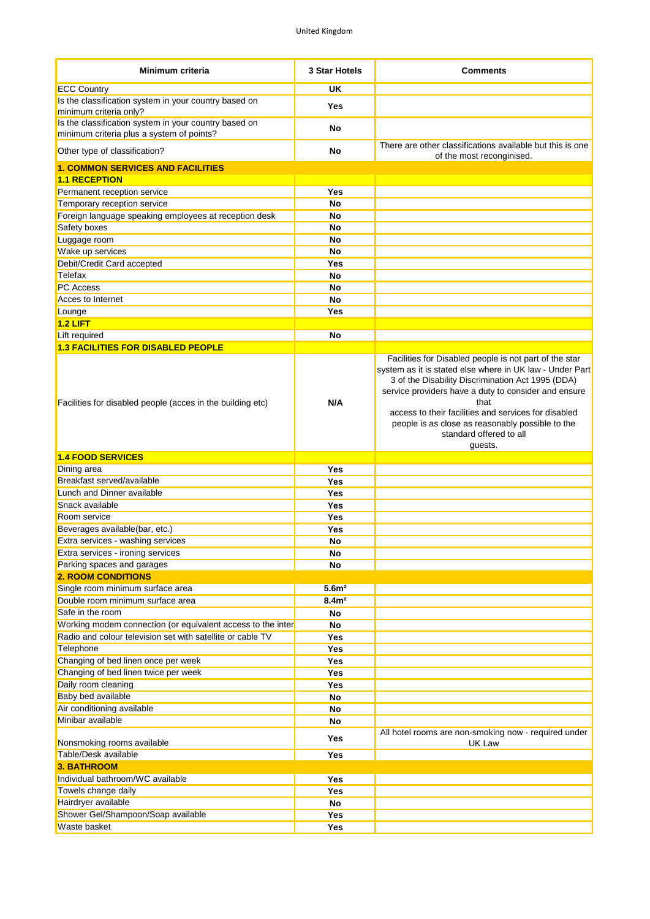United Kingdom

| Minimum criteria | 3 Star Hotels | Comments |
|---|---|---|
| ECC Country | UK | |
| Is the classification system in your country based on minimum criteria only? | Yes | |
| Is the classification system in your country based on minimum criteria plus a system of points? | No | |
| Other type of classification? | No | There are other classifications available but this is one of the most reconginised. |
| **1. COMMON SERVICES AND FACILITIES** | | |
| **1.1 RECEPTION** | | |
| Permanent reception service | Yes | |
| Temporary reception service | No | |
| Foreign language speaking employees at reception desk | No | |
| Safety boxes | No | |
| Luggage room | No | |
| Wake up services | No | |
| Debit/Credit Card accepted | Yes | |
| Telefax | No | |
| PC Access | No | |
| Acces to Internet | No | |
| Lounge | Yes | |
| **1.2 LIFT** | | |
| Lift required | No | |
| **1.3 FACILITIES FOR DISABLED PEOPLE** | | |
| Facilities for disabled people (acces in the building etc) | N/A | Facilities for Disabled people is not part of the star system as it is stated else where in UK law - Under Part 3 of the Disability Discrimination Act 1995 (DDA) service providers have a duty to consider and ensure that access to their facilities and services for disabled people is as close as reasonably possible to the standard offered to all guests. |
| **1.4 FOOD SERVICES** | | |
| Dining area | Yes | |
| Breakfast served/available | Yes | |
| Lunch and Dinner available | Yes | |
| Snack available | Yes | |
| Room service | Yes | |
| Beverages available(bar, etc.) | Yes | |
| Extra services - washing services | No | |
| Extra services - ironing services | No | |
| Parking spaces and garages | No | |
| **2. ROOM CONDITIONS** | | |
| Single room minimum surface area | 5.6m² | |
| Double room minimum surface area | 8.4m² | |
| Safe in the room | No | |
| Working modem connection (or equivalent access to the inter | No | |
| Radio and colour television set with satellite or cable TV | Yes | |
| Telephone | Yes | |
| Changing of bed linen once per week | Yes | |
| Changing of bed linen twice per week | Yes | |
| Daily room cleaning | Yes | |
| Baby bed available | No | |
| Air conditioning available | No | |
| Minibar available | No | |
| Nonsmoking rooms available | Yes | All hotel rooms are non-smoking now - required under UK Law |
| Table/Desk available | Yes | |
| **3. BATHROOM** | | |
| Individual bathroom/WC available | Yes | |
| Towels change daily | Yes | |
| Hairdryer available | No | |
| Shower Gel/Shampoon/Soap available | Yes | |
| Waste basket | Yes | |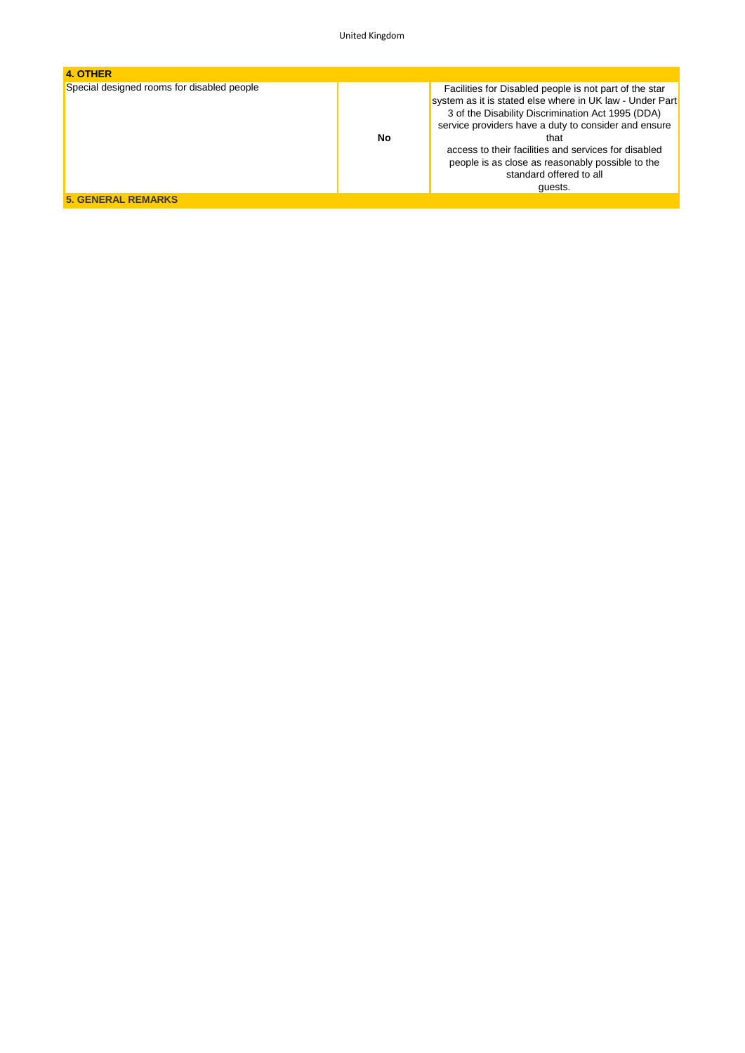| 4. OTHER | | |
| --- | --- | --- |
| Special designed rooms for disabled people | **No** | Facilities for Disabled people is not part of the star system as it is stated else where in UK law - Under Part 3 of the Disability Discrimination Act 1995 (DDA) service providers have a duty to consider and ensure that access to their facilities and services for disabled people is as close as reasonably possible to the standard offered to all guests. |
| **5. GENERAL REMARKS** | | |